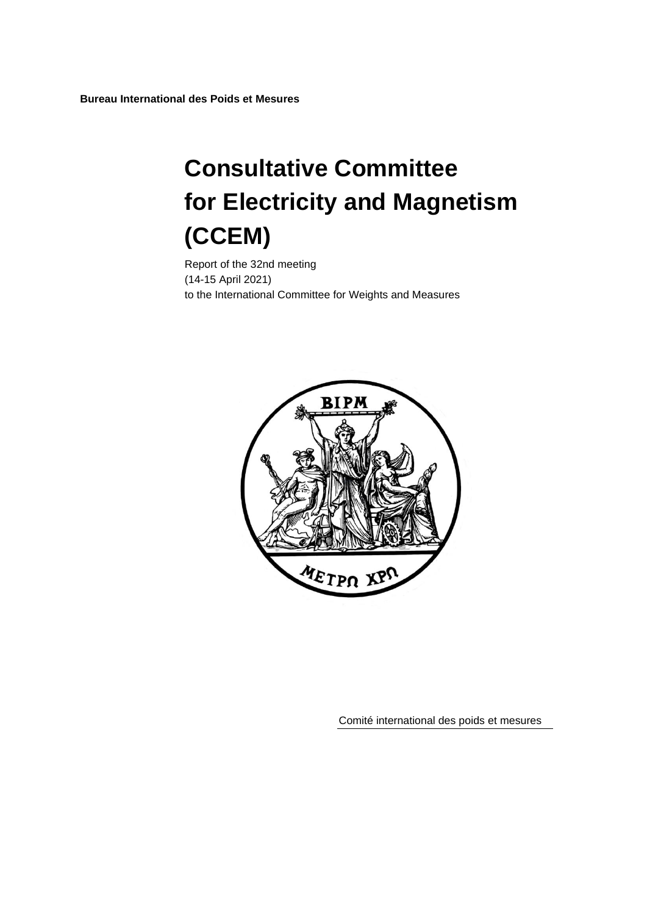**Bureau International des Poids et Mesures**

# Consultative Committee for Electricity and Magnetism (CCEM)

Report of the 32nd meeting
(14-15 April 2021)
to the International Committee for Weights and Measures

Comité international des poids et mesures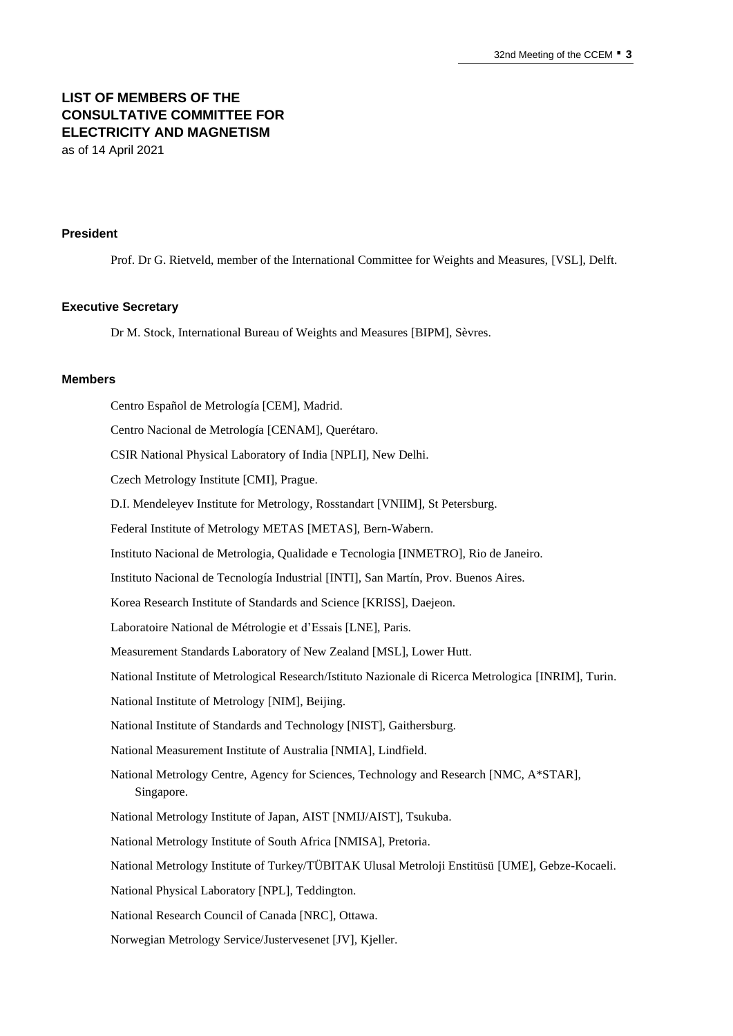# LIST OF MEMBERS OF THE CONSULTATIVE COMMITTEE FOR ELECTRICITY AND MAGNETISM

as of 14 April 2021

## President

Prof. Dr G. Rietveld, member of the International Committee for Weights and Measures, [VSL], Delft.

## Executive Secretary

Dr M. Stock, International Bureau of Weights and Measures [BIPM], Sèvres.

## Members

Centro Español de Metrología [CEM], Madrid.

Centro Nacional de Metrología [CENAM], Querétaro.

CSIR National Physical Laboratory of India [NPLI], New Delhi.

Czech Metrology Institute [CMI], Prague.

D.I. Mendeleyev Institute for Metrology, Rosstandart [VNIIM], St Petersburg.

Federal Institute of Metrology METAS [METAS], Bern-Wabern.

Instituto Nacional de Metrologia, Qualidade e Tecnologia [INMETRO], Rio de Janeiro.

Instituto Nacional de Tecnología Industrial [INTI], San Martín, Prov. Buenos Aires.

Korea Research Institute of Standards and Science [KRISS], Daejeon.

Laboratoire National de Métrologie et d'Essais [LNE], Paris.

Measurement Standards Laboratory of New Zealand [MSL], Lower Hutt.

National Institute of Metrological Research/Istituto Nazionale di Ricerca Metrologica [INRIM], Turin.

National Institute of Metrology [NIM], Beijing.

National Institute of Standards and Technology [NIST], Gaithersburg.

National Measurement Institute of Australia [NMIA], Lindfield.

National Metrology Centre, Agency for Sciences, Technology and Research [NMC, A*STAR], Singapore.

National Metrology Institute of Japan, AIST [NMIJ/AIST], Tsukuba.

National Metrology Institute of South Africa [NMISA], Pretoria.

National Metrology Institute of Turkey/TÜBITAK Ulusal Metroloji Enstitüsü [UME], Gebze-Kocaeli.

National Physical Laboratory [NPL], Teddington.

National Research Council of Canada [NRC], Ottawa.

Norwegian Metrology Service/Justervesenet [JV], Kjeller.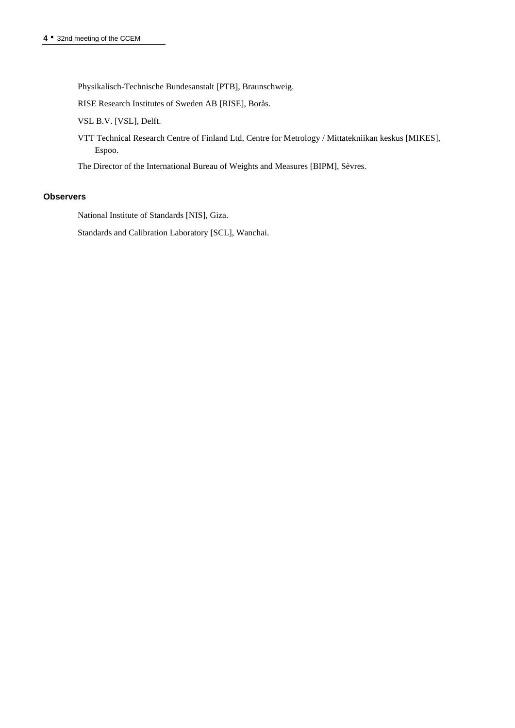Physikalisch-Technische Bundesanstalt [PTB], Braunschweig.

RISE Research Institutes of Sweden AB [RISE], Borås.

VSL B.V. [VSL], Delft.

VTT Technical Research Centre of Finland Ltd, Centre for Metrology / Mittatekniikan keskus [MIKES], Espoo.

The Director of the International Bureau of Weights and Measures [BIPM], Sèvres.

**Observers**

National Institute of Standards [NIS], Giza.

Standards and Calibration Laboratory [SCL], Wanchai.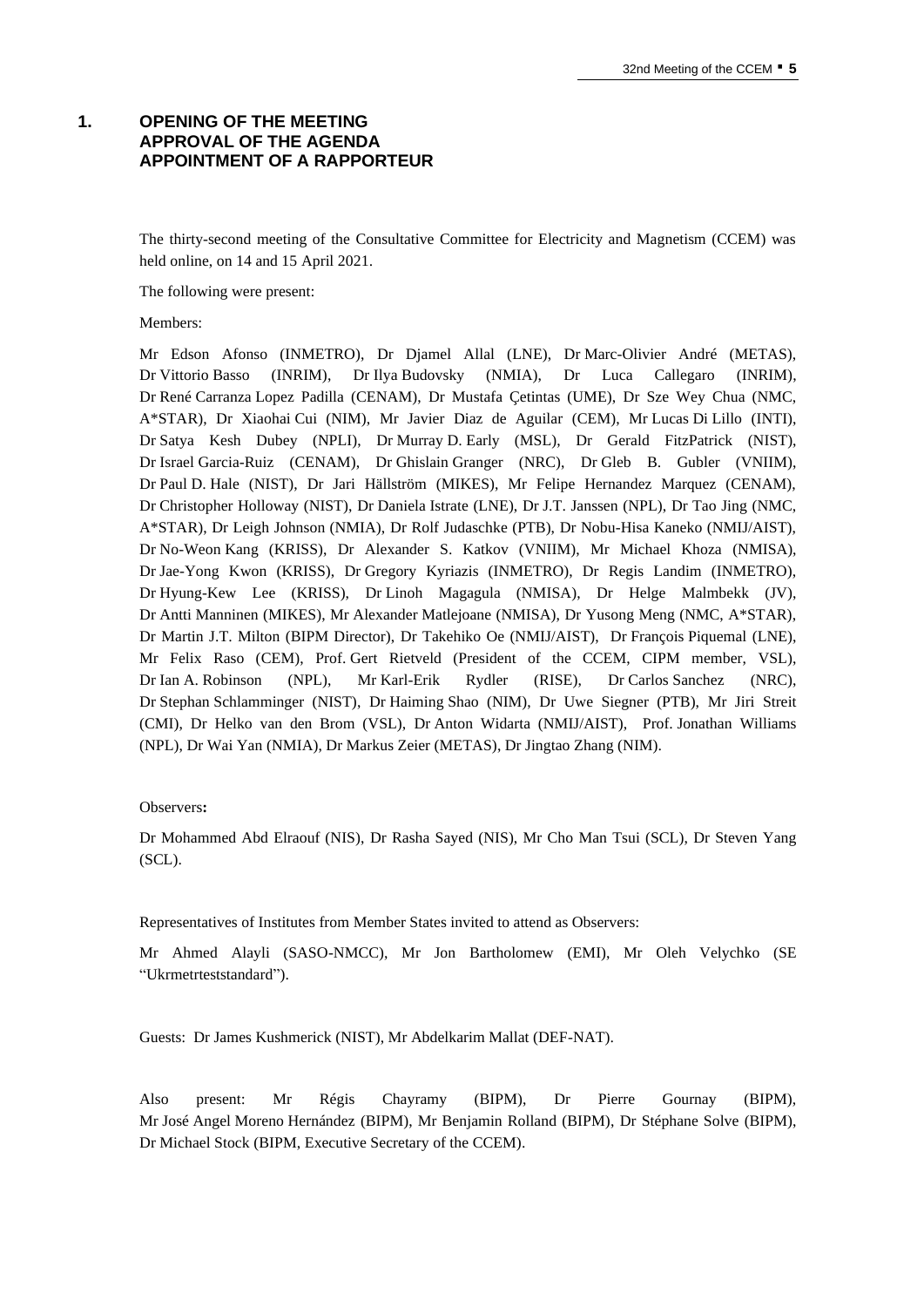## 1. OPENING OF THE MEETING APPROVAL OF THE AGENDA APPOINTMENT OF A RAPPORTEUR

The thirty-second meeting of the Consultative Committee for Electricity and Magnetism (CCEM) was held online, on 14 and 15 April 2021.

The following were present:

Members:

Mr Edson Afonso (INMETRO), Dr Djamel Allal (LNE), Dr Marc-Olivier André (METAS), Dr Vittorio Basso (INRIM), Dr Ilya Budovsky (NMIA), Dr Luca Callegaro (INRIM), Dr René Carranza Lopez Padilla (CENAM), Dr Mustafa Çetintas (UME), Dr Sze Wey Chua (NMC, A*STAR), Dr Xiaohai Cui (NIM), Mr Javier Diaz de Aguilar (CEM), Mr Lucas Di Lillo (INTI), Dr Satya Kesh Dubey (NPLI), Dr Murray D. Early (MSL), Dr Gerald FitzPatrick (NIST), Dr Israel Garcia-Ruiz (CENAM), Dr Ghislain Granger (NRC), Dr Gleb B. Gubler (VNIIM), Dr Paul D. Hale (NIST), Dr Jari Hällström (MIKES), Mr Felipe Hernandez Marquez (CENAM), Dr Christopher Holloway (NIST), Dr Daniela Istrate (LNE), Dr J.T. Janssen (NPL), Dr Tao Jing (NMC, A*STAR), Dr Leigh Johnson (NMIA), Dr Rolf Judaschke (PTB), Dr Nobu-Hisa Kaneko (NMIJ/AIST), Dr No-Weon Kang (KRISS), Dr Alexander S. Katkov (VNIIM), Mr Michael Khoza (NMISA), Dr Jae-Yong Kwon (KRISS), Dr Gregory Kyriazis (INMETRO), Dr Regis Landim (INMETRO), Dr Hyung-Kew Lee (KRISS), Dr Linoh Magagula (NMISA), Dr Helge Malmbekk (JV), Dr Antti Manninen (MIKES), Mr Alexander Matlejoane (NMISA), Dr Yusong Meng (NMC, A*STAR), Dr Martin J.T. Milton (BIPM Director), Dr Takehiko Oe (NMIJ/AIST), Dr François Piquemal (LNE), Mr Felix Raso (CEM), Prof. Gert Rietveld (President of the CCEM, CIPM member, VSL), Dr Ian A. Robinson (NPL), Mr Karl-Erik Rydler (RISE), Dr Carlos Sanchez (NRC), Dr Stephan Schlamminger (NIST), Dr Haiming Shao (NIM), Dr Uwe Siegner (PTB), Mr Jiri Streit (CMI), Dr Helko van den Brom (VSL), Dr Anton Widarta (NMIJ/AIST), Prof. Jonathan Williams (NPL), Dr Wai Yan (NMIA), Dr Markus Zeier (METAS), Dr Jingtao Zhang (NIM).

Observers**:**

Dr Mohammed Abd Elraouf (NIS), Dr Rasha Sayed (NIS), Mr Cho Man Tsui (SCL), Dr Steven Yang (SCL).

Representatives of Institutes from Member States invited to attend as Observers:

Mr Ahmed Alayli (SASO-NMCC), Mr Jon Bartholomew (EMI), Mr Oleh Velychko (SE "Ukrmetrteststandard").

Guests: Dr James Kushmerick (NIST), Mr Abdelkarim Mallat (DEF-NAT).

Also present: Mr Régis Chayramy (BIPM), Dr Pierre Gournay (BIPM), Mr José Angel Moreno Hernández (BIPM), Mr Benjamin Rolland (BIPM), Dr Stéphane Solve (BIPM), Dr Michael Stock (BIPM, Executive Secretary of the CCEM).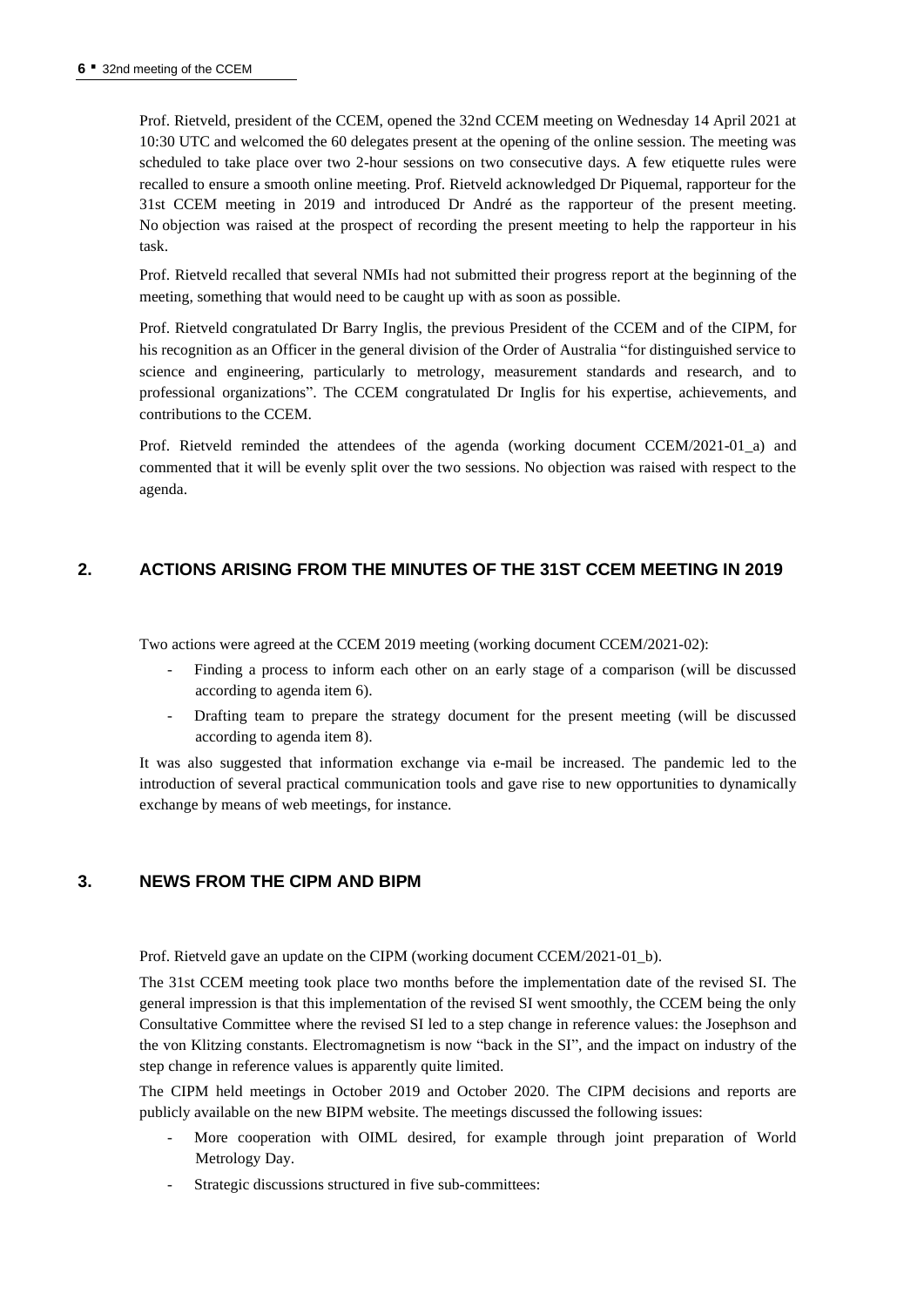Prof. Rietveld, president of the CCEM, opened the 32nd CCEM meeting on Wednesday 14 April 2021 at 10:30 UTC and welcomed the 60 delegates present at the opening of the online session. The meeting was scheduled to take place over two 2-hour sessions on two consecutive days. A few etiquette rules were recalled to ensure a smooth online meeting. Prof. Rietveld acknowledged Dr Piquemal, rapporteur for the 31st CCEM meeting in 2019 and introduced Dr André as the rapporteur of the present meeting. No objection was raised at the prospect of recording the present meeting to help the rapporteur in his task.

Prof. Rietveld recalled that several NMIs had not submitted their progress report at the beginning of the meeting, something that would need to be caught up with as soon as possible.

Prof. Rietveld congratulated Dr Barry Inglis, the previous President of the CCEM and of the CIPM, for his recognition as an Officer in the general division of the Order of Australia "for distinguished service to science and engineering, particularly to metrology, measurement standards and research, and to professional organizations". The CCEM congratulated Dr Inglis for his expertise, achievements, and contributions to the CCEM.

Prof. Rietveld reminded the attendees of the agenda (working document CCEM/2021-01_a) and commented that it will be evenly split over the two sessions. No objection was raised with respect to the agenda.

## 2. ACTIONS ARISING FROM THE MINUTES OF THE 31ST CCEM MEETING IN 2019

Two actions were agreed at the CCEM 2019 meeting (working document CCEM/2021-02):

- Finding a process to inform each other on an early stage of a comparison (will be discussed according to agenda item 6).
- Drafting team to prepare the strategy document for the present meeting (will be discussed according to agenda item 8).

It was also suggested that information exchange via e-mail be increased. The pandemic led to the introduction of several practical communication tools and gave rise to new opportunities to dynamically exchange by means of web meetings, for instance.

## 3. NEWS FROM THE CIPM AND BIPM

Prof. Rietveld gave an update on the CIPM (working document CCEM/2021-01_b).

The 31st CCEM meeting took place two months before the implementation date of the revised SI. The general impression is that this implementation of the revised SI went smoothly, the CCEM being the only Consultative Committee where the revised SI led to a step change in reference values: the Josephson and the von Klitzing constants. Electromagnetism is now "back in the SI", and the impact on industry of the step change in reference values is apparently quite limited.

The CIPM held meetings in October 2019 and October 2020. The CIPM decisions and reports are publicly available on the new BIPM website. The meetings discussed the following issues:

- More cooperation with OIML desired, for example through joint preparation of World Metrology Day.
- Strategic discussions structured in five sub-committees: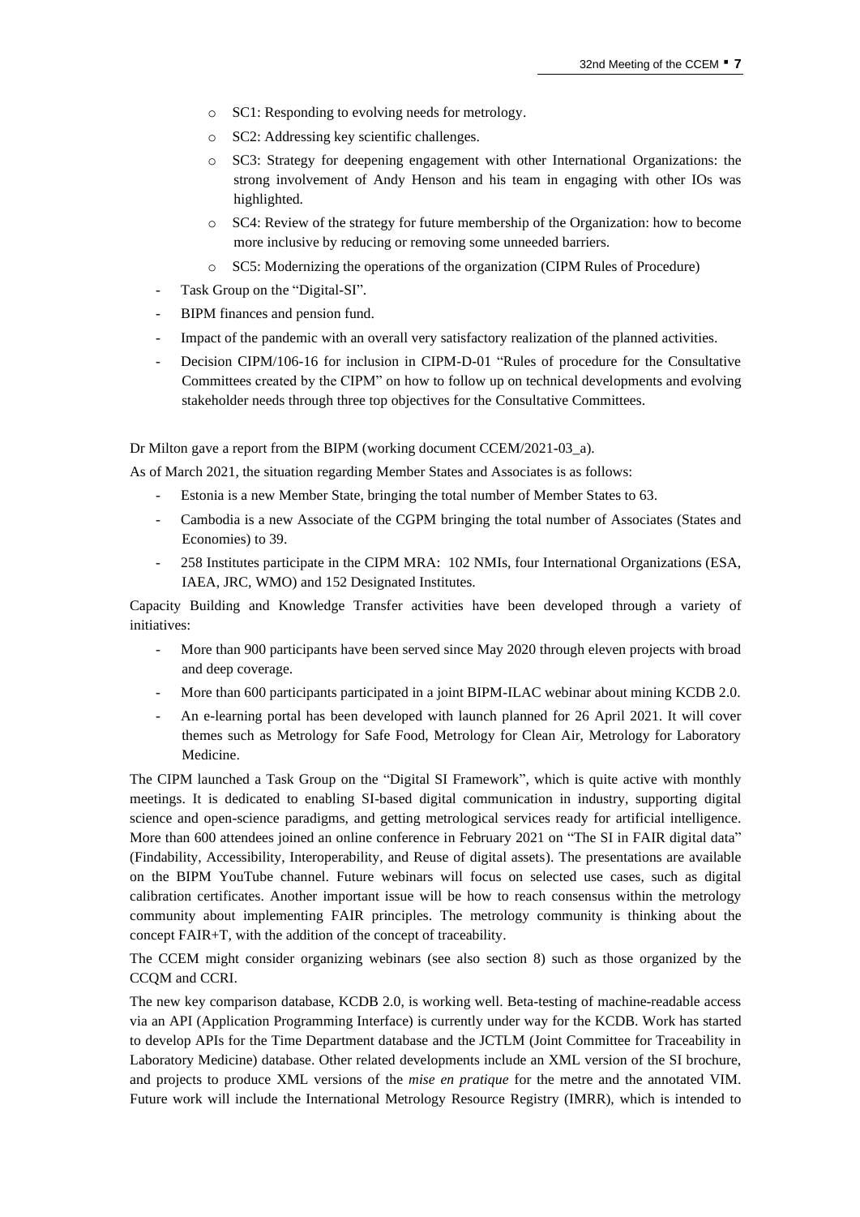- SC1: Responding to evolving needs for metrology.
    - SC2: Addressing key scientific challenges.
    - SC3: Strategy for deepening engagement with other International Organizations: the strong involvement of Andy Henson and his team in engaging with other IOs was highlighted.
    - SC4: Review of the strategy for future membership of the Organization: how to become more inclusive by reducing or removing some unneeded barriers.
    - SC5: Modernizing the operations of the organization (CIPM Rules of Procedure)
- Task Group on the "Digital-SI".
- BIPM finances and pension fund.
- Impact of the pandemic with an overall very satisfactory realization of the planned activities.
- Decision CIPM/106-16 for inclusion in CIPM-D-01 "Rules of procedure for the Consultative Committees created by the CIPM" on how to follow up on technical developments and evolving stakeholder needs through three top objectives for the Consultative Committees.

Dr Milton gave a report from the BIPM (working document CCEM/2021-03_a).

As of March 2021, the situation regarding Member States and Associates is as follows:

- Estonia is a new Member State, bringing the total number of Member States to 63.
- Cambodia is a new Associate of the CGPM bringing the total number of Associates (States and Economies) to 39.
- 258 Institutes participate in the CIPM MRA: 102 NMIs, four International Organizations (ESA, IAEA, JRC, WMO) and 152 Designated Institutes.

Capacity Building and Knowledge Transfer activities have been developed through a variety of initiatives:

- More than 900 participants have been served since May 2020 through eleven projects with broad and deep coverage.
- More than 600 participants participated in a joint BIPM-ILAC webinar about mining KCDB 2.0.
- An e-learning portal has been developed with launch planned for 26 April 2021. It will cover themes such as Metrology for Safe Food, Metrology for Clean Air, Metrology for Laboratory Medicine.

The CIPM launched a Task Group on the "Digital SI Framework", which is quite active with monthly meetings. It is dedicated to enabling SI-based digital communication in industry, supporting digital science and open-science paradigms, and getting metrological services ready for artificial intelligence. More than 600 attendees joined an online conference in February 2021 on "The SI in FAIR digital data" (Findability, Accessibility, Interoperability, and Reuse of digital assets). The presentations are available on the BIPM YouTube channel. Future webinars will focus on selected use cases, such as digital calibration certificates. Another important issue will be how to reach consensus within the metrology community about implementing FAIR principles. The metrology community is thinking about the concept FAIR+T, with the addition of the concept of traceability.

The CCEM might consider organizing webinars (see also section 8) such as those organized by the CCQM and CCRI.

The new key comparison database, KCDB 2.0, is working well. Beta-testing of machine-readable access via an API (Application Programming Interface) is currently under way for the KCDB. Work has started to develop APIs for the Time Department database and the JCTLM (Joint Committee for Traceability in Laboratory Medicine) database. Other related developments include an XML version of the SI brochure, and projects to produce XML versions of the *mise en pratique* for the metre and the annotated VIM. Future work will include the International Metrology Resource Registry (IMRR), which is intended to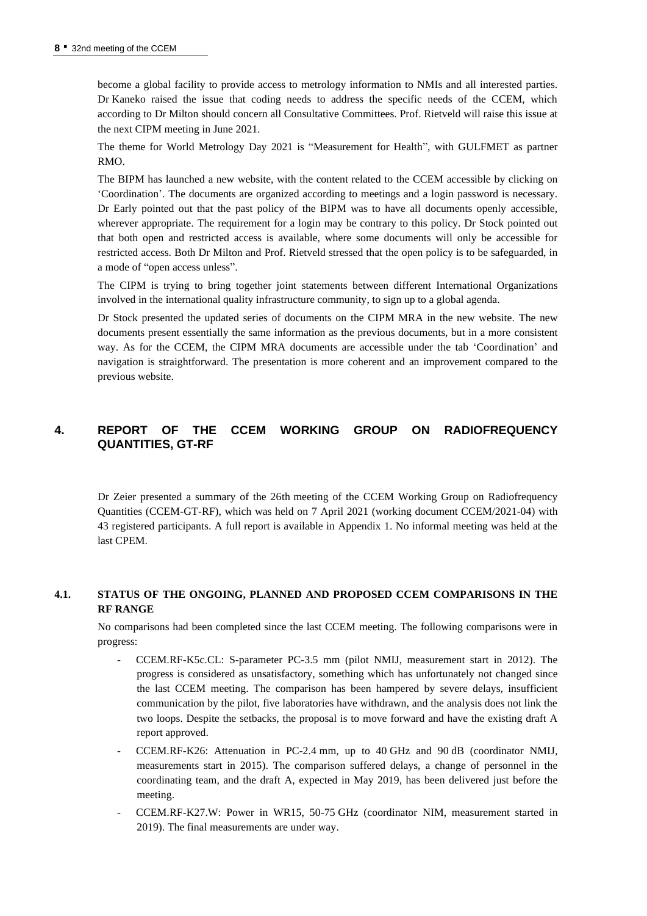become a global facility to provide access to metrology information to NMIs and all interested parties. Dr Kaneko raised the issue that coding needs to address the specific needs of the CCEM, which according to Dr Milton should concern all Consultative Committees. Prof. Rietveld will raise this issue at the next CIPM meeting in June 2021.

The theme for World Metrology Day 2021 is "Measurement for Health", with GULFMET as partner RMO.

The BIPM has launched a new website, with the content related to the CCEM accessible by clicking on 'Coordination'. The documents are organized according to meetings and a login password is necessary. Dr Early pointed out that the past policy of the BIPM was to have all documents openly accessible, wherever appropriate. The requirement for a login may be contrary to this policy. Dr Stock pointed out that both open and restricted access is available, where some documents will only be accessible for restricted access. Both Dr Milton and Prof. Rietveld stressed that the open policy is to be safeguarded, in a mode of "open access unless".

The CIPM is trying to bring together joint statements between different International Organizations involved in the international quality infrastructure community, to sign up to a global agenda.

Dr Stock presented the updated series of documents on the CIPM MRA in the new website. The new documents present essentially the same information as the previous documents, but in a more consistent way. As for the CCEM, the CIPM MRA documents are accessible under the tab 'Coordination' and navigation is straightforward. The presentation is more coherent and an improvement compared to the previous website.

## 4. REPORT OF THE CCEM WORKING GROUP ON RADIOFREQUENCY QUANTITIES, GT-RF

Dr Zeier presented a summary of the 26th meeting of the CCEM Working Group on Radiofrequency Quantities (CCEM-GT-RF), which was held on 7 April 2021 (working document CCEM/2021-04) with 43 registered participants. A full report is available in Appendix 1. No informal meeting was held at the last CPEM.

### 4.1. STATUS OF THE ONGOING, PLANNED AND PROPOSED CCEM COMPARISONS IN THE RF RANGE

No comparisons had been completed since the last CCEM meeting. The following comparisons were in progress:

- CCEM.RF-K5c.CL: S-parameter PC-3.5 mm (pilot NMIJ, measurement start in 2012). The progress is considered as unsatisfactory, something which has unfortunately not changed since the last CCEM meeting. The comparison has been hampered by severe delays, insufficient communication by the pilot, five laboratories have withdrawn, and the analysis does not link the two loops. Despite the setbacks, the proposal is to move forward and have the existing draft A report approved.
- CCEM.RF-K26: Attenuation in PC-2.4 mm, up to 40 GHz and 90 dB (coordinator NMIJ, measurements start in 2015). The comparison suffered delays, a change of personnel in the coordinating team, and the draft A, expected in May 2019, has been delivered just before the meeting.
- CCEM.RF-K27.W: Power in WR15, 50-75 GHz (coordinator NIM, measurement started in 2019). The final measurements are under way.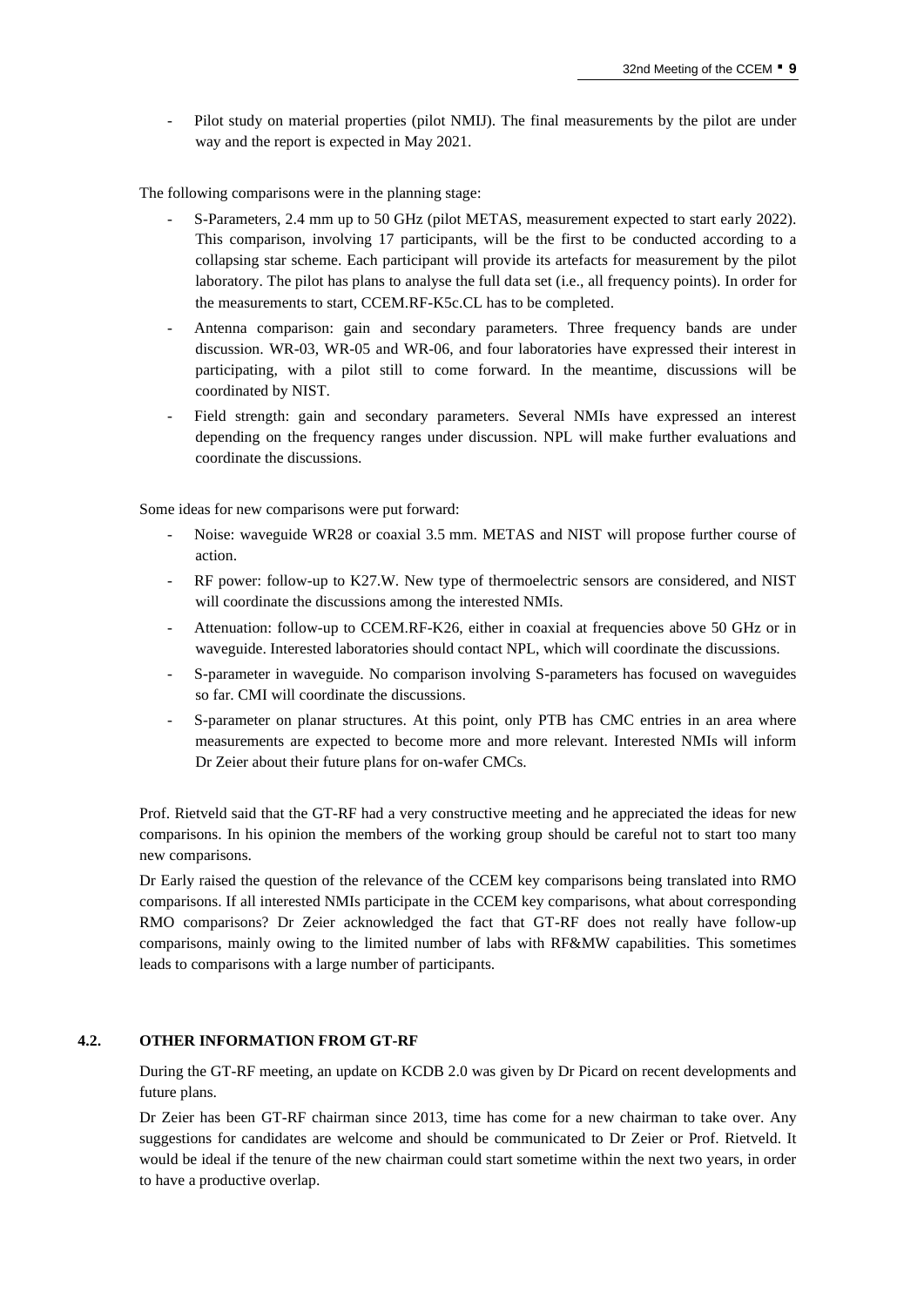- Pilot study on material properties (pilot NMIJ). The final measurements by the pilot are under way and the report is expected in May 2021.

The following comparisons were in the planning stage:

- S-Parameters, 2.4 mm up to 50 GHz (pilot METAS, measurement expected to start early 2022). This comparison, involving 17 participants, will be the first to be conducted according to a collapsing star scheme. Each participant will provide its artefacts for measurement by the pilot laboratory. The pilot has plans to analyse the full data set (i.e., all frequency points). In order for the measurements to start, CCEM.RF-K5c.CL has to be completed.
- Antenna comparison: gain and secondary parameters. Three frequency bands are under discussion. WR-03, WR-05 and WR-06, and four laboratories have expressed their interest in participating, with a pilot still to come forward. In the meantime, discussions will be coordinated by NIST.
- Field strength: gain and secondary parameters. Several NMIs have expressed an interest depending on the frequency ranges under discussion. NPL will make further evaluations and coordinate the discussions.

Some ideas for new comparisons were put forward:

- Noise: waveguide WR28 or coaxial 3.5 mm. METAS and NIST will propose further course of action.
- RF power: follow-up to K27.W. New type of thermoelectric sensors are considered, and NIST will coordinate the discussions among the interested NMIs.
- Attenuation: follow-up to CCEM.RF-K26, either in coaxial at frequencies above 50 GHz or in waveguide. Interested laboratories should contact NPL, which will coordinate the discussions.
- S-parameter in waveguide. No comparison involving S-parameters has focused on waveguides so far. CMI will coordinate the discussions.
- S-parameter on planar structures. At this point, only PTB has CMC entries in an area where measurements are expected to become more and more relevant. Interested NMIs will inform Dr Zeier about their future plans for on-wafer CMCs.

Prof. Rietveld said that the GT-RF had a very constructive meeting and he appreciated the ideas for new comparisons. In his opinion the members of the working group should be careful not to start too many new comparisons.

Dr Early raised the question of the relevance of the CCEM key comparisons being translated into RMO comparisons. If all interested NMIs participate in the CCEM key comparisons, what about corresponding RMO comparisons? Dr Zeier acknowledged the fact that GT-RF does not really have follow-up comparisons, mainly owing to the limited number of labs with RF&MW capabilities. This sometimes leads to comparisons with a large number of participants.

## 4.2. OTHER INFORMATION FROM GT-RF

During the GT-RF meeting, an update on KCDB 2.0 was given by Dr Picard on recent developments and future plans.

Dr Zeier has been GT-RF chairman since 2013, time has come for a new chairman to take over. Any suggestions for candidates are welcome and should be communicated to Dr Zeier or Prof. Rietveld. It would be ideal if the tenure of the new chairman could start sometime within the next two years, in order to have a productive overlap.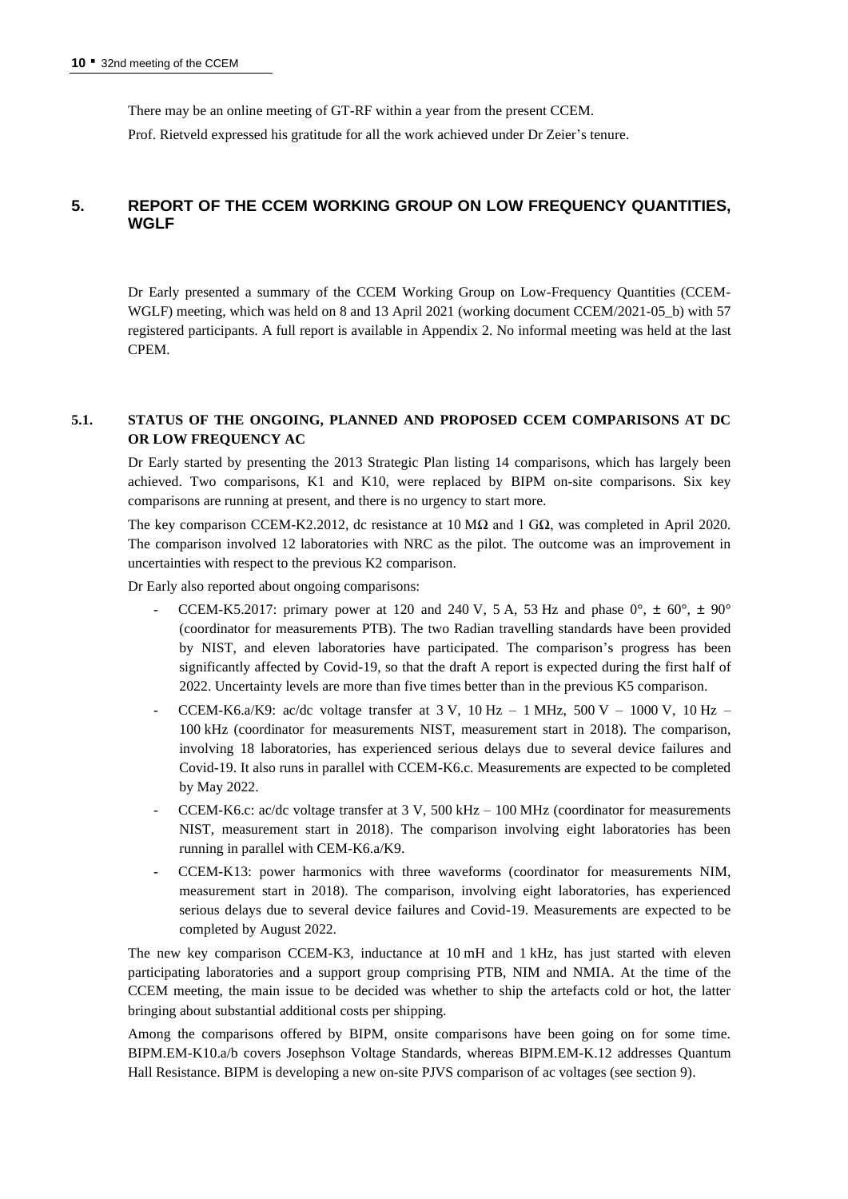There may be an online meeting of GT-RF within a year from the present CCEM.

Prof. Rietveld expressed his gratitude for all the work achieved under Dr Zeier's tenure.

## 5. REPORT OF THE CCEM WORKING GROUP ON LOW FREQUENCY QUANTITIES, WGLF

Dr Early presented a summary of the CCEM Working Group on Low-Frequency Quantities (CCEM-WGLF) meeting, which was held on 8 and 13 April 2021 (working document CCEM/2021-05_b) with 57 registered participants. A full report is available in Appendix 2. No informal meeting was held at the last CPEM.

### 5.1. STATUS OF THE ONGOING, PLANNED AND PROPOSED CCEM COMPARISONS AT DC OR LOW FREQUENCY AC

Dr Early started by presenting the 2013 Strategic Plan listing 14 comparisons, which has largely been achieved. Two comparisons, K1 and K10, were replaced by BIPM on-site comparisons. Six key comparisons are running at present, and there is no urgency to start more.

The key comparison CCEM-K2.2012, dc resistance at 10 MΩ and 1 GΩ, was completed in April 2020. The comparison involved 12 laboratories with NRC as the pilot. The outcome was an improvement in uncertainties with respect to the previous K2 comparison.

Dr Early also reported about ongoing comparisons:

- CCEM-K5.2017: primary power at 120 and 240 V, 5 A, 53 Hz and phase 0°, ± 60°, ± 90° (coordinator for measurements PTB). The two Radian travelling standards have been provided by NIST, and eleven laboratories have participated. The comparison's progress has been significantly affected by Covid-19, so that the draft A report is expected during the first half of 2022. Uncertainty levels are more than five times better than in the previous K5 comparison.
- CCEM-K6.a/K9: ac/dc voltage transfer at 3 V, 10 Hz – 1 MHz, 500 V – 1000 V, 10 Hz – 100 kHz (coordinator for measurements NIST, measurement start in 2018). The comparison, involving 18 laboratories, has experienced serious delays due to several device failures and Covid-19. It also runs in parallel with CCEM-K6.c. Measurements are expected to be completed by May 2022.
- CCEM-K6.c: ac/dc voltage transfer at 3 V, 500 kHz – 100 MHz (coordinator for measurements NIST, measurement start in 2018). The comparison involving eight laboratories has been running in parallel with CEM-K6.a/K9.
- CCEM-K13: power harmonics with three waveforms (coordinator for measurements NIM, measurement start in 2018). The comparison, involving eight laboratories, has experienced serious delays due to several device failures and Covid-19. Measurements are expected to be completed by August 2022.

The new key comparison CCEM-K3, inductance at 10 mH and 1 kHz, has just started with eleven participating laboratories and a support group comprising PTB, NIM and NMIA. At the time of the CCEM meeting, the main issue to be decided was whether to ship the artefacts cold or hot, the latter bringing about substantial additional costs per shipping.

Among the comparisons offered by BIPM, onsite comparisons have been going on for some time. BIPM.EM-K10.a/b covers Josephson Voltage Standards, whereas BIPM.EM-K.12 addresses Quantum Hall Resistance. BIPM is developing a new on-site PJVS comparison of ac voltages (see section 9).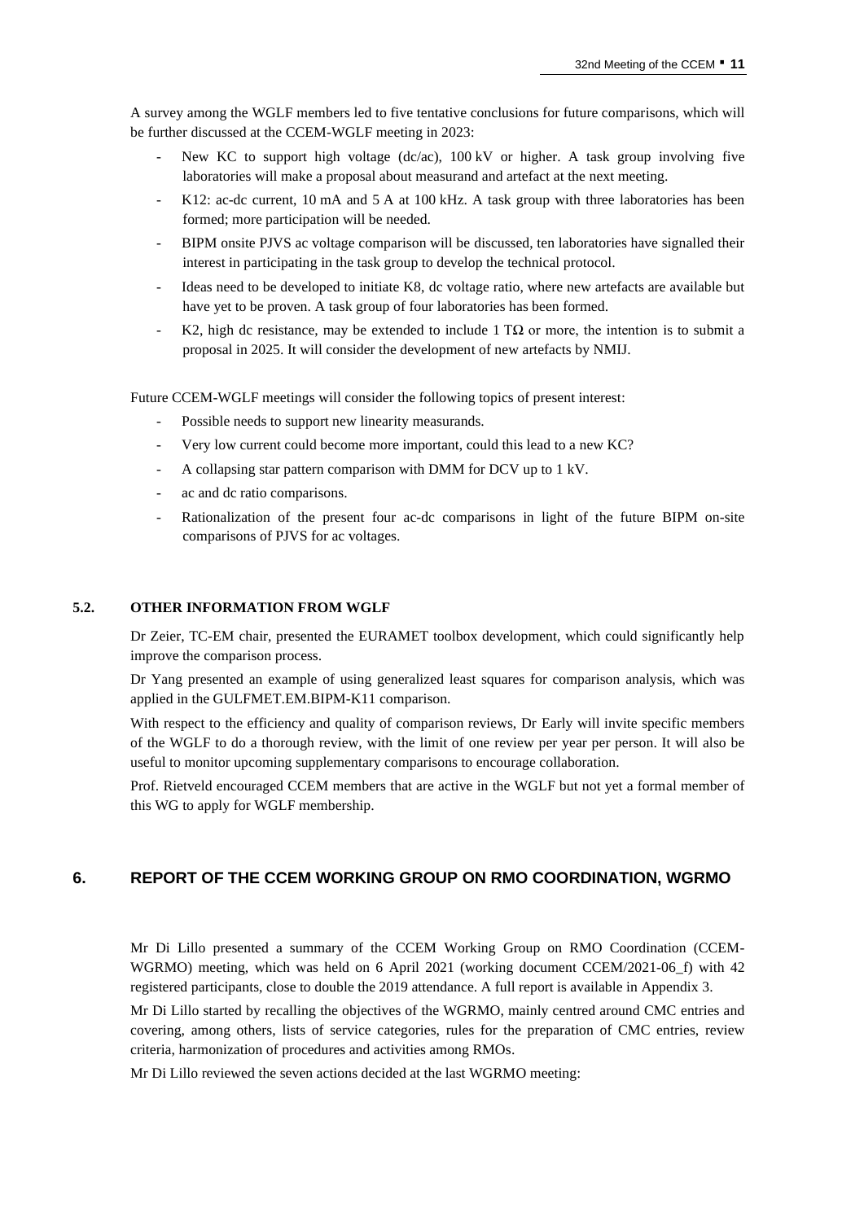A survey among the WGLF members led to five tentative conclusions for future comparisons, which will be further discussed at the CCEM-WGLF meeting in 2023:

- New KC to support high voltage (dc/ac), 100 kV or higher. A task group involving five laboratories will make a proposal about measurand and artefact at the next meeting.
- K12: ac-dc current, 10 mA and 5 A at 100 kHz. A task group with three laboratories has been formed; more participation will be needed.
- BIPM onsite PJVS ac voltage comparison will be discussed, ten laboratories have signalled their interest in participating in the task group to develop the technical protocol.
- Ideas need to be developed to initiate K8, dc voltage ratio, where new artefacts are available but have yet to be proven. A task group of four laboratories has been formed.
- K2, high dc resistance, may be extended to include 1 TΩ or more, the intention is to submit a proposal in 2025. It will consider the development of new artefacts by NMIJ.

Future CCEM-WGLF meetings will consider the following topics of present interest:

- Possible needs to support new linearity measurands.
- Very low current could become more important, could this lead to a new KC?
- A collapsing star pattern comparison with DMM for DCV up to 1 kV.
- ac and dc ratio comparisons.
- Rationalization of the present four ac-dc comparisons in light of the future BIPM on-site comparisons of PJVS for ac voltages.

### 5.2. OTHER INFORMATION FROM WGLF

Dr Zeier, TC-EM chair, presented the EURAMET toolbox development, which could significantly help improve the comparison process.

Dr Yang presented an example of using generalized least squares for comparison analysis, which was applied in the GULFMET.EM.BIPM-K11 comparison.

With respect to the efficiency and quality of comparison reviews, Dr Early will invite specific members of the WGLF to do a thorough review, with the limit of one review per year per person. It will also be useful to monitor upcoming supplementary comparisons to encourage collaboration.

Prof. Rietveld encouraged CCEM members that are active in the WGLF but not yet a formal member of this WG to apply for WGLF membership.

## 6. REPORT OF THE CCEM WORKING GROUP ON RMO COORDINATION, WGRMO

Mr Di Lillo presented a summary of the CCEM Working Group on RMO Coordination (CCEM-WGRMO) meeting, which was held on 6 April 2021 (working document CCEM/2021-06_f) with 42 registered participants, close to double the 2019 attendance. A full report is available in Appendix 3.

Mr Di Lillo started by recalling the objectives of the WGRMO, mainly centred around CMC entries and covering, among others, lists of service categories, rules for the preparation of CMC entries, review criteria, harmonization of procedures and activities among RMOs.

Mr Di Lillo reviewed the seven actions decided at the last WGRMO meeting: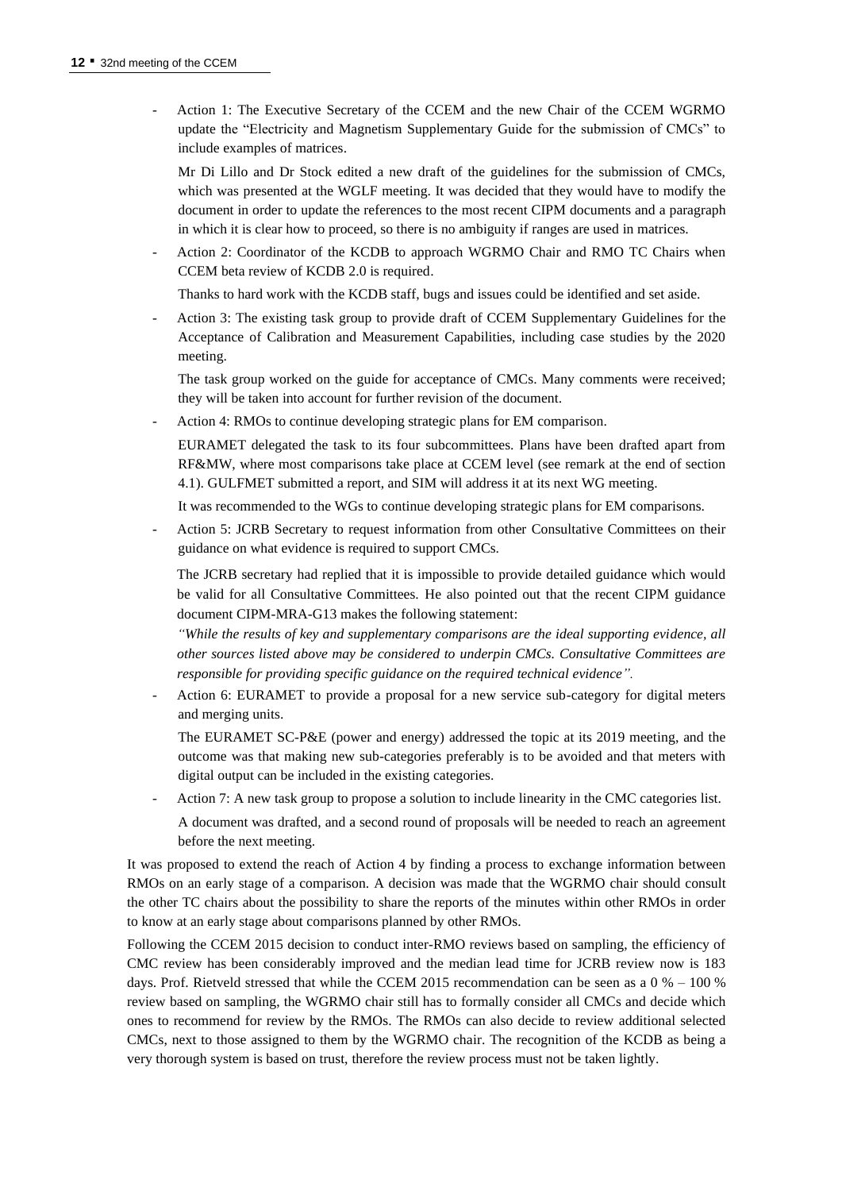- Action 1: The Executive Secretary of the CCEM and the new Chair of the CCEM WGRMO update the "Electricity and Magnetism Supplementary Guide for the submission of CMCs" to include examples of matrices.

  Mr Di Lillo and Dr Stock edited a new draft of the guidelines for the submission of CMCs, which was presented at the WGLF meeting. It was decided that they would have to modify the document in order to update the references to the most recent CIPM documents and a paragraph in which it is clear how to proceed, so there is no ambiguity if ranges are used in matrices.

- Action 2: Coordinator of the KCDB to approach WGRMO Chair and RMO TC Chairs when CCEM beta review of KCDB 2.0 is required.

  Thanks to hard work with the KCDB staff, bugs and issues could be identified and set aside.

- Action 3: The existing task group to provide draft of CCEM Supplementary Guidelines for the Acceptance of Calibration and Measurement Capabilities, including case studies by the 2020 meeting.

  The task group worked on the guide for acceptance of CMCs. Many comments were received; they will be taken into account for further revision of the document.

- Action 4: RMOs to continue developing strategic plans for EM comparison.

  EURAMET delegated the task to its four subcommittees. Plans have been drafted apart from RF&MW, where most comparisons take place at CCEM level (see remark at the end of section 4.1). GULFMET submitted a report, and SIM will address it at its next WG meeting.

  It was recommended to the WGs to continue developing strategic plans for EM comparisons.

- Action 5: JCRB Secretary to request information from other Consultative Committees on their guidance on what evidence is required to support CMCs.

  The JCRB secretary had replied that it is impossible to provide detailed guidance which would be valid for all Consultative Committees. He also pointed out that the recent CIPM guidance document CIPM-MRA-G13 makes the following statement:

  *"While the results of key and supplementary comparisons are the ideal supporting evidence, all other sources listed above may be considered to underpin CMCs. Consultative Committees are responsible for providing specific guidance on the required technical evidence".*

- Action 6: EURAMET to provide a proposal for a new service sub-category for digital meters and merging units.

  The EURAMET SC-P&E (power and energy) addressed the topic at its 2019 meeting, and the outcome was that making new sub-categories preferably is to be avoided and that meters with digital output can be included in the existing categories.

- Action 7: A new task group to propose a solution to include linearity in the CMC categories list.

  A document was drafted, and a second round of proposals will be needed to reach an agreement before the next meeting.

It was proposed to extend the reach of Action 4 by finding a process to exchange information between RMOs on an early stage of a comparison. A decision was made that the WGRMO chair should consult the other TC chairs about the possibility to share the reports of the minutes within other RMOs in order to know at an early stage about comparisons planned by other RMOs.

Following the CCEM 2015 decision to conduct inter-RMO reviews based on sampling, the efficiency of CMC review has been considerably improved and the median lead time for JCRB review now is 183 days. Prof. Rietveld stressed that while the CCEM 2015 recommendation can be seen as a 0 % – 100 % review based on sampling, the WGRMO chair still has to formally consider all CMCs and decide which ones to recommend for review by the RMOs. The RMOs can also decide to review additional selected CMCs, next to those assigned to them by the WGRMO chair. The recognition of the KCDB as being a very thorough system is based on trust, therefore the review process must not be taken lightly.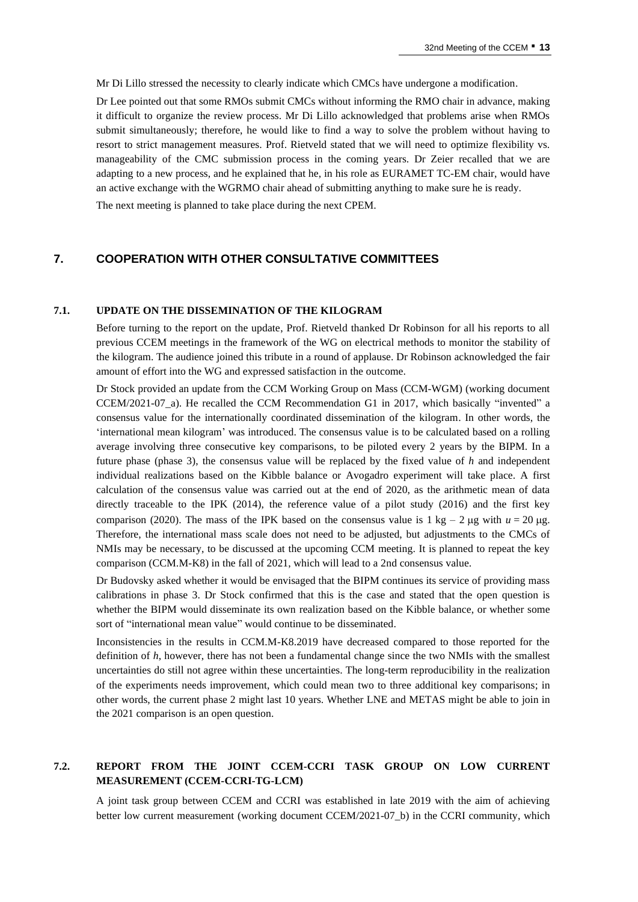Mr Di Lillo stressed the necessity to clearly indicate which CMCs have undergone a modification.

Dr Lee pointed out that some RMOs submit CMCs without informing the RMO chair in advance, making it difficult to organize the review process. Mr Di Lillo acknowledged that problems arise when RMOs submit simultaneously; therefore, he would like to find a way to solve the problem without having to resort to strict management measures. Prof. Rietveld stated that we will need to optimize flexibility vs. manageability of the CMC submission process in the coming years. Dr Zeier recalled that we are adapting to a new process, and he explained that he, in his role as EURAMET TC-EM chair, would have an active exchange with the WGRMO chair ahead of submitting anything to make sure he is ready.

The next meeting is planned to take place during the next CPEM.

## 7. COOPERATION WITH OTHER CONSULTATIVE COMMITTEES

### 7.1. UPDATE ON THE DISSEMINATION OF THE KILOGRAM

Before turning to the report on the update, Prof. Rietveld thanked Dr Robinson for all his reports to all previous CCEM meetings in the framework of the WG on electrical methods to monitor the stability of the kilogram. The audience joined this tribute in a round of applause. Dr Robinson acknowledged the fair amount of effort into the WG and expressed satisfaction in the outcome.

Dr Stock provided an update from the CCM Working Group on Mass (CCM-WGM) (working document CCEM/2021-07_a). He recalled the CCM Recommendation G1 in 2017, which basically "invented" a consensus value for the internationally coordinated dissemination of the kilogram. In other words, the 'international mean kilogram' was introduced. The consensus value is to be calculated based on a rolling average involving three consecutive key comparisons, to be piloted every 2 years by the BIPM. In a future phase (phase 3), the consensus value will be replaced by the fixed value of *h* and independent individual realizations based on the Kibble balance or Avogadro experiment will take place. A first calculation of the consensus value was carried out at the end of 2020, as the arithmetic mean of data directly traceable to the IPK (2014), the reference value of a pilot study (2016) and the first key comparison (2020). The mass of the IPK based on the consensus value is $1\ \mathrm{kg} - 2\ \mu\mathrm{g}$ with $u = 20\ \mu\mathrm{g}$. Therefore, the international mass scale does not need to be adjusted, but adjustments to the CMCs of NMIs may be necessary, to be discussed at the upcoming CCM meeting. It is planned to repeat the key comparison (CCM.M-K8) in the fall of 2021, which will lead to a 2nd consensus value.

Dr Budovsky asked whether it would be envisaged that the BIPM continues its service of providing mass calibrations in phase 3. Dr Stock confirmed that this is the case and stated that the open question is whether the BIPM would disseminate its own realization based on the Kibble balance, or whether some sort of "international mean value" would continue to be disseminated.

Inconsistencies in the results in CCM.M-K8.2019 have decreased compared to those reported for the definition of *h*, however, there has not been a fundamental change since the two NMIs with the smallest uncertainties do still not agree within these uncertainties. The long-term reproducibility in the realization of the experiments needs improvement, which could mean two to three additional key comparisons; in other words, the current phase 2 might last 10 years. Whether LNE and METAS might be able to join in the 2021 comparison is an open question.

### 7.2. REPORT FROM THE JOINT CCEM-CCRI TASK GROUP ON LOW CURRENT MEASUREMENT (CCEM-CCRI-TG-LCM)

A joint task group between CCEM and CCRI was established in late 2019 with the aim of achieving better low current measurement (working document CCEM/2021-07_b) in the CCRI community, which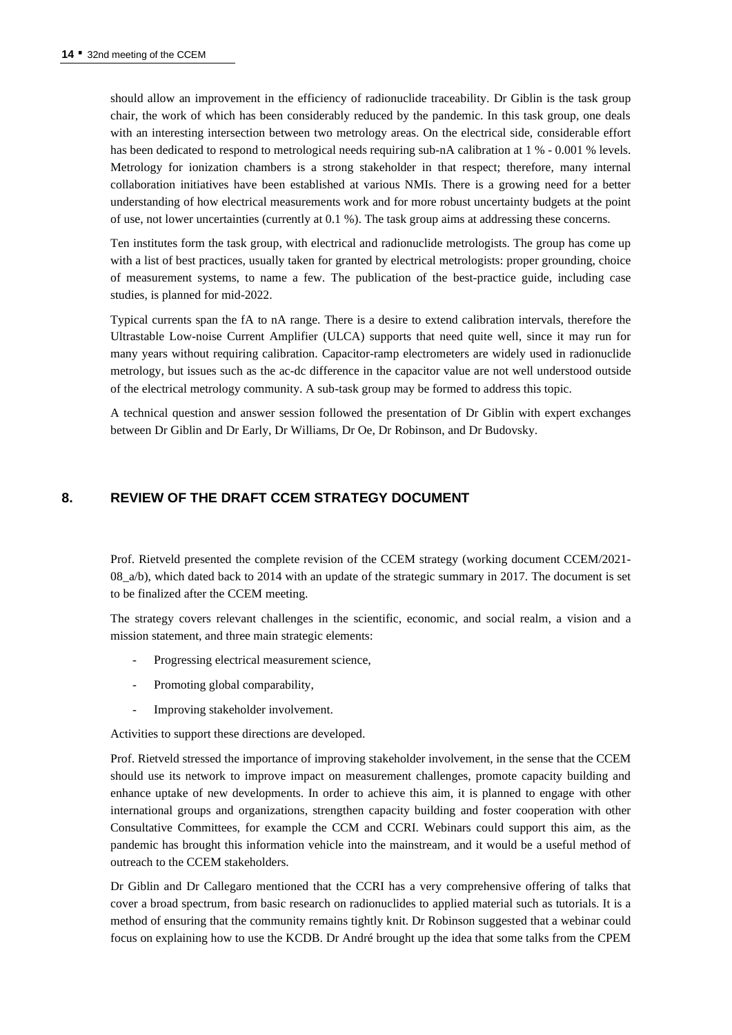should allow an improvement in the efficiency of radionuclide traceability. Dr Giblin is the task group chair, the work of which has been considerably reduced by the pandemic. In this task group, one deals with an interesting intersection between two metrology areas. On the electrical side, considerable effort has been dedicated to respond to metrological needs requiring sub-nA calibration at 1 % - 0.001 % levels. Metrology for ionization chambers is a strong stakeholder in that respect; therefore, many internal collaboration initiatives have been established at various NMIs. There is a growing need for a better understanding of how electrical measurements work and for more robust uncertainty budgets at the point of use, not lower uncertainties (currently at 0.1 %). The task group aims at addressing these concerns.

Ten institutes form the task group, with electrical and radionuclide metrologists. The group has come up with a list of best practices, usually taken for granted by electrical metrologists: proper grounding, choice of measurement systems, to name a few. The publication of the best-practice guide, including case studies, is planned for mid-2022.

Typical currents span the fA to nA range. There is a desire to extend calibration intervals, therefore the Ultrastable Low-noise Current Amplifier (ULCA) supports that need quite well, since it may run for many years without requiring calibration. Capacitor-ramp electrometers are widely used in radionuclide metrology, but issues such as the ac-dc difference in the capacitor value are not well understood outside of the electrical metrology community. A sub-task group may be formed to address this topic.

A technical question and answer session followed the presentation of Dr Giblin with expert exchanges between Dr Giblin and Dr Early, Dr Williams, Dr Oe, Dr Robinson, and Dr Budovsky.

## 8. REVIEW OF THE DRAFT CCEM STRATEGY DOCUMENT

Prof. Rietveld presented the complete revision of the CCEM strategy (working document CCEM/2021-08_a/b), which dated back to 2014 with an update of the strategic summary in 2017. The document is set to be finalized after the CCEM meeting.

The strategy covers relevant challenges in the scientific, economic, and social realm, a vision and a mission statement, and three main strategic elements:

- Progressing electrical measurement science,
- Promoting global comparability,
- Improving stakeholder involvement.

Activities to support these directions are developed.

Prof. Rietveld stressed the importance of improving stakeholder involvement, in the sense that the CCEM should use its network to improve impact on measurement challenges, promote capacity building and enhance uptake of new developments. In order to achieve this aim, it is planned to engage with other international groups and organizations, strengthen capacity building and foster cooperation with other Consultative Committees, for example the CCM and CCRI. Webinars could support this aim, as the pandemic has brought this information vehicle into the mainstream, and it would be a useful method of outreach to the CCEM stakeholders.

Dr Giblin and Dr Callegaro mentioned that the CCRI has a very comprehensive offering of talks that cover a broad spectrum, from basic research on radionuclides to applied material such as tutorials. It is a method of ensuring that the community remains tightly knit. Dr Robinson suggested that a webinar could focus on explaining how to use the KCDB. Dr André brought up the idea that some talks from the CPEM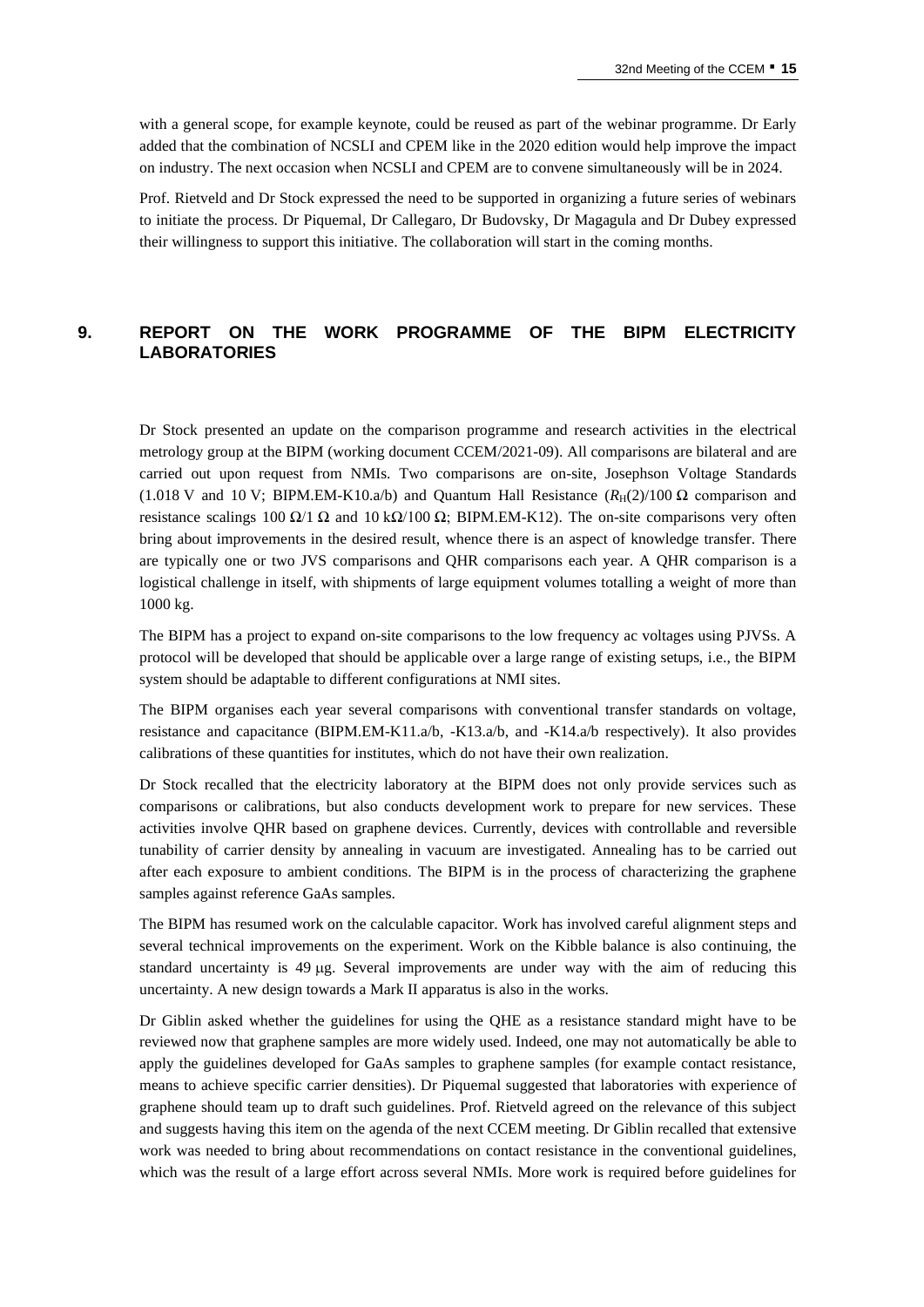with a general scope, for example keynote, could be reused as part of the webinar programme. Dr Early added that the combination of NCSLI and CPEM like in the 2020 edition would help improve the impact on industry. The next occasion when NCSLI and CPEM are to convene simultaneously will be in 2024.

Prof. Rietveld and Dr Stock expressed the need to be supported in organizing a future series of webinars to initiate the process. Dr Piquemal, Dr Callegaro, Dr Budovsky, Dr Magagula and Dr Dubey expressed their willingness to support this initiative. The collaboration will start in the coming months.

## 9. REPORT ON THE WORK PROGRAMME OF THE BIPM ELECTRICITY LABORATORIES

Dr Stock presented an update on the comparison programme and research activities in the electrical metrology group at the BIPM (working document CCEM/2021-09). All comparisons are bilateral and are carried out upon request from NMIs. Two comparisons are on-site, Josephson Voltage Standards (1.018 V and 10 V; BIPM.EM-K10.a/b) and Quantum Hall Resistance ($R_H(2)$/100 Ω comparison and resistance scalings 100 Ω/1 Ω and 10 kΩ/100 Ω; BIPM.EM-K12). The on-site comparisons very often bring about improvements in the desired result, whence there is an aspect of knowledge transfer. There are typically one or two JVS comparisons and QHR comparisons each year. A QHR comparison is a logistical challenge in itself, with shipments of large equipment volumes totalling a weight of more than 1000 kg.

The BIPM has a project to expand on-site comparisons to the low frequency ac voltages using PJVSs. A protocol will be developed that should be applicable over a large range of existing setups, i.e., the BIPM system should be adaptable to different configurations at NMI sites.

The BIPM organises each year several comparisons with conventional transfer standards on voltage, resistance and capacitance (BIPM.EM-K11.a/b, -K13.a/b, and -K14.a/b respectively). It also provides calibrations of these quantities for institutes, which do not have their own realization.

Dr Stock recalled that the electricity laboratory at the BIPM does not only provide services such as comparisons or calibrations, but also conducts development work to prepare for new services. These activities involve QHR based on graphene devices. Currently, devices with controllable and reversible tunability of carrier density by annealing in vacuum are investigated. Annealing has to be carried out after each exposure to ambient conditions. The BIPM is in the process of characterizing the graphene samples against reference GaAs samples.

The BIPM has resumed work on the calculable capacitor. Work has involved careful alignment steps and several technical improvements on the experiment. Work on the Kibble balance is also continuing, the standard uncertainty is 49 μg. Several improvements are under way with the aim of reducing this uncertainty. A new design towards a Mark II apparatus is also in the works.

Dr Giblin asked whether the guidelines for using the QHE as a resistance standard might have to be reviewed now that graphene samples are more widely used. Indeed, one may not automatically be able to apply the guidelines developed for GaAs samples to graphene samples (for example contact resistance, means to achieve specific carrier densities). Dr Piquemal suggested that laboratories with experience of graphene should team up to draft such guidelines. Prof. Rietveld agreed on the relevance of this subject and suggests having this item on the agenda of the next CCEM meeting. Dr Giblin recalled that extensive work was needed to bring about recommendations on contact resistance in the conventional guidelines, which was the result of a large effort across several NMIs. More work is required before guidelines for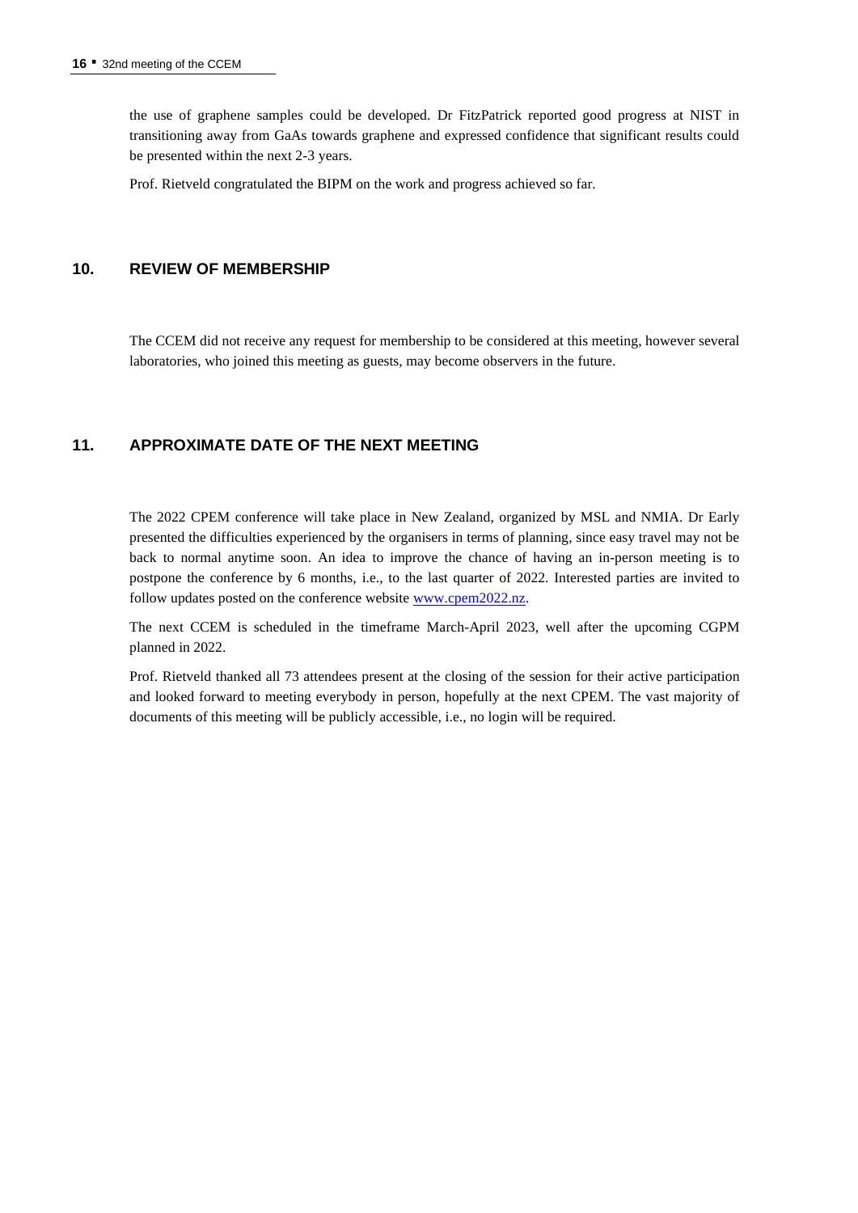the use of graphene samples could be developed. Dr FitzPatrick reported good progress at NIST in transitioning away from GaAs towards graphene and expressed confidence that significant results could be presented within the next 2-3 years.

Prof. Rietveld congratulated the BIPM on the work and progress achieved so far.

## 10. REVIEW OF MEMBERSHIP

The CCEM did not receive any request for membership to be considered at this meeting, however several laboratories, who joined this meeting as guests, may become observers in the future.

## 11. APPROXIMATE DATE OF THE NEXT MEETING

The 2022 CPEM conference will take place in New Zealand, organized by MSL and NMIA. Dr Early presented the difficulties experienced by the organisers in terms of planning, since easy travel may not be back to normal anytime soon. An idea to improve the chance of having an in-person meeting is to postpone the conference by 6 months, i.e., to the last quarter of 2022. Interested parties are invited to follow updates posted on the conference website [www.cpem2022.nz](www.cpem2022.nz).

The next CCEM is scheduled in the timeframe March-April 2023, well after the upcoming CGPM planned in 2022.

Prof. Rietveld thanked all 73 attendees present at the closing of the session for their active participation and looked forward to meeting everybody in person, hopefully at the next CPEM. The vast majority of documents of this meeting will be publicly accessible, i.e., no login will be required.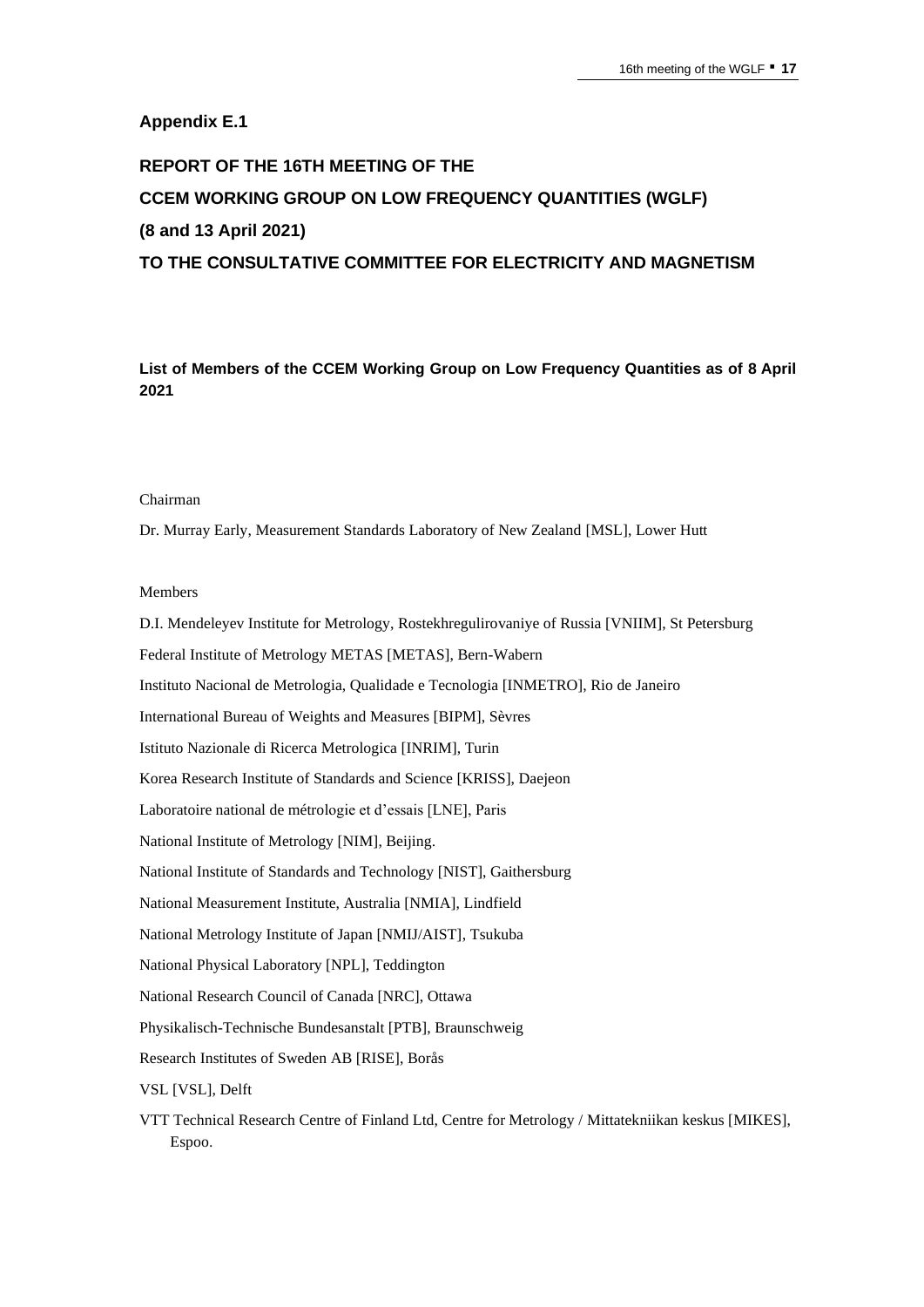## Appendix E.1

## REPORT OF THE 16TH MEETING OF THE CCEM WORKING GROUP ON LOW FREQUENCY QUANTITIES (WGLF) (8 and 13 April 2021) TO THE CONSULTATIVE COMMITTEE FOR ELECTRICITY AND MAGNETISM

**List of Members of the CCEM Working Group on Low Frequency Quantities as of 8 April 2021**

Chairman

Dr. Murray Early, Measurement Standards Laboratory of New Zealand [MSL], Lower Hutt

Members

D.I. Mendeleyev Institute for Metrology, Rostekhregulirovaniye of Russia [VNIIM], St Petersburg

Federal Institute of Metrology METAS [METAS], Bern-Wabern

Instituto Nacional de Metrologia, Qualidade e Tecnologia [INMETRO], Rio de Janeiro

International Bureau of Weights and Measures [BIPM], Sèvres

Istituto Nazionale di Ricerca Metrologica [INRIM], Turin

Korea Research Institute of Standards and Science [KRISS], Daejeon

Laboratoire national de métrologie et d'essais [LNE], Paris

National Institute of Metrology [NIM], Beijing.

National Institute of Standards and Technology [NIST], Gaithersburg

National Measurement Institute, Australia [NMIA], Lindfield

National Metrology Institute of Japan [NMIJ/AIST], Tsukuba

National Physical Laboratory [NPL], Teddington

National Research Council of Canada [NRC], Ottawa

Physikalisch-Technische Bundesanstalt [PTB], Braunschweig

Research Institutes of Sweden AB [RISE], Borås

VSL [VSL], Delft

VTT Technical Research Centre of Finland Ltd, Centre for Metrology / Mittatekniikan keskus [MIKES], Espoo.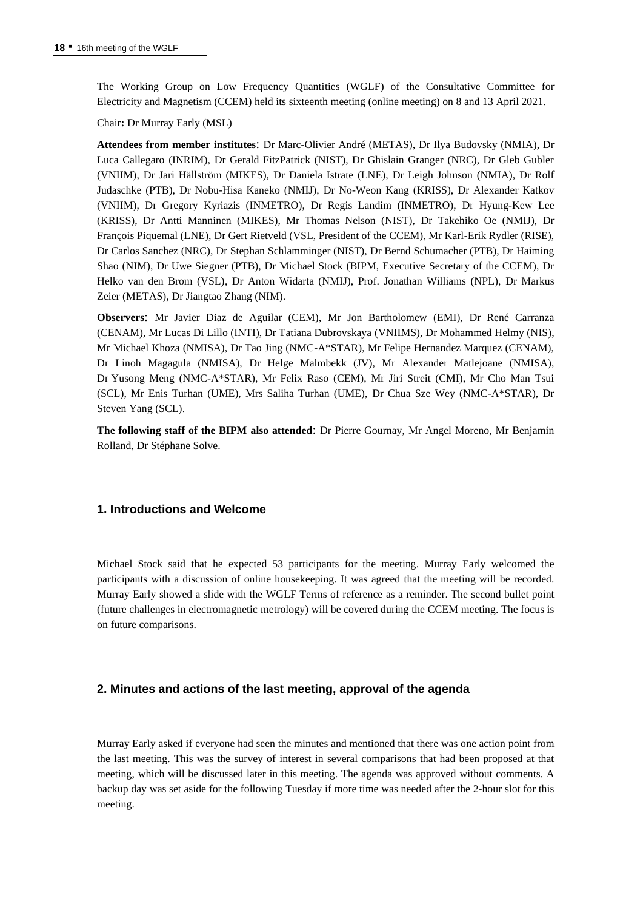The Working Group on Low Frequency Quantities (WGLF) of the Consultative Committee for Electricity and Magnetism (CCEM) held its sixteenth meeting (online meeting) on 8 and 13 April 2021.

Chair**:** Dr Murray Early (MSL)

**Attendees from member institutes**: Dr Marc-Olivier André (METAS), Dr Ilya Budovsky (NMIA), Dr Luca Callegaro (INRIM), Dr Gerald FitzPatrick (NIST), Dr Ghislain Granger (NRC), Dr Gleb Gubler (VNIIM), Dr Jari Hällström (MIKES), Dr Daniela Istrate (LNE), Dr Leigh Johnson (NMIA), Dr Rolf Judaschke (PTB), Dr Nobu-Hisa Kaneko (NMIJ), Dr No-Weon Kang (KRISS), Dr Alexander Katkov (VNIIM), Dr Gregory Kyriazis (INMETRO), Dr Regis Landim (INMETRO), Dr Hyung-Kew Lee (KRISS), Dr Antti Manninen (MIKES), Mr Thomas Nelson (NIST), Dr Takehiko Oe (NMIJ), Dr François Piquemal (LNE), Dr Gert Rietveld (VSL, President of the CCEM), Mr Karl-Erik Rydler (RISE), Dr Carlos Sanchez (NRC), Dr Stephan Schlamminger (NIST), Dr Bernd Schumacher (PTB), Dr Haiming Shao (NIM), Dr Uwe Siegner (PTB), Dr Michael Stock (BIPM, Executive Secretary of the CCEM), Dr Helko van den Brom (VSL), Dr Anton Widarta (NMIJ), Prof. Jonathan Williams (NPL), Dr Markus Zeier (METAS), Dr Jiangtao Zhang (NIM).

**Observers**: Mr Javier Diaz de Aguilar (CEM), Mr Jon Bartholomew (EMI), Dr René Carranza (CENAM), Mr Lucas Di Lillo (INTI), Dr Tatiana Dubrovskaya (VNIIMS), Dr Mohammed Helmy (NIS), Mr Michael Khoza (NMISA), Dr Tao Jing (NMC-A*STAR), Mr Felipe Hernandez Marquez (CENAM), Dr Linoh Magagula (NMISA), Dr Helge Malmbekk (JV), Mr Alexander Matlejoane (NMISA), Dr Yusong Meng (NMC-A*STAR), Mr Felix Raso (CEM), Mr Jiri Streit (CMI), Mr Cho Man Tsui (SCL), Mr Enis Turhan (UME), Mrs Saliha Turhan (UME), Dr Chua Sze Wey (NMC-A*STAR), Dr Steven Yang (SCL).

**The following staff of the BIPM also attended**: Dr Pierre Gournay, Mr Angel Moreno, Mr Benjamin Rolland, Dr Stéphane Solve.

## 1. Introductions and Welcome

Michael Stock said that he expected 53 participants for the meeting. Murray Early welcomed the participants with a discussion of online housekeeping. It was agreed that the meeting will be recorded. Murray Early showed a slide with the WGLF Terms of reference as a reminder. The second bullet point (future challenges in electromagnetic metrology) will be covered during the CCEM meeting. The focus is on future comparisons.

## 2. Minutes and actions of the last meeting, approval of the agenda

Murray Early asked if everyone had seen the minutes and mentioned that there was one action point from the last meeting. This was the survey of interest in several comparisons that had been proposed at that meeting, which will be discussed later in this meeting. The agenda was approved without comments. A backup day was set aside for the following Tuesday if more time was needed after the 2-hour slot for this meeting.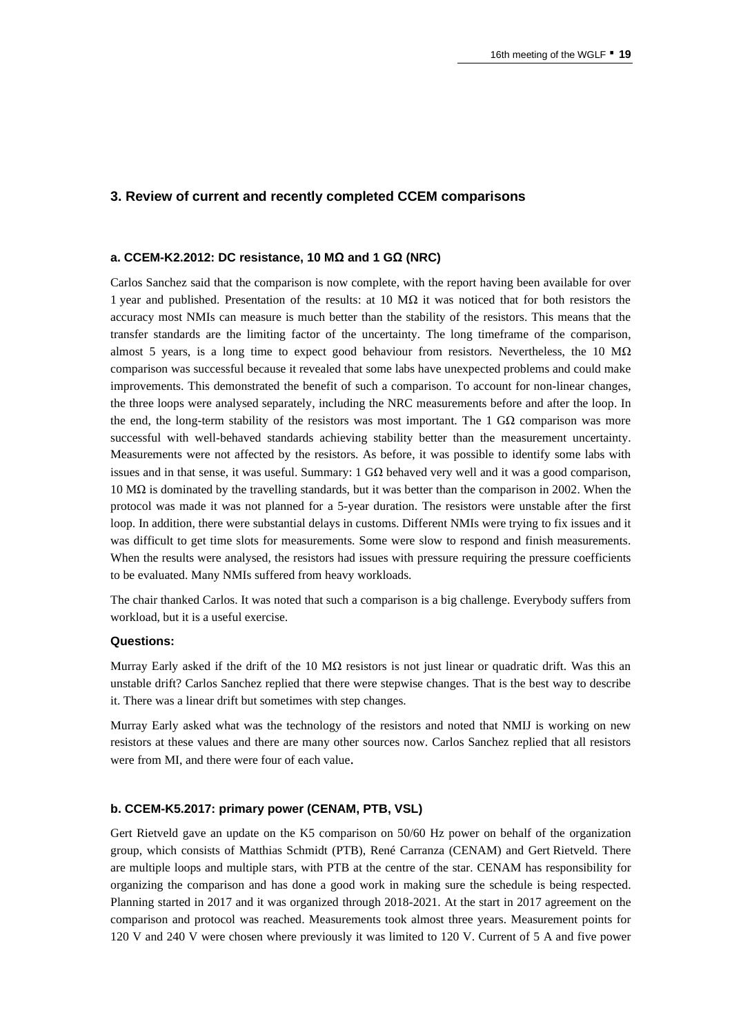## 3. Review of current and recently completed CCEM comparisons

### a. CCEM-K2.2012: DC resistance, 10 MΩ and 1 GΩ (NRC)

Carlos Sanchez said that the comparison is now complete, with the report having been available for over 1 year and published. Presentation of the results: at 10 MΩ it was noticed that for both resistors the accuracy most NMIs can measure is much better than the stability of the resistors. This means that the transfer standards are the limiting factor of the uncertainty. The long timeframe of the comparison, almost 5 years, is a long time to expect good behaviour from resistors. Nevertheless, the 10 MΩ comparison was successful because it revealed that some labs have unexpected problems and could make improvements. This demonstrated the benefit of such a comparison. To account for non-linear changes, the three loops were analysed separately, including the NRC measurements before and after the loop. In the end, the long-term stability of the resistors was most important. The 1 GΩ comparison was more successful with well-behaved standards achieving stability better than the measurement uncertainty. Measurements were not affected by the resistors. As before, it was possible to identify some labs with issues and in that sense, it was useful. Summary: 1 GΩ behaved very well and it was a good comparison, 10 MΩ is dominated by the travelling standards, but it was better than the comparison in 2002. When the protocol was made it was not planned for a 5-year duration. The resistors were unstable after the first loop. In addition, there were substantial delays in customs. Different NMIs were trying to fix issues and it was difficult to get time slots for measurements. Some were slow to respond and finish measurements. When the results were analysed, the resistors had issues with pressure requiring the pressure coefficients to be evaluated. Many NMIs suffered from heavy workloads.

The chair thanked Carlos. It was noted that such a comparison is a big challenge. Everybody suffers from workload, but it is a useful exercise.

**Questions:**

Murray Early asked if the drift of the 10 MΩ resistors is not just linear or quadratic drift. Was this an unstable drift? Carlos Sanchez replied that there were stepwise changes. That is the best way to describe it. There was a linear drift but sometimes with step changes.

Murray Early asked what was the technology of the resistors and noted that NMIJ is working on new resistors at these values and there are many other sources now. Carlos Sanchez replied that all resistors were from MI, and there were four of each value.

### b. CCEM-K5.2017: primary power (CENAM, PTB, VSL)

Gert Rietveld gave an update on the K5 comparison on 50/60 Hz power on behalf of the organization group, which consists of Matthias Schmidt (PTB), René Carranza (CENAM) and Gert Rietveld. There are multiple loops and multiple stars, with PTB at the centre of the star. CENAM has responsibility for organizing the comparison and has done a good work in making sure the schedule is being respected. Planning started in 2017 and it was organized through 2018-2021. At the start in 2017 agreement on the comparison and protocol was reached. Measurements took almost three years. Measurement points for 120 V and 240 V were chosen where previously it was limited to 120 V. Current of 5 A and five power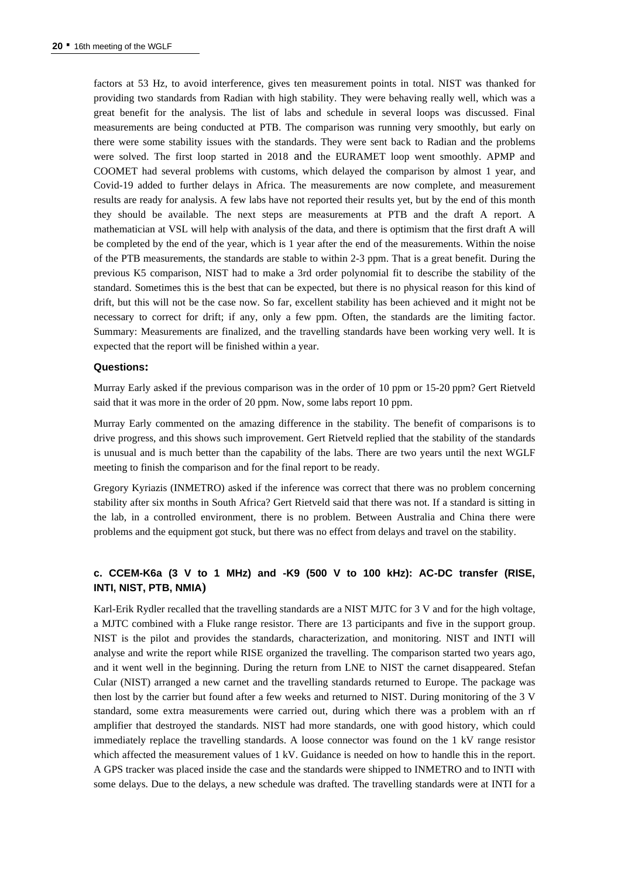factors at 53 Hz, to avoid interference, gives ten measurement points in total. NIST was thanked for providing two standards from Radian with high stability. They were behaving really well, which was a great benefit for the analysis. The list of labs and schedule in several loops was discussed. Final measurements are being conducted at PTB. The comparison was running very smoothly, but early on there were some stability issues with the standards. They were sent back to Radian and the problems were solved. The first loop started in 2018 and the EURAMET loop went smoothly. APMP and COOMET had several problems with customs, which delayed the comparison by almost 1 year, and Covid-19 added to further delays in Africa. The measurements are now complete, and measurement results are ready for analysis. A few labs have not reported their results yet, but by the end of this month they should be available. The next steps are measurements at PTB and the draft A report. A mathematician at VSL will help with analysis of the data, and there is optimism that the first draft A will be completed by the end of the year, which is 1 year after the end of the measurements. Within the noise of the PTB measurements, the standards are stable to within 2-3 ppm. That is a great benefit. During the previous K5 comparison, NIST had to make a 3rd order polynomial fit to describe the stability of the standard. Sometimes this is the best that can be expected, but there is no physical reason for this kind of drift, but this will not be the case now. So far, excellent stability has been achieved and it might not be necessary to correct for drift; if any, only a few ppm. Often, the standards are the limiting factor. Summary: Measurements are finalized, and the travelling standards have been working very well. It is expected that the report will be finished within a year.

**Questions:**

Murray Early asked if the previous comparison was in the order of 10 ppm or 15-20 ppm? Gert Rietveld said that it was more in the order of 20 ppm. Now, some labs report 10 ppm.

Murray Early commented on the amazing difference in the stability. The benefit of comparisons is to drive progress, and this shows such improvement. Gert Rietveld replied that the stability of the standards is unusual and is much better than the capability of the labs. There are two years until the next WGLF meeting to finish the comparison and for the final report to be ready.

Gregory Kyriazis (INMETRO) asked if the inference was correct that there was no problem concerning stability after six months in South Africa? Gert Rietveld said that there was not. If a standard is sitting in the lab, in a controlled environment, there is no problem. Between Australia and China there were problems and the equipment got stuck, but there was no effect from delays and travel on the stability.

### c. CCEM-K6a (3 V to 1 MHz) and -K9 (500 V to 100 kHz): AC-DC transfer (RISE, INTI, NIST, PTB, NMIA)

Karl-Erik Rydler recalled that the travelling standards are a NIST MJTC for 3 V and for the high voltage, a MJTC combined with a Fluke range resistor. There are 13 participants and five in the support group. NIST is the pilot and provides the standards, characterization, and monitoring. NIST and INTI will analyse and write the report while RISE organized the travelling. The comparison started two years ago, and it went well in the beginning. During the return from LNE to NIST the carnet disappeared. Stefan Cular (NIST) arranged a new carnet and the travelling standards returned to Europe. The package was then lost by the carrier but found after a few weeks and returned to NIST. During monitoring of the 3 V standard, some extra measurements were carried out, during which there was a problem with an rf amplifier that destroyed the standards. NIST had more standards, one with good history, which could immediately replace the travelling standards. A loose connector was found on the 1 kV range resistor which affected the measurement values of 1 kV. Guidance is needed on how to handle this in the report. A GPS tracker was placed inside the case and the standards were shipped to INMETRO and to INTI with some delays. Due to the delays, a new schedule was drafted. The travelling standards were at INTI for a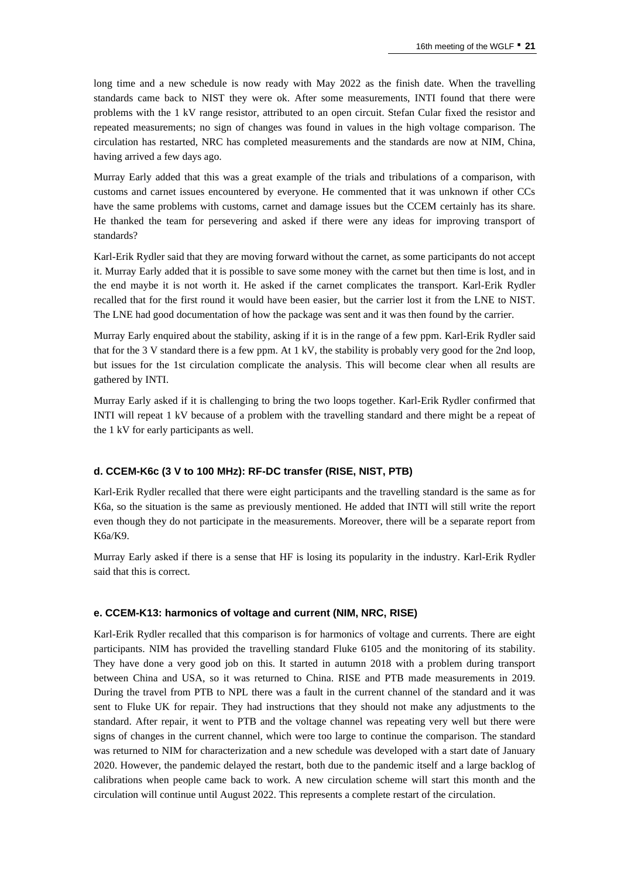long time and a new schedule is now ready with May 2022 as the finish date. When the travelling standards came back to NIST they were ok. After some measurements, INTI found that there were problems with the 1 kV range resistor, attributed to an open circuit. Stefan Cular fixed the resistor and repeated measurements; no sign of changes was found in values in the high voltage comparison. The circulation has restarted, NRC has completed measurements and the standards are now at NIM, China, having arrived a few days ago.

Murray Early added that this was a great example of the trials and tribulations of a comparison, with customs and carnet issues encountered by everyone. He commented that it was unknown if other CCs have the same problems with customs, carnet and damage issues but the CCEM certainly has its share. He thanked the team for persevering and asked if there were any ideas for improving transport of standards?

Karl-Erik Rydler said that they are moving forward without the carnet, as some participants do not accept it. Murray Early added that it is possible to save some money with the carnet but then time is lost, and in the end maybe it is not worth it. He asked if the carnet complicates the transport. Karl-Erik Rydler recalled that for the first round it would have been easier, but the carrier lost it from the LNE to NIST. The LNE had good documentation of how the package was sent and it was then found by the carrier.

Murray Early enquired about the stability, asking if it is in the range of a few ppm. Karl-Erik Rydler said that for the 3 V standard there is a few ppm. At 1 kV, the stability is probably very good for the 2nd loop, but issues for the 1st circulation complicate the analysis. This will become clear when all results are gathered by INTI.

Murray Early asked if it is challenging to bring the two loops together. Karl-Erik Rydler confirmed that INTI will repeat 1 kV because of a problem with the travelling standard and there might be a repeat of the 1 kV for early participants as well.

#### d. CCEM-K6c (3 V to 100 MHz): RF-DC transfer (RISE, NIST, PTB)

Karl-Erik Rydler recalled that there were eight participants and the travelling standard is the same as for K6a, so the situation is the same as previously mentioned. He added that INTI will still write the report even though they do not participate in the measurements. Moreover, there will be a separate report from K6a/K9.

Murray Early asked if there is a sense that HF is losing its popularity in the industry. Karl-Erik Rydler said that this is correct.

#### e. CCEM-K13: harmonics of voltage and current (NIM, NRC, RISE)

Karl-Erik Rydler recalled that this comparison is for harmonics of voltage and currents. There are eight participants. NIM has provided the travelling standard Fluke 6105 and the monitoring of its stability. They have done a very good job on this. It started in autumn 2018 with a problem during transport between China and USA, so it was returned to China. RISE and PTB made measurements in 2019. During the travel from PTB to NPL there was a fault in the current channel of the standard and it was sent to Fluke UK for repair. They had instructions that they should not make any adjustments to the standard. After repair, it went to PTB and the voltage channel was repeating very well but there were signs of changes in the current channel, which were too large to continue the comparison. The standard was returned to NIM for characterization and a new schedule was developed with a start date of January 2020. However, the pandemic delayed the restart, both due to the pandemic itself and a large backlog of calibrations when people came back to work. A new circulation scheme will start this month and the circulation will continue until August 2022. This represents a complete restart of the circulation.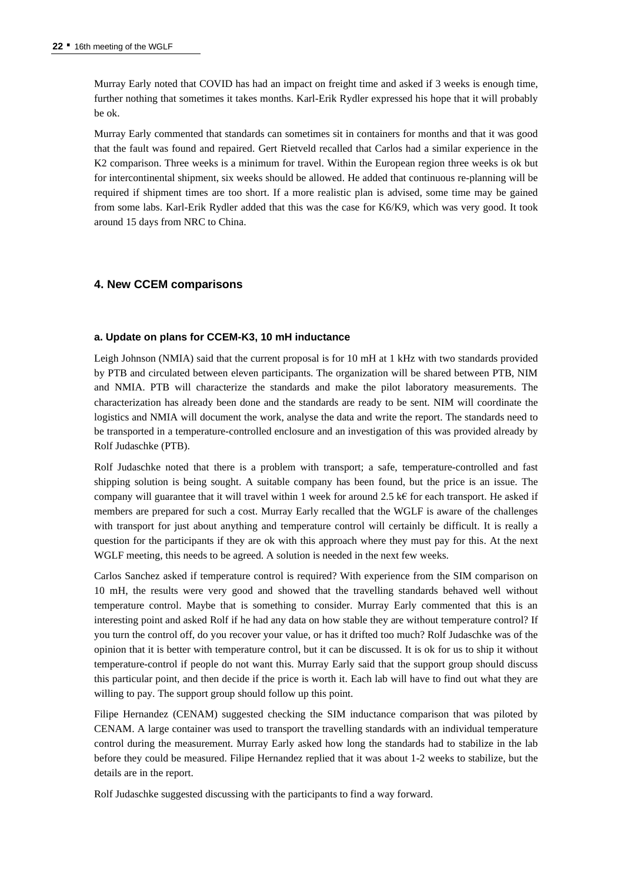Murray Early noted that COVID has had an impact on freight time and asked if 3 weeks is enough time, further nothing that sometimes it takes months. Karl-Erik Rydler expressed his hope that it will probably be ok.

Murray Early commented that standards can sometimes sit in containers for months and that it was good that the fault was found and repaired. Gert Rietveld recalled that Carlos had a similar experience in the K2 comparison. Three weeks is a minimum for travel. Within the European region three weeks is ok but for intercontinental shipment, six weeks should be allowed. He added that continuous re-planning will be required if shipment times are too short. If a more realistic plan is advised, some time may be gained from some labs. Karl-Erik Rydler added that this was the case for K6/K9, which was very good. It took around 15 days from NRC to China.

## 4. New CCEM comparisons

### a. Update on plans for CCEM-K3, 10 mH inductance

Leigh Johnson (NMIA) said that the current proposal is for 10 mH at 1 kHz with two standards provided by PTB and circulated between eleven participants. The organization will be shared between PTB, NIM and NMIA. PTB will characterize the standards and make the pilot laboratory measurements. The characterization has already been done and the standards are ready to be sent. NIM will coordinate the logistics and NMIA will document the work, analyse the data and write the report. The standards need to be transported in a temperature-controlled enclosure and an investigation of this was provided already by Rolf Judaschke (PTB).

Rolf Judaschke noted that there is a problem with transport; a safe, temperature-controlled and fast shipping solution is being sought. A suitable company has been found, but the price is an issue. The company will guarantee that it will travel within 1 week for around 2.5 k€ for each transport. He asked if members are prepared for such a cost. Murray Early recalled that the WGLF is aware of the challenges with transport for just about anything and temperature control will certainly be difficult. It is really a question for the participants if they are ok with this approach where they must pay for this. At the next WGLF meeting, this needs to be agreed. A solution is needed in the next few weeks.

Carlos Sanchez asked if temperature control is required? With experience from the SIM comparison on 10 mH, the results were very good and showed that the travelling standards behaved well without temperature control. Maybe that is something to consider. Murray Early commented that this is an interesting point and asked Rolf if he had any data on how stable they are without temperature control? If you turn the control off, do you recover your value, or has it drifted too much? Rolf Judaschke was of the opinion that it is better with temperature control, but it can be discussed. It is ok for us to ship it without temperature-control if people do not want this. Murray Early said that the support group should discuss this particular point, and then decide if the price is worth it. Each lab will have to find out what they are willing to pay. The support group should follow up this point.

Filipe Hernandez (CENAM) suggested checking the SIM inductance comparison that was piloted by CENAM. A large container was used to transport the travelling standards with an individual temperature control during the measurement. Murray Early asked how long the standards had to stabilize in the lab before they could be measured. Filipe Hernandez replied that it was about 1-2 weeks to stabilize, but the details are in the report.

Rolf Judaschke suggested discussing with the participants to find a way forward.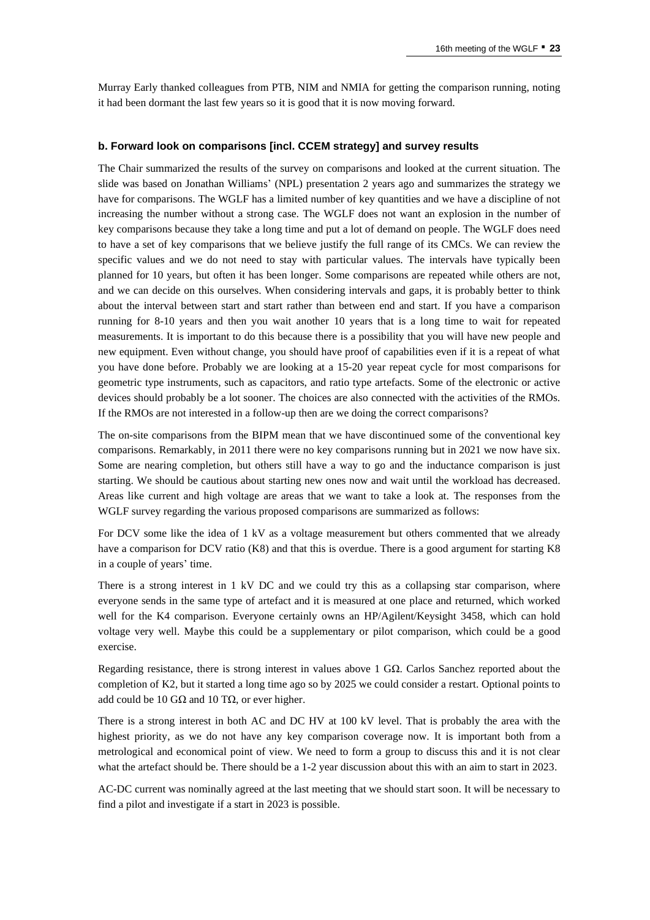Murray Early thanked colleagues from PTB, NIM and NMIA for getting the comparison running, noting it had been dormant the last few years so it is good that it is now moving forward.

### b. Forward look on comparisons [incl. CCEM strategy] and survey results

The Chair summarized the results of the survey on comparisons and looked at the current situation. The slide was based on Jonathan Williams' (NPL) presentation 2 years ago and summarizes the strategy we have for comparisons. The WGLF has a limited number of key quantities and we have a discipline of not increasing the number without a strong case. The WGLF does not want an explosion in the number of key comparisons because they take a long time and put a lot of demand on people. The WGLF does need to have a set of key comparisons that we believe justify the full range of its CMCs. We can review the specific values and we do not need to stay with particular values. The intervals have typically been planned for 10 years, but often it has been longer. Some comparisons are repeated while others are not, and we can decide on this ourselves. When considering intervals and gaps, it is probably better to think about the interval between start and start rather than between end and start. If you have a comparison running for 8-10 years and then you wait another 10 years that is a long time to wait for repeated measurements. It is important to do this because there is a possibility that you will have new people and new equipment. Even without change, you should have proof of capabilities even if it is a repeat of what you have done before. Probably we are looking at a 15-20 year repeat cycle for most comparisons for geometric type instruments, such as capacitors, and ratio type artefacts. Some of the electronic or active devices should probably be a lot sooner. The choices are also connected with the activities of the RMOs. If the RMOs are not interested in a follow-up then are we doing the correct comparisons?

The on-site comparisons from the BIPM mean that we have discontinued some of the conventional key comparisons. Remarkably, in 2011 there were no key comparisons running but in 2021 we now have six. Some are nearing completion, but others still have a way to go and the inductance comparison is just starting. We should be cautious about starting new ones now and wait until the workload has decreased. Areas like current and high voltage are areas that we want to take a look at. The responses from the WGLF survey regarding the various proposed comparisons are summarized as follows:

For DCV some like the idea of 1 kV as a voltage measurement but others commented that we already have a comparison for DCV ratio (K8) and that this is overdue. There is a good argument for starting K8 in a couple of years' time.

There is a strong interest in 1 kV DC and we could try this as a collapsing star comparison, where everyone sends in the same type of artefact and it is measured at one place and returned, which worked well for the K4 comparison. Everyone certainly owns an HP/Agilent/Keysight 3458, which can hold voltage very well. Maybe this could be a supplementary or pilot comparison, which could be a good exercise.

Regarding resistance, there is strong interest in values above 1 GΩ. Carlos Sanchez reported about the completion of K2, but it started a long time ago so by 2025 we could consider a restart. Optional points to add could be 10 GΩ and 10 TΩ, or ever higher.

There is a strong interest in both AC and DC HV at 100 kV level. That is probably the area with the highest priority, as we do not have any key comparison coverage now. It is important both from a metrological and economical point of view. We need to form a group to discuss this and it is not clear what the artefact should be. There should be a 1-2 year discussion about this with an aim to start in 2023.

AC-DC current was nominally agreed at the last meeting that we should start soon. It will be necessary to find a pilot and investigate if a start in 2023 is possible.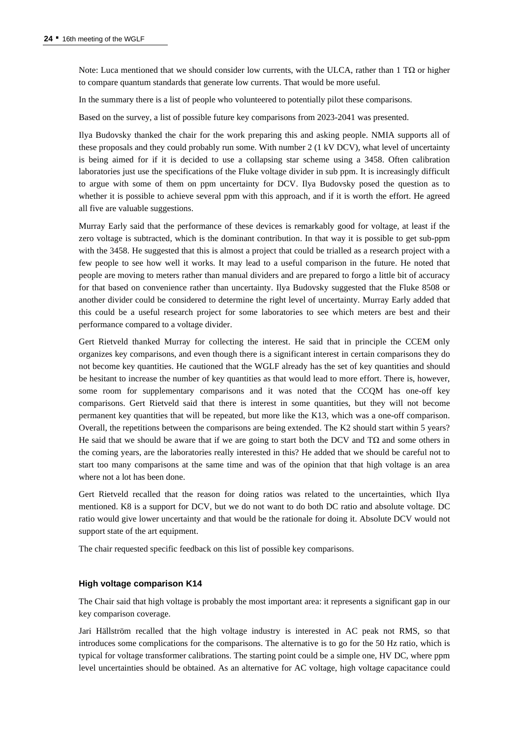Note: Luca mentioned that we should consider low currents, with the ULCA, rather than 1 TΩ or higher to compare quantum standards that generate low currents. That would be more useful.

In the summary there is a list of people who volunteered to potentially pilot these comparisons.

Based on the survey, a list of possible future key comparisons from 2023-2041 was presented.

Ilya Budovsky thanked the chair for the work preparing this and asking people. NMIA supports all of these proposals and they could probably run some. With number 2 (1 kV DCV), what level of uncertainty is being aimed for if it is decided to use a collapsing star scheme using a 3458. Often calibration laboratories just use the specifications of the Fluke voltage divider in sub ppm. It is increasingly difficult to argue with some of them on ppm uncertainty for DCV. Ilya Budovsky posed the question as to whether it is possible to achieve several ppm with this approach, and if it is worth the effort. He agreed all five are valuable suggestions.

Murray Early said that the performance of these devices is remarkably good for voltage, at least if the zero voltage is subtracted, which is the dominant contribution. In that way it is possible to get sub-ppm with the 3458. He suggested that this is almost a project that could be trialled as a research project with a few people to see how well it works. It may lead to a useful comparison in the future. He noted that people are moving to meters rather than manual dividers and are prepared to forgo a little bit of accuracy for that based on convenience rather than uncertainty. Ilya Budovsky suggested that the Fluke 8508 or another divider could be considered to determine the right level of uncertainty. Murray Early added that this could be a useful research project for some laboratories to see which meters are best and their performance compared to a voltage divider.

Gert Rietveld thanked Murray for collecting the interest. He said that in principle the CCEM only organizes key comparisons, and even though there is a significant interest in certain comparisons they do not become key quantities. He cautioned that the WGLF already has the set of key quantities and should be hesitant to increase the number of key quantities as that would lead to more effort. There is, however, some room for supplementary comparisons and it was noted that the CCQM has one-off key comparisons. Gert Rietveld said that there is interest in some quantities, but they will not become permanent key quantities that will be repeated, but more like the K13, which was a one-off comparison. Overall, the repetitions between the comparisons are being extended. The K2 should start within 5 years? He said that we should be aware that if we are going to start both the DCV and TΩ and some others in the coming years, are the laboratories really interested in this? He added that we should be careful not to start too many comparisons at the same time and was of the opinion that that high voltage is an area where not a lot has been done.

Gert Rietveld recalled that the reason for doing ratios was related to the uncertainties, which Ilya mentioned. K8 is a support for DCV, but we do not want to do both DC ratio and absolute voltage. DC ratio would give lower uncertainty and that would be the rationale for doing it. Absolute DCV would not support state of the art equipment.

The chair requested specific feedback on this list of possible key comparisons.

### High voltage comparison K14

The Chair said that high voltage is probably the most important area: it represents a significant gap in our key comparison coverage.

Jari Hällström recalled that the high voltage industry is interested in AC peak not RMS, so that introduces some complications for the comparisons. The alternative is to go for the 50 Hz ratio, which is typical for voltage transformer calibrations. The starting point could be a simple one, HV DC, where ppm level uncertainties should be obtained. As an alternative for AC voltage, high voltage capacitance could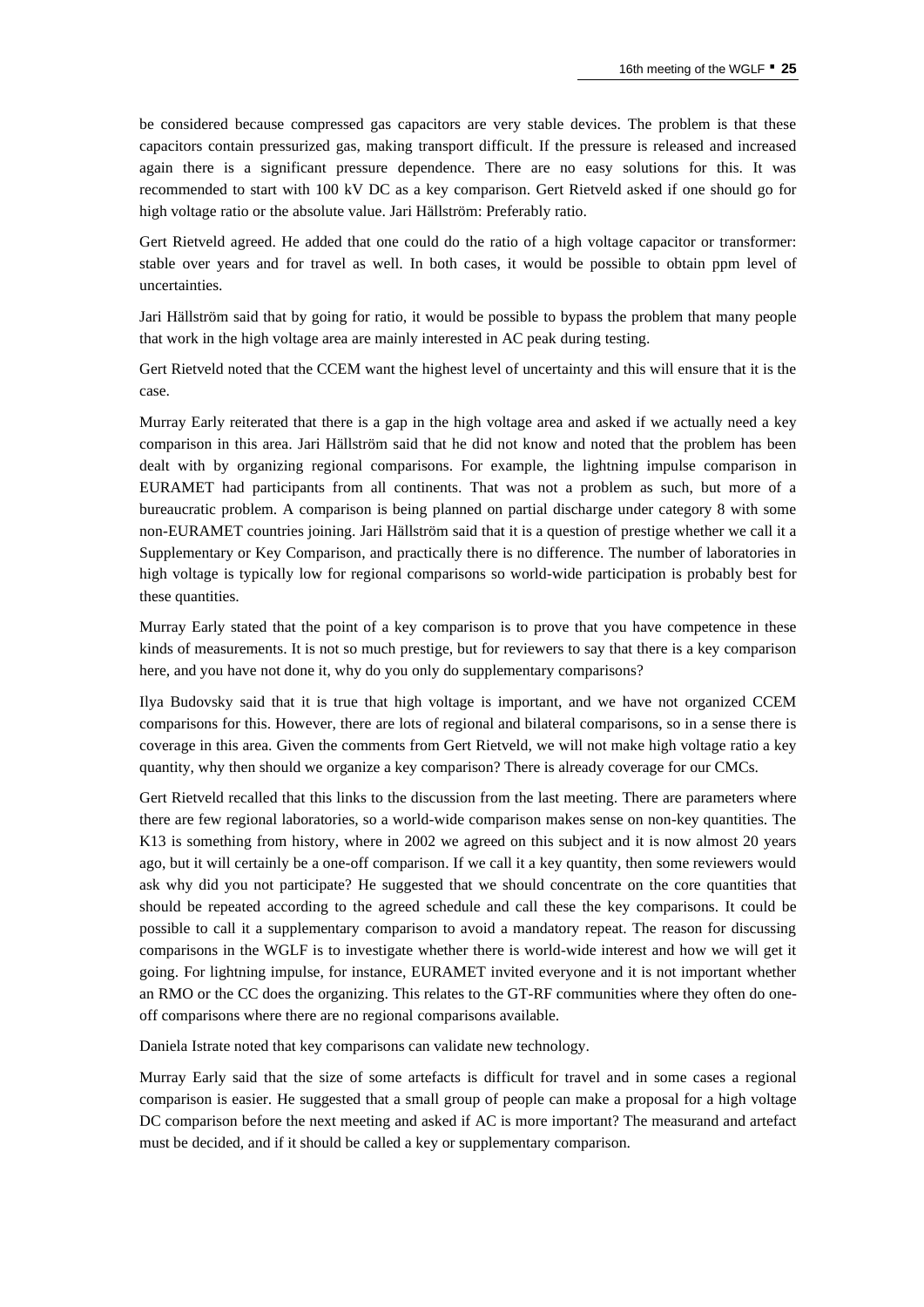be considered because compressed gas capacitors are very stable devices. The problem is that these capacitors contain pressurized gas, making transport difficult. If the pressure is released and increased again there is a significant pressure dependence. There are no easy solutions for this. It was recommended to start with 100 kV DC as a key comparison. Gert Rietveld asked if one should go for high voltage ratio or the absolute value. Jari Hällström: Preferably ratio.

Gert Rietveld agreed. He added that one could do the ratio of a high voltage capacitor or transformer: stable over years and for travel as well. In both cases, it would be possible to obtain ppm level of uncertainties.

Jari Hällström said that by going for ratio, it would be possible to bypass the problem that many people that work in the high voltage area are mainly interested in AC peak during testing.

Gert Rietveld noted that the CCEM want the highest level of uncertainty and this will ensure that it is the case.

Murray Early reiterated that there is a gap in the high voltage area and asked if we actually need a key comparison in this area. Jari Hällström said that he did not know and noted that the problem has been dealt with by organizing regional comparisons. For example, the lightning impulse comparison in EURAMET had participants from all continents. That was not a problem as such, but more of a bureaucratic problem. A comparison is being planned on partial discharge under category 8 with some non-EURAMET countries joining. Jari Hällström said that it is a question of prestige whether we call it a Supplementary or Key Comparison, and practically there is no difference. The number of laboratories in high voltage is typically low for regional comparisons so world-wide participation is probably best for these quantities.

Murray Early stated that the point of a key comparison is to prove that you have competence in these kinds of measurements. It is not so much prestige, but for reviewers to say that there is a key comparison here, and you have not done it, why do you only do supplementary comparisons?

Ilya Budovsky said that it is true that high voltage is important, and we have not organized CCEM comparisons for this. However, there are lots of regional and bilateral comparisons, so in a sense there is coverage in this area. Given the comments from Gert Rietveld, we will not make high voltage ratio a key quantity, why then should we organize a key comparison? There is already coverage for our CMCs.

Gert Rietveld recalled that this links to the discussion from the last meeting. There are parameters where there are few regional laboratories, so a world-wide comparison makes sense on non-key quantities. The K13 is something from history, where in 2002 we agreed on this subject and it is now almost 20 years ago, but it will certainly be a one-off comparison. If we call it a key quantity, then some reviewers would ask why did you not participate? He suggested that we should concentrate on the core quantities that should be repeated according to the agreed schedule and call these the key comparisons. It could be possible to call it a supplementary comparison to avoid a mandatory repeat. The reason for discussing comparisons in the WGLF is to investigate whether there is world-wide interest and how we will get it going. For lightning impulse, for instance, EURAMET invited everyone and it is not important whether an RMO or the CC does the organizing. This relates to the GT-RF communities where they often do one-off comparisons where there are no regional comparisons available.

Daniela Istrate noted that key comparisons can validate new technology.

Murray Early said that the size of some artefacts is difficult for travel and in some cases a regional comparison is easier. He suggested that a small group of people can make a proposal for a high voltage DC comparison before the next meeting and asked if AC is more important? The measurand and artefact must be decided, and if it should be called a key or supplementary comparison.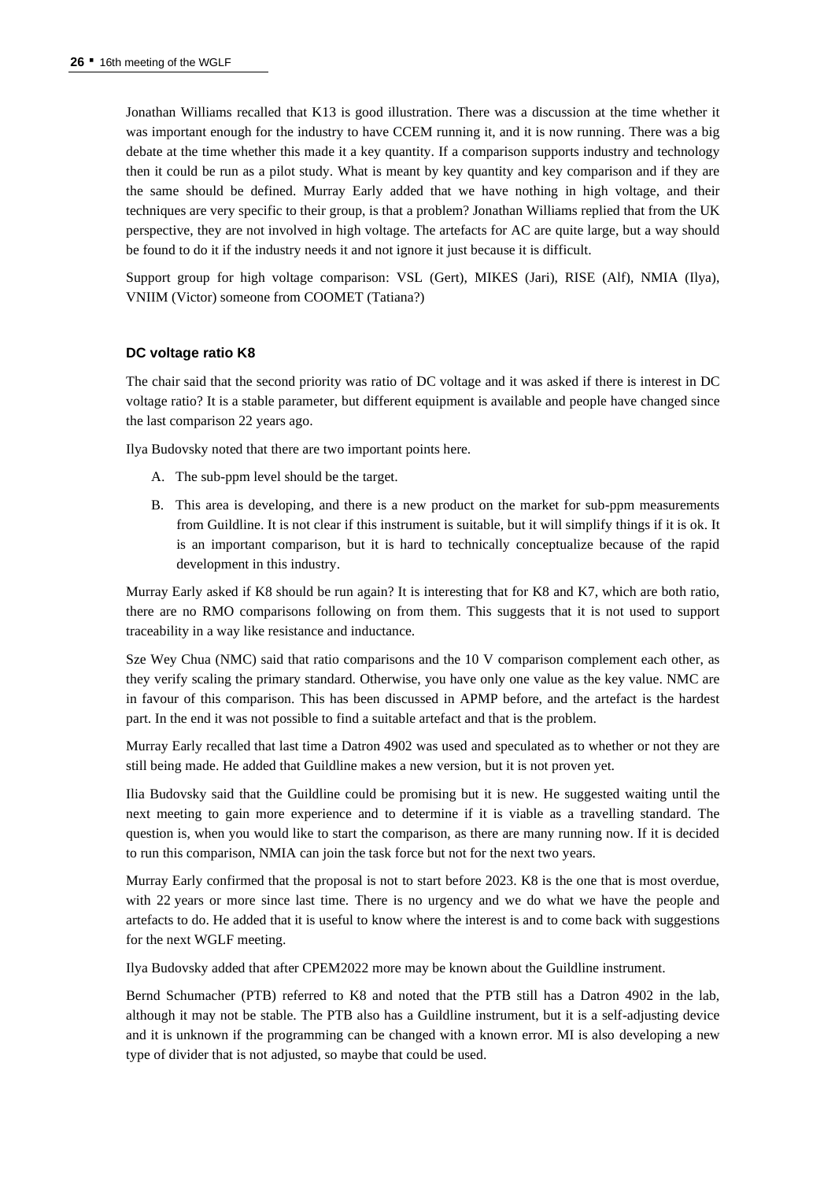Jonathan Williams recalled that K13 is good illustration. There was a discussion at the time whether it was important enough for the industry to have CCEM running it, and it is now running. There was a big debate at the time whether this made it a key quantity. If a comparison supports industry and technology then it could be run as a pilot study. What is meant by key quantity and key comparison and if they are the same should be defined. Murray Early added that we have nothing in high voltage, and their techniques are very specific to their group, is that a problem? Jonathan Williams replied that from the UK perspective, they are not involved in high voltage. The artefacts for AC are quite large, but a way should be found to do it if the industry needs it and not ignore it just because it is difficult.

Support group for high voltage comparison: VSL (Gert), MIKES (Jari), RISE (Alf), NMIA (Ilya), VNIIM (Victor) someone from COOMET (Tatiana?)

### DC voltage ratio K8

The chair said that the second priority was ratio of DC voltage and it was asked if there is interest in DC voltage ratio? It is a stable parameter, but different equipment is available and people have changed since the last comparison 22 years ago.

Ilya Budovsky noted that there are two important points here.

A. The sub-ppm level should be the target.

B. This area is developing, and there is a new product on the market for sub-ppm measurements from Guildline. It is not clear if this instrument is suitable, but it will simplify things if it is ok. It is an important comparison, but it is hard to technically conceptualize because of the rapid development in this industry.

Murray Early asked if K8 should be run again? It is interesting that for K8 and K7, which are both ratio, there are no RMO comparisons following on from them. This suggests that it is not used to support traceability in a way like resistance and inductance.

Sze Wey Chua (NMC) said that ratio comparisons and the 10 V comparison complement each other, as they verify scaling the primary standard. Otherwise, you have only one value as the key value. NMC are in favour of this comparison. This has been discussed in APMP before, and the artefact is the hardest part. In the end it was not possible to find a suitable artefact and that is the problem.

Murray Early recalled that last time a Datron 4902 was used and speculated as to whether or not they are still being made. He added that Guildline makes a new version, but it is not proven yet.

Ilia Budovsky said that the Guildline could be promising but it is new. He suggested waiting until the next meeting to gain more experience and to determine if it is viable as a travelling standard. The question is, when you would like to start the comparison, as there are many running now. If it is decided to run this comparison, NMIA can join the task force but not for the next two years.

Murray Early confirmed that the proposal is not to start before 2023. K8 is the one that is most overdue, with 22 years or more since last time. There is no urgency and we do what we have the people and artefacts to do. He added that it is useful to know where the interest is and to come back with suggestions for the next WGLF meeting.

Ilya Budovsky added that after CPEM2022 more may be known about the Guildline instrument.

Bernd Schumacher (PTB) referred to K8 and noted that the PTB still has a Datron 4902 in the lab, although it may not be stable. The PTB also has a Guildline instrument, but it is a self-adjusting device and it is unknown if the programming can be changed with a known error. MI is also developing a new type of divider that is not adjusted, so maybe that could be used.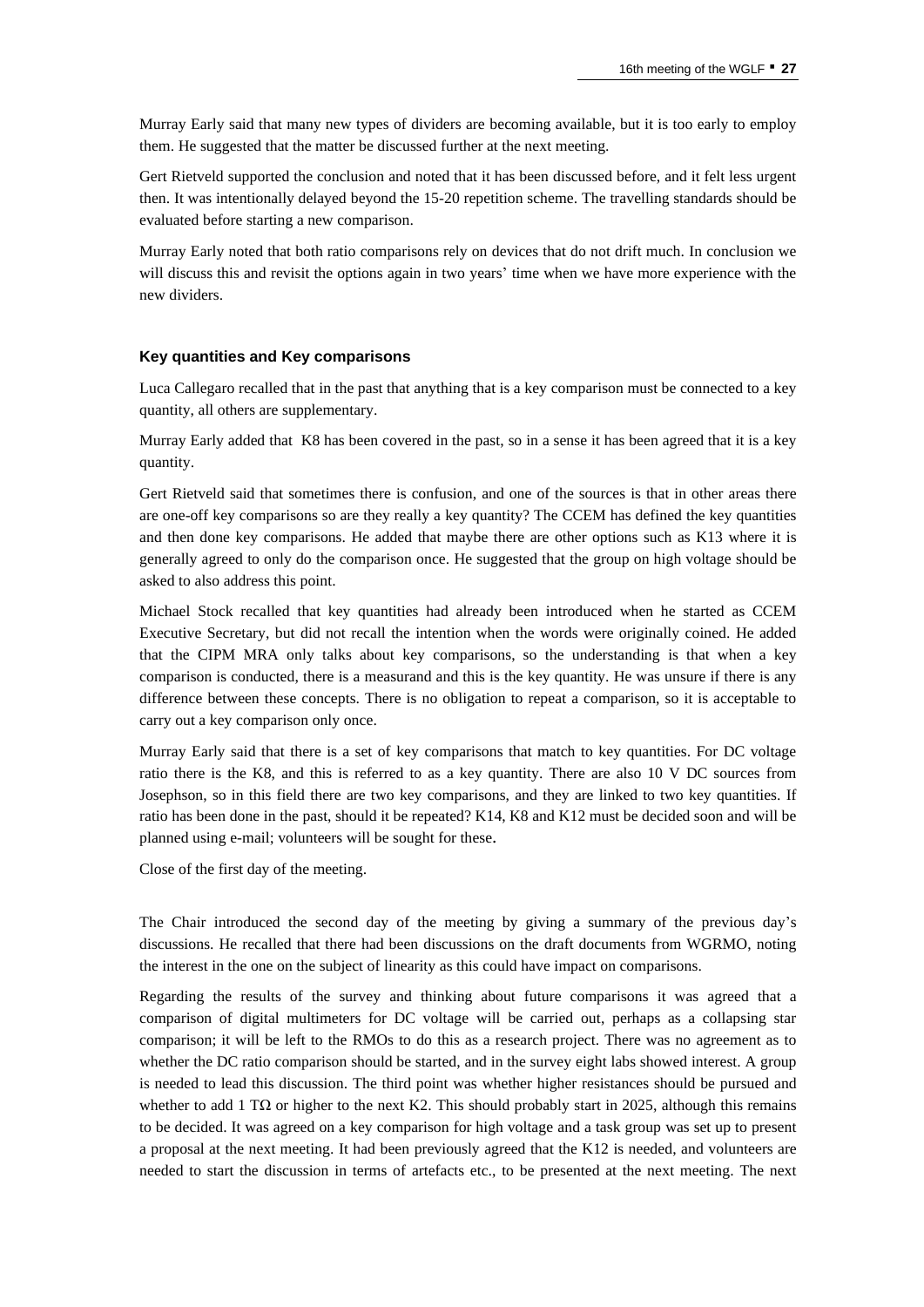Murray Early said that many new types of dividers are becoming available, but it is too early to employ them. He suggested that the matter be discussed further at the next meeting.

Gert Rietveld supported the conclusion and noted that it has been discussed before, and it felt less urgent then. It was intentionally delayed beyond the 15-20 repetition scheme. The travelling standards should be evaluated before starting a new comparison.

Murray Early noted that both ratio comparisons rely on devices that do not drift much. In conclusion we will discuss this and revisit the options again in two years' time when we have more experience with the new dividers.

### Key quantities and Key comparisons

Luca Callegaro recalled that in the past that anything that is a key comparison must be connected to a key quantity, all others are supplementary.

Murray Early added that K8 has been covered in the past, so in a sense it has been agreed that it is a key quantity.

Gert Rietveld said that sometimes there is confusion, and one of the sources is that in other areas there are one-off key comparisons so are they really a key quantity? The CCEM has defined the key quantities and then done key comparisons. He added that maybe there are other options such as K13 where it is generally agreed to only do the comparison once. He suggested that the group on high voltage should be asked to also address this point.

Michael Stock recalled that key quantities had already been introduced when he started as CCEM Executive Secretary, but did not recall the intention when the words were originally coined. He added that the CIPM MRA only talks about key comparisons, so the understanding is that when a key comparison is conducted, there is a measurand and this is the key quantity. He was unsure if there is any difference between these concepts. There is no obligation to repeat a comparison, so it is acceptable to carry out a key comparison only once.

Murray Early said that there is a set of key comparisons that match to key quantities. For DC voltage ratio there is the K8, and this is referred to as a key quantity. There are also 10 V DC sources from Josephson, so in this field there are two key comparisons, and they are linked to two key quantities. If ratio has been done in the past, should it be repeated? K14, K8 and K12 must be decided soon and will be planned using e-mail; volunteers will be sought for these.

Close of the first day of the meeting.

The Chair introduced the second day of the meeting by giving a summary of the previous day's discussions. He recalled that there had been discussions on the draft documents from WGRMO, noting the interest in the one on the subject of linearity as this could have impact on comparisons.

Regarding the results of the survey and thinking about future comparisons it was agreed that a comparison of digital multimeters for DC voltage will be carried out, perhaps as a collapsing star comparison; it will be left to the RMOs to do this as a research project. There was no agreement as to whether the DC ratio comparison should be started, and in the survey eight labs showed interest. A group is needed to lead this discussion. The third point was whether higher resistances should be pursued and whether to add 1 TΩ or higher to the next K2. This should probably start in 2025, although this remains to be decided. It was agreed on a key comparison for high voltage and a task group was set up to present a proposal at the next meeting. It had been previously agreed that the K12 is needed, and volunteers are needed to start the discussion in terms of artefacts etc., to be presented at the next meeting. The next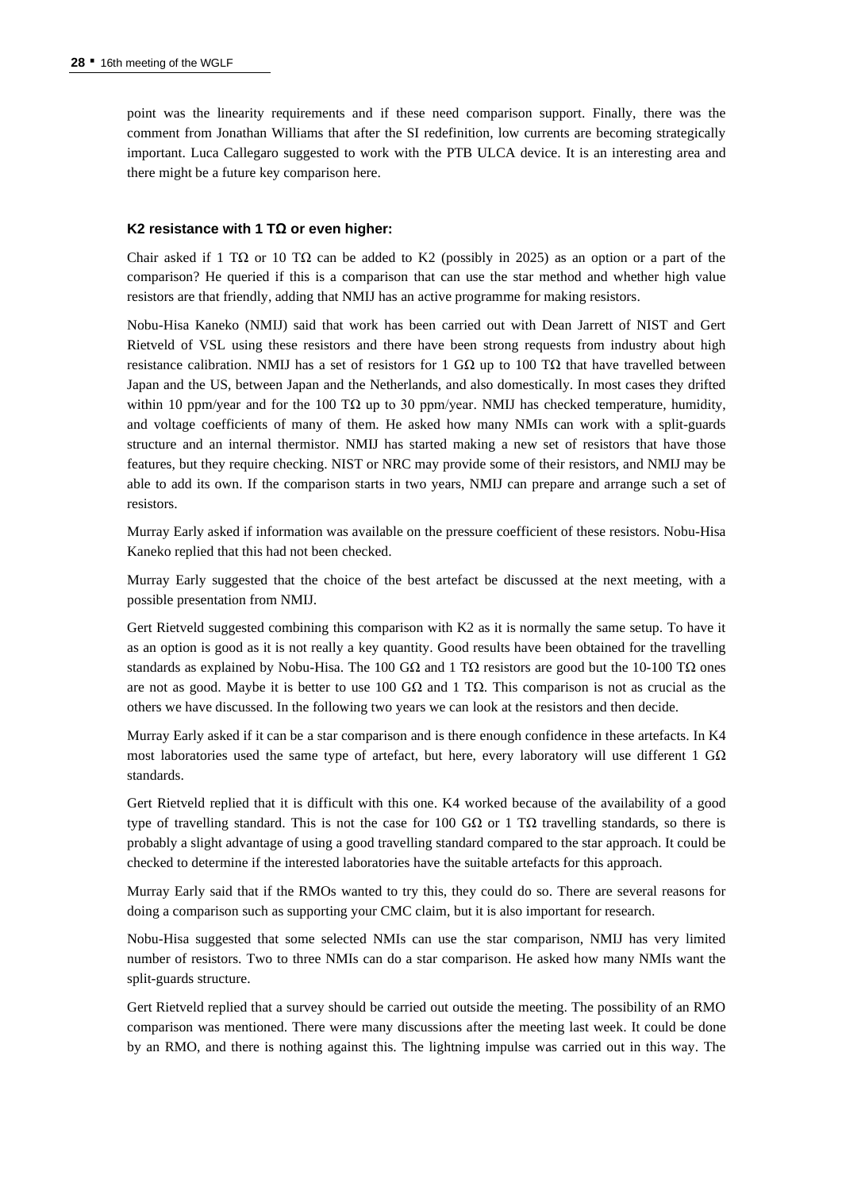point was the linearity requirements and if these need comparison support. Finally, there was the comment from Jonathan Williams that after the SI redefinition, low currents are becoming strategically important. Luca Callegaro suggested to work with the PTB ULCA device. It is an interesting area and there might be a future key comparison here.

### K2 resistance with 1 TΩ or even higher:

Chair asked if 1 TΩ or 10 TΩ can be added to K2 (possibly in 2025) as an option or a part of the comparison? He queried if this is a comparison that can use the star method and whether high value resistors are that friendly, adding that NMIJ has an active programme for making resistors.

Nobu-Hisa Kaneko (NMIJ) said that work has been carried out with Dean Jarrett of NIST and Gert Rietveld of VSL using these resistors and there have been strong requests from industry about high resistance calibration. NMIJ has a set of resistors for 1 GΩ up to 100 TΩ that have travelled between Japan and the US, between Japan and the Netherlands, and also domestically. In most cases they drifted within 10 ppm/year and for the 100 TΩ up to 30 ppm/year. NMIJ has checked temperature, humidity, and voltage coefficients of many of them. He asked how many NMIs can work with a split-guards structure and an internal thermistor. NMIJ has started making a new set of resistors that have those features, but they require checking. NIST or NRC may provide some of their resistors, and NMIJ may be able to add its own. If the comparison starts in two years, NMIJ can prepare and arrange such a set of resistors.

Murray Early asked if information was available on the pressure coefficient of these resistors. Nobu-Hisa Kaneko replied that this had not been checked.

Murray Early suggested that the choice of the best artefact be discussed at the next meeting, with a possible presentation from NMIJ.

Gert Rietveld suggested combining this comparison with K2 as it is normally the same setup. To have it as an option is good as it is not really a key quantity. Good results have been obtained for the travelling standards as explained by Nobu-Hisa. The 100 GΩ and 1 TΩ resistors are good but the 10-100 TΩ ones are not as good. Maybe it is better to use 100 GΩ and 1 TΩ. This comparison is not as crucial as the others we have discussed. In the following two years we can look at the resistors and then decide.

Murray Early asked if it can be a star comparison and is there enough confidence in these artefacts. In K4 most laboratories used the same type of artefact, but here, every laboratory will use different 1 GΩ standards.

Gert Rietveld replied that it is difficult with this one. K4 worked because of the availability of a good type of travelling standard. This is not the case for 100 GΩ or 1 TΩ travelling standards, so there is probably a slight advantage of using a good travelling standard compared to the star approach. It could be checked to determine if the interested laboratories have the suitable artefacts for this approach.

Murray Early said that if the RMOs wanted to try this, they could do so. There are several reasons for doing a comparison such as supporting your CMC claim, but it is also important for research.

Nobu-Hisa suggested that some selected NMIs can use the star comparison, NMIJ has very limited number of resistors. Two to three NMIs can do a star comparison. He asked how many NMIs want the split-guards structure.

Gert Rietveld replied that a survey should be carried out outside the meeting. The possibility of an RMO comparison was mentioned. There were many discussions after the meeting last week. It could be done by an RMO, and there is nothing against this. The lightning impulse was carried out in this way. The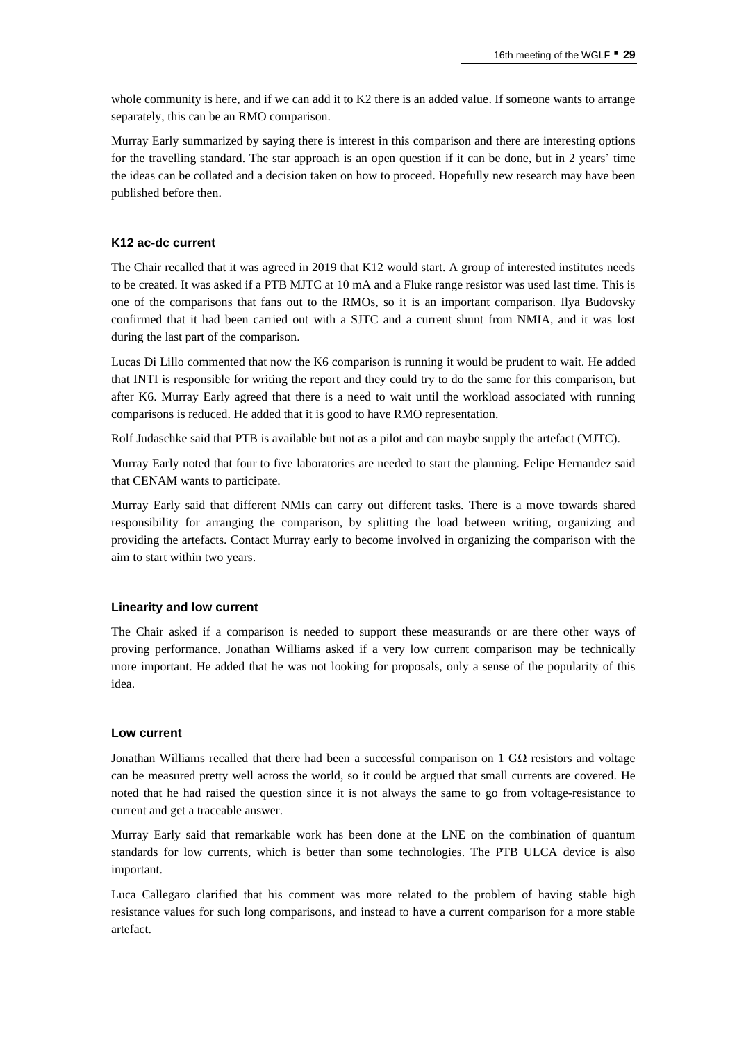whole community is here, and if we can add it to K2 there is an added value. If someone wants to arrange separately, this can be an RMO comparison.

Murray Early summarized by saying there is interest in this comparison and there are interesting options for the travelling standard. The star approach is an open question if it can be done, but in 2 years' time the ideas can be collated and a decision taken on how to proceed. Hopefully new research may have been published before then.

### K12 ac-dc current

The Chair recalled that it was agreed in 2019 that K12 would start. A group of interested institutes needs to be created. It was asked if a PTB MJTC at 10 mA and a Fluke range resistor was used last time. This is one of the comparisons that fans out to the RMOs, so it is an important comparison. Ilya Budovsky confirmed that it had been carried out with a SJTC and a current shunt from NMIA, and it was lost during the last part of the comparison.

Lucas Di Lillo commented that now the K6 comparison is running it would be prudent to wait. He added that INTI is responsible for writing the report and they could try to do the same for this comparison, but after K6. Murray Early agreed that there is a need to wait until the workload associated with running comparisons is reduced. He added that it is good to have RMO representation.

Rolf Judaschke said that PTB is available but not as a pilot and can maybe supply the artefact (MJTC).

Murray Early noted that four to five laboratories are needed to start the planning. Felipe Hernandez said that CENAM wants to participate.

Murray Early said that different NMIs can carry out different tasks. There is a move towards shared responsibility for arranging the comparison, by splitting the load between writing, organizing and providing the artefacts. Contact Murray early to become involved in organizing the comparison with the aim to start within two years.

### Linearity and low current

The Chair asked if a comparison is needed to support these measurands or are there other ways of proving performance. Jonathan Williams asked if a very low current comparison may be technically more important. He added that he was not looking for proposals, only a sense of the popularity of this idea.

### Low current

Jonathan Williams recalled that there had been a successful comparison on 1 GΩ resistors and voltage can be measured pretty well across the world, so it could be argued that small currents are covered. He noted that he had raised the question since it is not always the same to go from voltage-resistance to current and get a traceable answer.

Murray Early said that remarkable work has been done at the LNE on the combination of quantum standards for low currents, which is better than some technologies. The PTB ULCA device is also important.

Luca Callegaro clarified that his comment was more related to the problem of having stable high resistance values for such long comparisons, and instead to have a current comparison for a more stable artefact.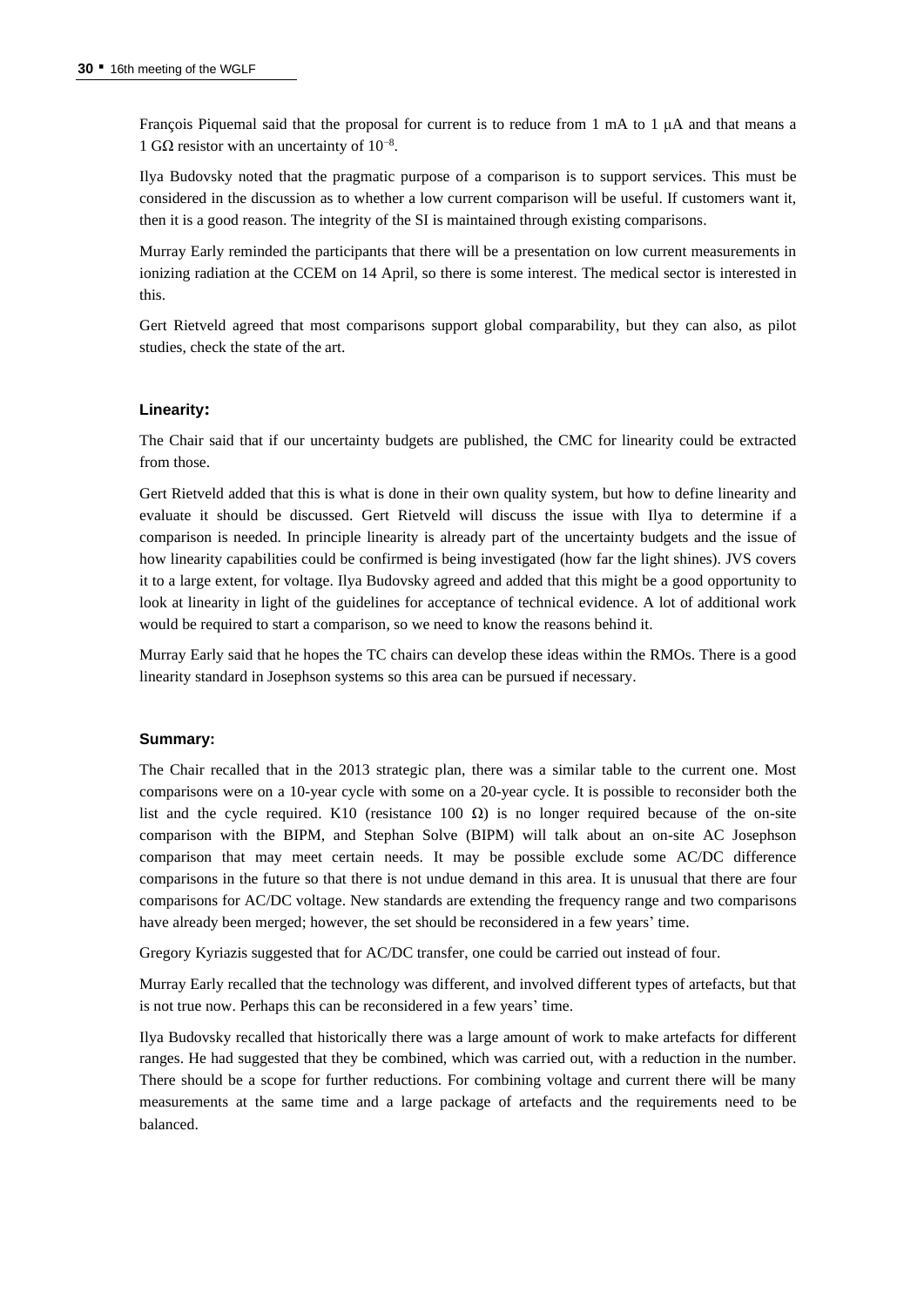François Piquemal said that the proposal for current is to reduce from 1 mA to 1 μA and that means a 1 GΩ resistor with an uncertainty of $10^{-8}$.

Ilya Budovsky noted that the pragmatic purpose of a comparison is to support services. This must be considered in the discussion as to whether a low current comparison will be useful. If customers want it, then it is a good reason. The integrity of the SI is maintained through existing comparisons.

Murray Early reminded the participants that there will be a presentation on low current measurements in ionizing radiation at the CCEM on 14 April, so there is some interest. The medical sector is interested in this.

Gert Rietveld agreed that most comparisons support global comparability, but they can also, as pilot studies, check the state of the art.

### Linearity:

The Chair said that if our uncertainty budgets are published, the CMC for linearity could be extracted from those.

Gert Rietveld added that this is what is done in their own quality system, but how to define linearity and evaluate it should be discussed. Gert Rietveld will discuss the issue with Ilya to determine if a comparison is needed. In principle linearity is already part of the uncertainty budgets and the issue of how linearity capabilities could be confirmed is being investigated (how far the light shines). JVS covers it to a large extent, for voltage. Ilya Budovsky agreed and added that this might be a good opportunity to look at linearity in light of the guidelines for acceptance of technical evidence. A lot of additional work would be required to start a comparison, so we need to know the reasons behind it.

Murray Early said that he hopes the TC chairs can develop these ideas within the RMOs. There is a good linearity standard in Josephson systems so this area can be pursued if necessary.

### Summary:

The Chair recalled that in the 2013 strategic plan, there was a similar table to the current one. Most comparisons were on a 10-year cycle with some on a 20-year cycle. It is possible to reconsider both the list and the cycle required. K10 (resistance 100 Ω) is no longer required because of the on-site comparison with the BIPM, and Stephan Solve (BIPM) will talk about an on-site AC Josephson comparison that may meet certain needs. It may be possible exclude some AC/DC difference comparisons in the future so that there is not undue demand in this area. It is unusual that there are four comparisons for AC/DC voltage. New standards are extending the frequency range and two comparisons have already been merged; however, the set should be reconsidered in a few years' time.

Gregory Kyriazis suggested that for AC/DC transfer, one could be carried out instead of four.

Murray Early recalled that the technology was different, and involved different types of artefacts, but that is not true now. Perhaps this can be reconsidered in a few years' time.

Ilya Budovsky recalled that historically there was a large amount of work to make artefacts for different ranges. He had suggested that they be combined, which was carried out, with a reduction in the number. There should be a scope for further reductions. For combining voltage and current there will be many measurements at the same time and a large package of artefacts and the requirements need to be balanced.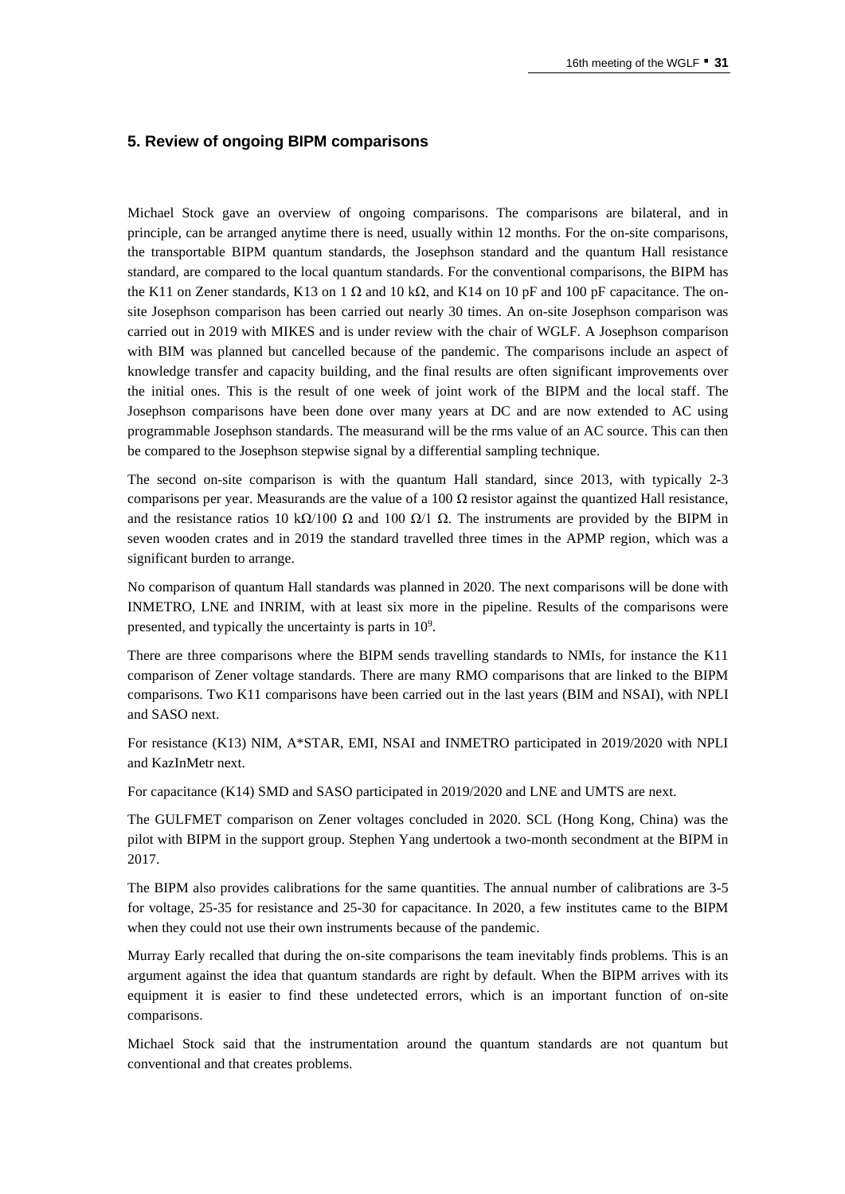## 5. Review of ongoing BIPM comparisons

Michael Stock gave an overview of ongoing comparisons. The comparisons are bilateral, and in principle, can be arranged anytime there is need, usually within 12 months. For the on-site comparisons, the transportable BIPM quantum standards, the Josephson standard and the quantum Hall resistance standard, are compared to the local quantum standards. For the conventional comparisons, the BIPM has the K11 on Zener standards, K13 on 1 Ω and 10 kΩ, and K14 on 10 pF and 100 pF capacitance. The on-site Josephson comparison has been carried out nearly 30 times. An on-site Josephson comparison was carried out in 2019 with MIKES and is under review with the chair of WGLF. A Josephson comparison with BIM was planned but cancelled because of the pandemic. The comparisons include an aspect of knowledge transfer and capacity building, and the final results are often significant improvements over the initial ones. This is the result of one week of joint work of the BIPM and the local staff. The Josephson comparisons have been done over many years at DC and are now extended to AC using programmable Josephson standards. The measurand will be the rms value of an AC source. This can then be compared to the Josephson stepwise signal by a differential sampling technique.

The second on-site comparison is with the quantum Hall standard, since 2013, with typically 2-3 comparisons per year. Measurands are the value of a 100 Ω resistor against the quantized Hall resistance, and the resistance ratios 10 kΩ/100 Ω and 100 Ω/1 Ω. The instruments are provided by the BIPM in seven wooden crates and in 2019 the standard travelled three times in the APMP region, which was a significant burden to arrange.

No comparison of quantum Hall standards was planned in 2020. The next comparisons will be done with INMETRO, LNE and INRIM, with at least six more in the pipeline. Results of the comparisons were presented, and typically the uncertainty is parts in $10^9$.

There are three comparisons where the BIPM sends travelling standards to NMIs, for instance the K11 comparison of Zener voltage standards. There are many RMO comparisons that are linked to the BIPM comparisons. Two K11 comparisons have been carried out in the last years (BIM and NSAI), with NPLI and SASO next.

For resistance (K13) NIM, A*STAR, EMI, NSAI and INMETRO participated in 2019/2020 with NPLI and KazInMetr next.

For capacitance (K14) SMD and SASO participated in 2019/2020 and LNE and UMTS are next.

The GULFMET comparison on Zener voltages concluded in 2020. SCL (Hong Kong, China) was the pilot with BIPM in the support group. Stephen Yang undertook a two-month secondment at the BIPM in 2017.

The BIPM also provides calibrations for the same quantities. The annual number of calibrations are 3-5 for voltage, 25-35 for resistance and 25-30 for capacitance. In 2020, a few institutes came to the BIPM when they could not use their own instruments because of the pandemic.

Murray Early recalled that during the on-site comparisons the team inevitably finds problems. This is an argument against the idea that quantum standards are right by default. When the BIPM arrives with its equipment it is easier to find these undetected errors, which is an important function of on-site comparisons.

Michael Stock said that the instrumentation around the quantum standards are not quantum but conventional and that creates problems.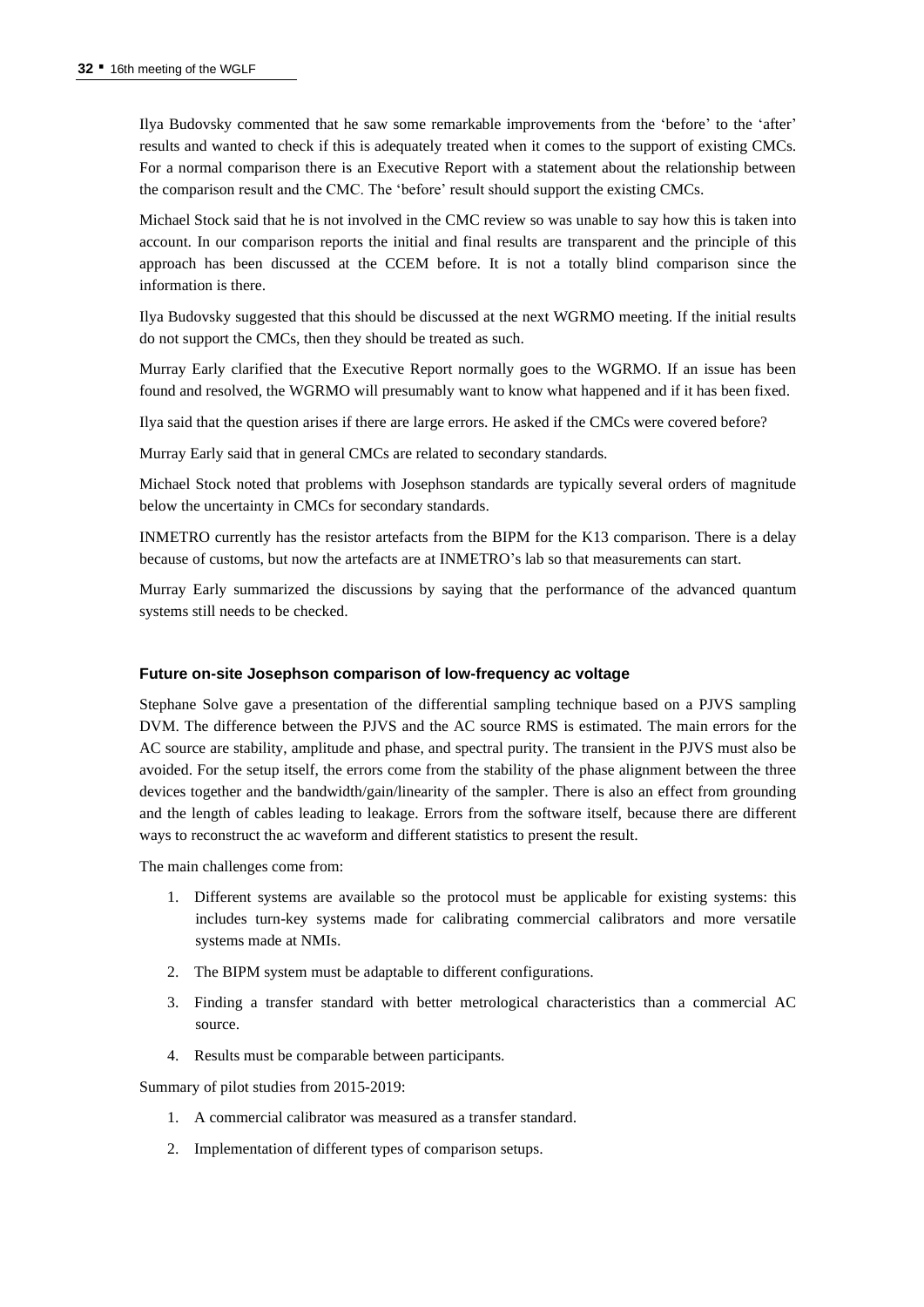Ilya Budovsky commented that he saw some remarkable improvements from the 'before' to the 'after' results and wanted to check if this is adequately treated when it comes to the support of existing CMCs. For a normal comparison there is an Executive Report with a statement about the relationship between the comparison result and the CMC. The 'before' result should support the existing CMCs.

Michael Stock said that he is not involved in the CMC review so was unable to say how this is taken into account. In our comparison reports the initial and final results are transparent and the principle of this approach has been discussed at the CCEM before. It is not a totally blind comparison since the information is there.

Ilya Budovsky suggested that this should be discussed at the next WGRMO meeting. If the initial results do not support the CMCs, then they should be treated as such.

Murray Early clarified that the Executive Report normally goes to the WGRMO. If an issue has been found and resolved, the WGRMO will presumably want to know what happened and if it has been fixed.

Ilya said that the question arises if there are large errors. He asked if the CMCs were covered before?

Murray Early said that in general CMCs are related to secondary standards.

Michael Stock noted that problems with Josephson standards are typically several orders of magnitude below the uncertainty in CMCs for secondary standards.

INMETRO currently has the resistor artefacts from the BIPM for the K13 comparison. There is a delay because of customs, but now the artefacts are at INMETRO's lab so that measurements can start.

Murray Early summarized the discussions by saying that the performance of the advanced quantum systems still needs to be checked.

### Future on-site Josephson comparison of low-frequency ac voltage

Stephane Solve gave a presentation of the differential sampling technique based on a PJVS sampling DVM. The difference between the PJVS and the AC source RMS is estimated. The main errors for the AC source are stability, amplitude and phase, and spectral purity. The transient in the PJVS must also be avoided. For the setup itself, the errors come from the stability of the phase alignment between the three devices together and the bandwidth/gain/linearity of the sampler. There is also an effect from grounding and the length of cables leading to leakage. Errors from the software itself, because there are different ways to reconstruct the ac waveform and different statistics to present the result.

The main challenges come from:

1. Different systems are available so the protocol must be applicable for existing systems: this includes turn-key systems made for calibrating commercial calibrators and more versatile systems made at NMIs.
2. The BIPM system must be adaptable to different configurations.
3. Finding a transfer standard with better metrological characteristics than a commercial AC source.
4. Results must be comparable between participants.

Summary of pilot studies from 2015-2019:

1. A commercial calibrator was measured as a transfer standard.
2. Implementation of different types of comparison setups.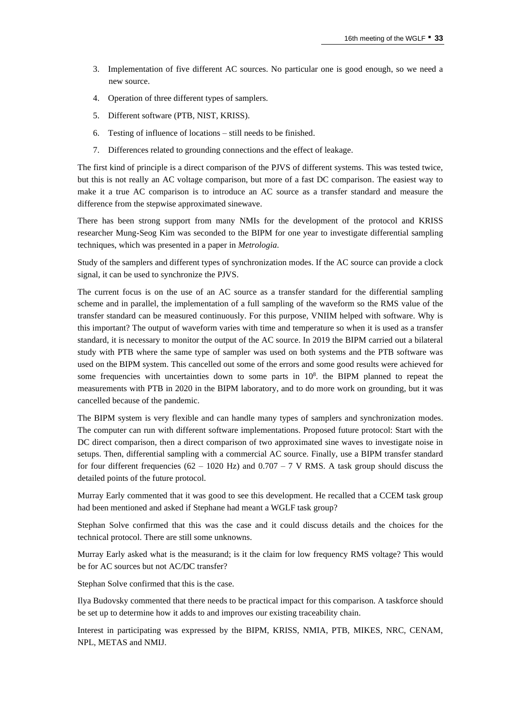3. Implementation of five different AC sources. No particular one is good enough, so we need a new source.
4. Operation of three different types of samplers.
5. Different software (PTB, NIST, KRISS).
6. Testing of influence of locations – still needs to be finished.
7. Differences related to grounding connections and the effect of leakage.

The first kind of principle is a direct comparison of the PJVS of different systems. This was tested twice, but this is not really an AC voltage comparison, but more of a fast DC comparison. The easiest way to make it a true AC comparison is to introduce an AC source as a transfer standard and measure the difference from the stepwise approximated sinewave.

There has been strong support from many NMIs for the development of the protocol and KRISS researcher Mung-Seog Kim was seconded to the BIPM for one year to investigate differential sampling techniques, which was presented in a paper in *Metrologia*.

Study of the samplers and different types of synchronization modes. If the AC source can provide a clock signal, it can be used to synchronize the PJVS.

The current focus is on the use of an AC source as a transfer standard for the differential sampling scheme and in parallel, the implementation of a full sampling of the waveform so the RMS value of the transfer standard can be measured continuously. For this purpose, VNIIM helped with software. Why is this important? The output of waveform varies with time and temperature so when it is used as a transfer standard, it is necessary to monitor the output of the AC source. In 2019 the BIPM carried out a bilateral study with PTB where the same type of sampler was used on both systems and the PTB software was used on the BIPM system. This cancelled out some of the errors and some good results were achieved for some frequencies with uncertainties down to some parts in $10^8$. the BIPM planned to repeat the measurements with PTB in 2020 in the BIPM laboratory, and to do more work on grounding, but it was cancelled because of the pandemic.

The BIPM system is very flexible and can handle many types of samplers and synchronization modes. The computer can run with different software implementations. Proposed future protocol: Start with the DC direct comparison, then a direct comparison of two approximated sine waves to investigate noise in setups. Then, differential sampling with a commercial AC source. Finally, use a BIPM transfer standard for four different frequencies (62 – 1020 Hz) and 0.707 – 7 V RMS. A task group should discuss the detailed points of the future protocol.

Murray Early commented that it was good to see this development. He recalled that a CCEM task group had been mentioned and asked if Stephane had meant a WGLF task group?

Stephan Solve confirmed that this was the case and it could discuss details and the choices for the technical protocol. There are still some unknowns.

Murray Early asked what is the measurand; is it the claim for low frequency RMS voltage? This would be for AC sources but not AC/DC transfer?

Stephan Solve confirmed that this is the case.

Ilya Budovsky commented that there needs to be practical impact for this comparison. A taskforce should be set up to determine how it adds to and improves our existing traceability chain.

Interest in participating was expressed by the BIPM, KRISS, NMIA, PTB, MIKES, NRC, CENAM, NPL, METAS and NMIJ.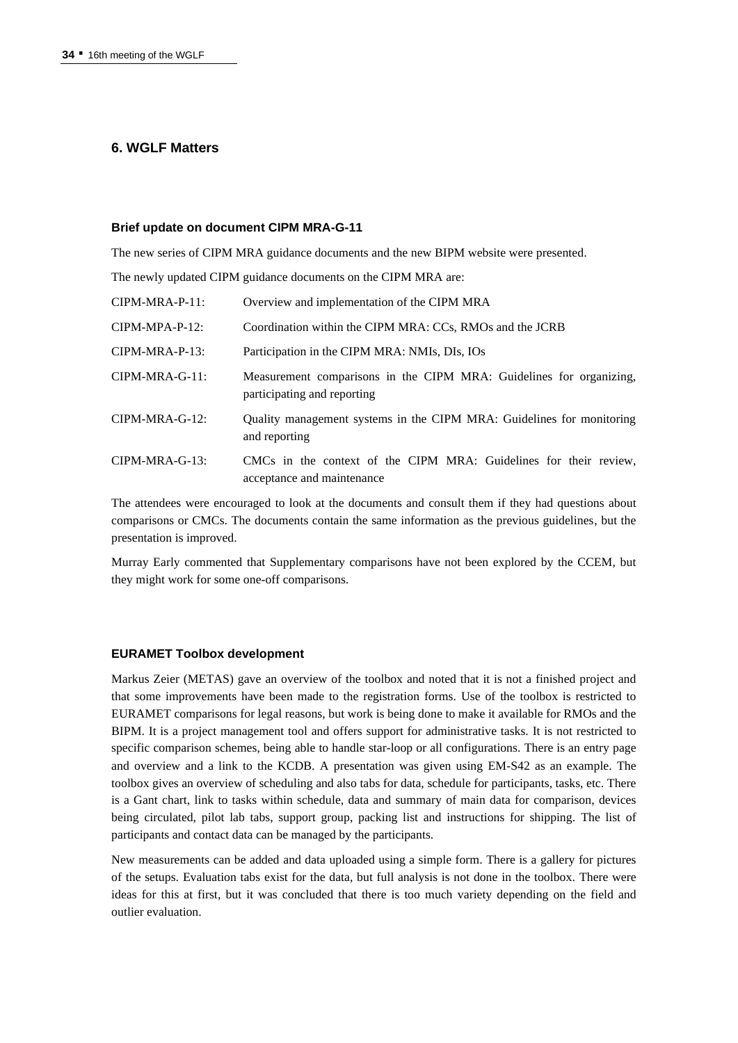## 6. WGLF Matters

### Brief update on document CIPM MRA-G-11

The new series of CIPM MRA guidance documents and the new BIPM website were presented.

The newly updated CIPM guidance documents on the CIPM MRA are:

| | |
|---|---|
| CIPM-MRA-P-11: | Overview and implementation of the CIPM MRA |
| CIPM-MPA-P-12: | Coordination within the CIPM MRA: CCs, RMOs and the JCRB |
| CIPM-MRA-P-13: | Participation in the CIPM MRA: NMIs, DIs, IOs |
| CIPM-MRA-G-11: | Measurement comparisons in the CIPM MRA: Guidelines for organizing, participating and reporting |
| CIPM-MRA-G-12: | Quality management systems in the CIPM MRA: Guidelines for monitoring and reporting |
| CIPM-MRA-G-13: | CMCs in the context of the CIPM MRA: Guidelines for their review, acceptance and maintenance |

The attendees were encouraged to look at the documents and consult them if they had questions about comparisons or CMCs. The documents contain the same information as the previous guidelines, but the presentation is improved.

Murray Early commented that Supplementary comparisons have not been explored by the CCEM, but they might work for some one-off comparisons.

### EURAMET Toolbox development

Markus Zeier (METAS) gave an overview of the toolbox and noted that it is not a finished project and that some improvements have been made to the registration forms. Use of the toolbox is restricted to EURAMET comparisons for legal reasons, but work is being done to make it available for RMOs and the BIPM. It is a project management tool and offers support for administrative tasks. It is not restricted to specific comparison schemes, being able to handle star-loop or all configurations. There is an entry page and overview and a link to the KCDB. A presentation was given using EM-S42 as an example. The toolbox gives an overview of scheduling and also tabs for data, schedule for participants, tasks, etc. There is a Gant chart, link to tasks within schedule, data and summary of main data for comparison, devices being circulated, pilot lab tabs, support group, packing list and instructions for shipping. The list of participants and contact data can be managed by the participants.

New measurements can be added and data uploaded using a simple form. There is a gallery for pictures of the setups. Evaluation tabs exist for the data, but full analysis is not done in the toolbox. There were ideas for this at first, but it was concluded that there is too much variety depending on the field and outlier evaluation.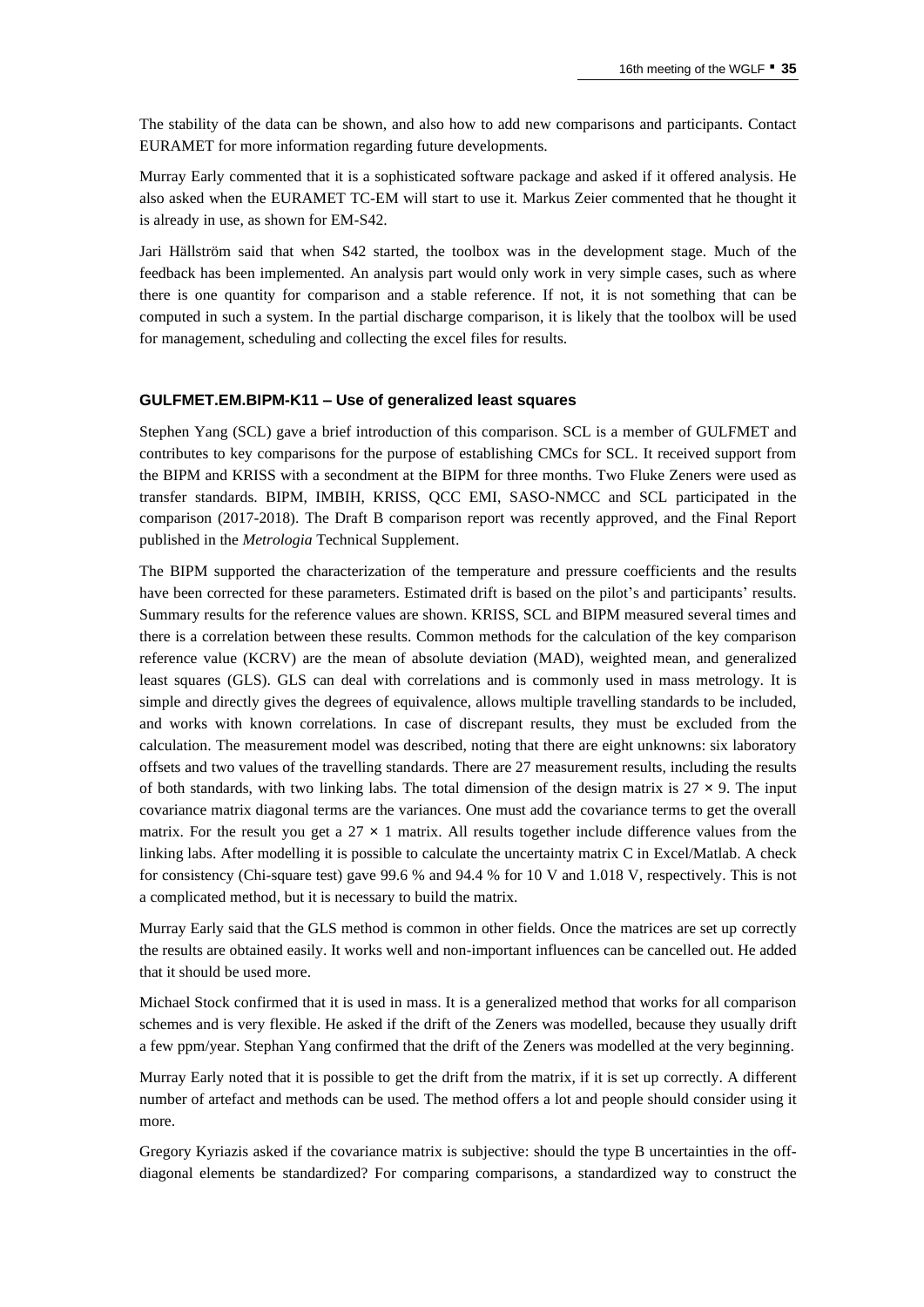The stability of the data can be shown, and also how to add new comparisons and participants. Contact EURAMET for more information regarding future developments.

Murray Early commented that it is a sophisticated software package and asked if it offered analysis. He also asked when the EURAMET TC-EM will start to use it. Markus Zeier commented that he thought it is already in use, as shown for EM-S42.

Jari Hällström said that when S42 started, the toolbox was in the development stage. Much of the feedback has been implemented. An analysis part would only work in very simple cases, such as where there is one quantity for comparison and a stable reference. If not, it is not something that can be computed in such a system. In the partial discharge comparison, it is likely that the toolbox will be used for management, scheduling and collecting the excel files for results.

### GULFMET.EM.BIPM-K11 – Use of generalized least squares

Stephen Yang (SCL) gave a brief introduction of this comparison. SCL is a member of GULFMET and contributes to key comparisons for the purpose of establishing CMCs for SCL. It received support from the BIPM and KRISS with a secondment at the BIPM for three months. Two Fluke Zeners were used as transfer standards. BIPM, IMBIH, KRISS, QCC EMI, SASO-NMCC and SCL participated in the comparison (2017-2018). The Draft B comparison report was recently approved, and the Final Report published in the *Metrologia* Technical Supplement.

The BIPM supported the characterization of the temperature and pressure coefficients and the results have been corrected for these parameters. Estimated drift is based on the pilot's and participants' results. Summary results for the reference values are shown. KRISS, SCL and BIPM measured several times and there is a correlation between these results. Common methods for the calculation of the key comparison reference value (KCRV) are the mean of absolute deviation (MAD), weighted mean, and generalized least squares (GLS). GLS can deal with correlations and is commonly used in mass metrology. It is simple and directly gives the degrees of equivalence, allows multiple travelling standards to be included, and works with known correlations. In case of discrepant results, they must be excluded from the calculation. The measurement model was described, noting that there are eight unknowns: six laboratory offsets and two values of the travelling standards. There are 27 measurement results, including the results of both standards, with two linking labs. The total dimension of the design matrix is $27 \times 9$. The input covariance matrix diagonal terms are the variances. One must add the covariance terms to get the overall matrix. For the result you get a $27 \times 1$ matrix. All results together include difference values from the linking labs. After modelling it is possible to calculate the uncertainty matrix C in Excel/Matlab. A check for consistency (Chi-square test) gave 99.6 % and 94.4 % for 10 V and 1.018 V, respectively. This is not a complicated method, but it is necessary to build the matrix.

Murray Early said that the GLS method is common in other fields. Once the matrices are set up correctly the results are obtained easily. It works well and non-important influences can be cancelled out. He added that it should be used more.

Michael Stock confirmed that it is used in mass. It is a generalized method that works for all comparison schemes and is very flexible. He asked if the drift of the Zeners was modelled, because they usually drift a few ppm/year. Stephan Yang confirmed that the drift of the Zeners was modelled at the very beginning.

Murray Early noted that it is possible to get the drift from the matrix, if it is set up correctly. A different number of artefact and methods can be used. The method offers a lot and people should consider using it more.

Gregory Kyriazis asked if the covariance matrix is subjective: should the type B uncertainties in the off-diagonal elements be standardized? For comparing comparisons, a standardized way to construct the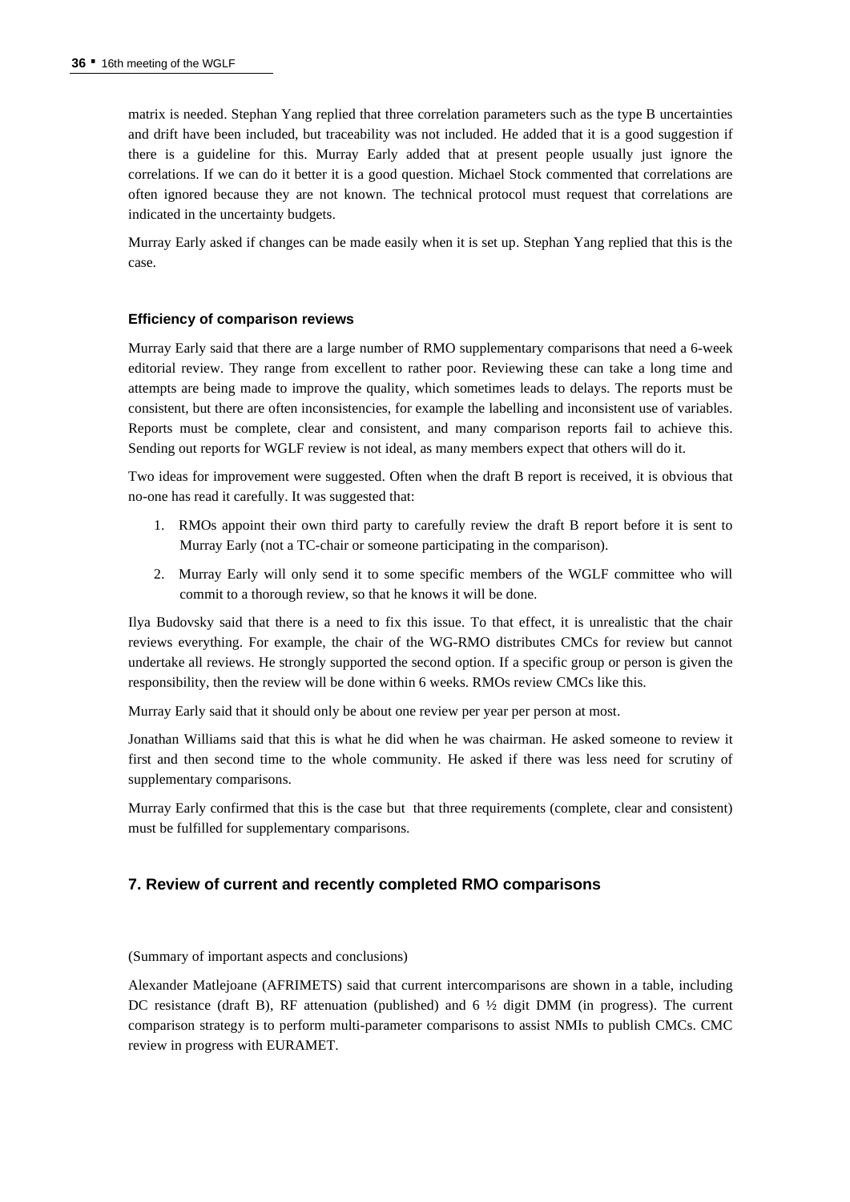matrix is needed. Stephan Yang replied that three correlation parameters such as the type B uncertainties and drift have been included, but traceability was not included. He added that it is a good suggestion if there is a guideline for this. Murray Early added that at present people usually just ignore the correlations. If we can do it better it is a good question. Michael Stock commented that correlations are often ignored because they are not known. The technical protocol must request that correlations are indicated in the uncertainty budgets.

Murray Early asked if changes can be made easily when it is set up. Stephan Yang replied that this is the case.

#### Efficiency of comparison reviews

Murray Early said that there are a large number of RMO supplementary comparisons that need a 6-week editorial review. They range from excellent to rather poor. Reviewing these can take a long time and attempts are being made to improve the quality, which sometimes leads to delays. The reports must be consistent, but there are often inconsistencies, for example the labelling and inconsistent use of variables. Reports must be complete, clear and consistent, and many comparison reports fail to achieve this. Sending out reports for WGLF review is not ideal, as many members expect that others will do it.

Two ideas for improvement were suggested. Often when the draft B report is received, it is obvious that no-one has read it carefully. It was suggested that:

1. RMOs appoint their own third party to carefully review the draft B report before it is sent to Murray Early (not a TC-chair or someone participating in the comparison).
2. Murray Early will only send it to some specific members of the WGLF committee who will commit to a thorough review, so that he knows it will be done.

Ilya Budovsky said that there is a need to fix this issue. To that effect, it is unrealistic that the chair reviews everything. For example, the chair of the WG-RMO distributes CMCs for review but cannot undertake all reviews. He strongly supported the second option. If a specific group or person is given the responsibility, then the review will be done within 6 weeks. RMOs review CMCs like this.

Murray Early said that it should only be about one review per year per person at most.

Jonathan Williams said that this is what he did when he was chairman. He asked someone to review it first and then second time to the whole community. He asked if there was less need for scrutiny of supplementary comparisons.

Murray Early confirmed that this is the case but that three requirements (complete, clear and consistent) must be fulfilled for supplementary comparisons.

## 7. Review of current and recently completed RMO comparisons

(Summary of important aspects and conclusions)

Alexander Matlejoane (AFRIMETS) said that current intercomparisons are shown in a table, including DC resistance (draft B), RF attenuation (published) and 6 ½ digit DMM (in progress). The current comparison strategy is to perform multi-parameter comparisons to assist NMIs to publish CMCs. CMC review in progress with EURAMET.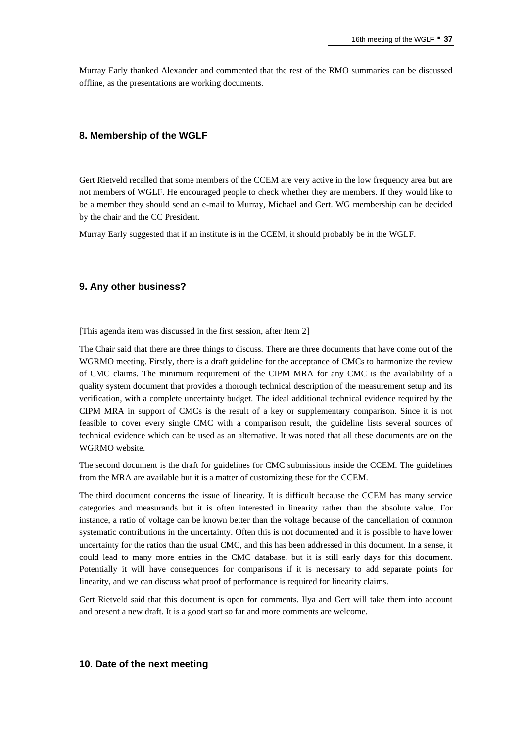Murray Early thanked Alexander and commented that the rest of the RMO summaries can be discussed offline, as the presentations are working documents.

## 8. Membership of the WGLF

Gert Rietveld recalled that some members of the CCEM are very active in the low frequency area but are not members of WGLF. He encouraged people to check whether they are members. If they would like to be a member they should send an e-mail to Murray, Michael and Gert. WG membership can be decided by the chair and the CC President.

Murray Early suggested that if an institute is in the CCEM, it should probably be in the WGLF.

## 9. Any other business?

[This agenda item was discussed in the first session, after Item 2]

The Chair said that there are three things to discuss. There are three documents that have come out of the WGRMO meeting. Firstly, there is a draft guideline for the acceptance of CMCs to harmonize the review of CMC claims. The minimum requirement of the CIPM MRA for any CMC is the availability of a quality system document that provides a thorough technical description of the measurement setup and its verification, with a complete uncertainty budget. The ideal additional technical evidence required by the CIPM MRA in support of CMCs is the result of a key or supplementary comparison. Since it is not feasible to cover every single CMC with a comparison result, the guideline lists several sources of technical evidence which can be used as an alternative. It was noted that all these documents are on the WGRMO website.

The second document is the draft for guidelines for CMC submissions inside the CCEM. The guidelines from the MRA are available but it is a matter of customizing these for the CCEM.

The third document concerns the issue of linearity. It is difficult because the CCEM has many service categories and measurands but it is often interested in linearity rather than the absolute value. For instance, a ratio of voltage can be known better than the voltage because of the cancellation of common systematic contributions in the uncertainty. Often this is not documented and it is possible to have lower uncertainty for the ratios than the usual CMC, and this has been addressed in this document. In a sense, it could lead to many more entries in the CMC database, but it is still early days for this document. Potentially it will have consequences for comparisons if it is necessary to add separate points for linearity, and we can discuss what proof of performance is required for linearity claims.

Gert Rietveld said that this document is open for comments. Ilya and Gert will take them into account and present a new draft. It is a good start so far and more comments are welcome.

## 10. Date of the next meeting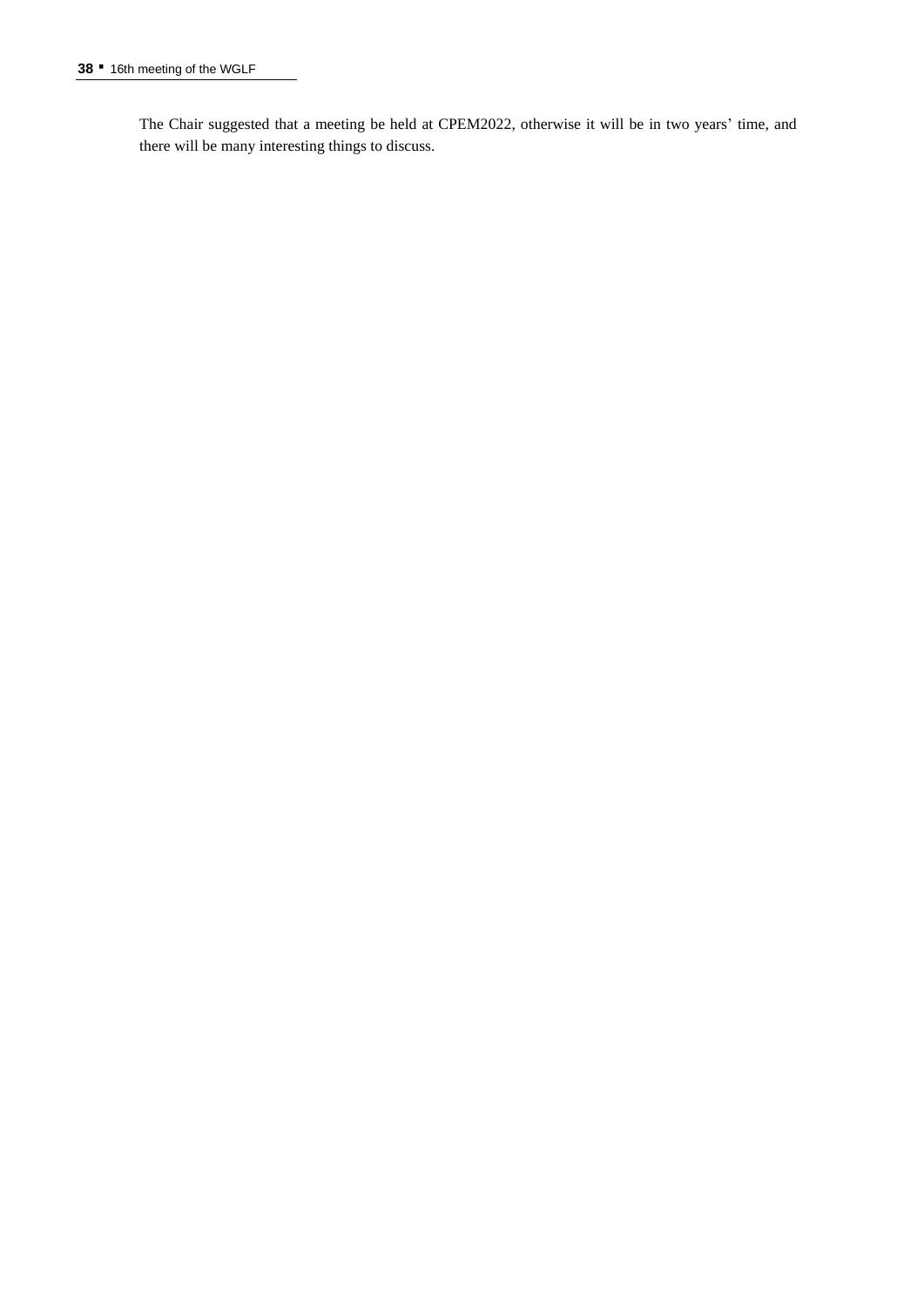The Chair suggested that a meeting be held at CPEM2022, otherwise it will be in two years' time, and there will be many interesting things to discuss.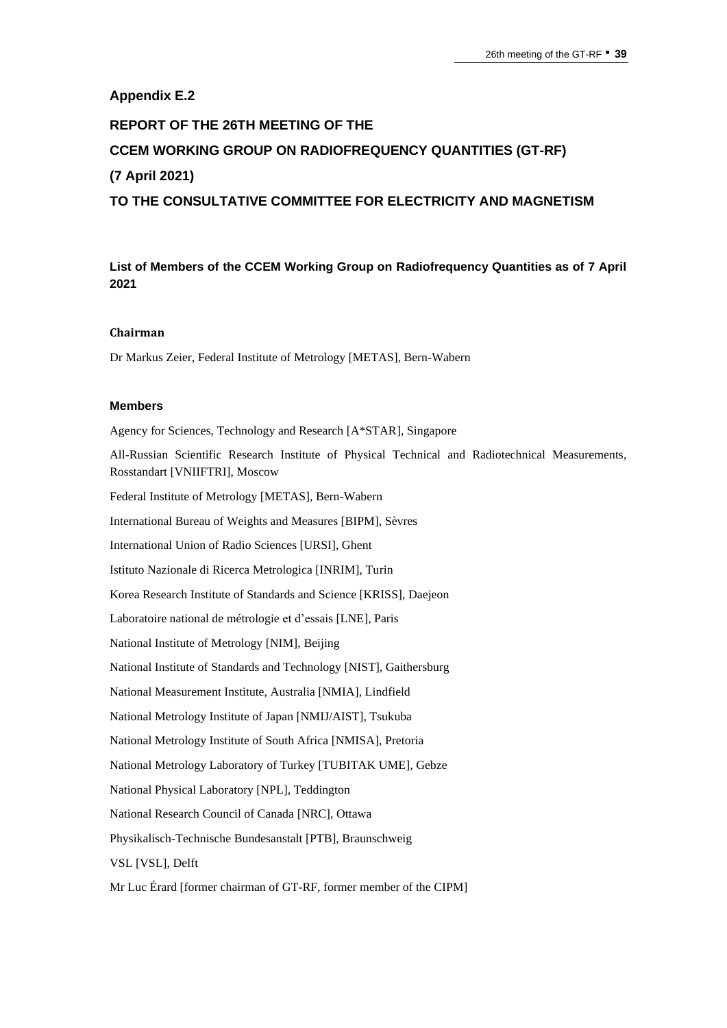## Appendix E.2

## REPORT OF THE 26TH MEETING OF THE

## CCEM WORKING GROUP ON RADIOFREQUENCY QUANTITIES (GT-RF)

## (7 April 2021)

## TO THE CONSULTATIVE COMMITTEE FOR ELECTRICITY AND MAGNETISM

### List of Members of the CCEM Working Group on Radiofrequency Quantities as of 7 April 2021

#### Chairman

Dr Markus Zeier, Federal Institute of Metrology [METAS], Bern-Wabern

#### Members

Agency for Sciences, Technology and Research [A*STAR], Singapore

All-Russian Scientific Research Institute of Physical Technical and Radiotechnical Measurements, Rosstandart [VNIIFTRI], Moscow

Federal Institute of Metrology [METAS], Bern-Wabern

International Bureau of Weights and Measures [BIPM], Sèvres

International Union of Radio Sciences [URSI], Ghent

Istituto Nazionale di Ricerca Metrologica [INRIM], Turin

Korea Research Institute of Standards and Science [KRISS], Daejeon

Laboratoire national de métrologie et d'essais [LNE], Paris

National Institute of Metrology [NIM], Beijing

National Institute of Standards and Technology [NIST], Gaithersburg

National Measurement Institute, Australia [NMIA], Lindfield

National Metrology Institute of Japan [NMIJ/AIST], Tsukuba

National Metrology Institute of South Africa [NMISA], Pretoria

National Metrology Laboratory of Turkey [TUBITAK UME], Gebze

National Physical Laboratory [NPL], Teddington

National Research Council of Canada [NRC], Ottawa

Physikalisch-Technische Bundesanstalt [PTB], Braunschweig

VSL [VSL], Delft

Mr Luc Érard [former chairman of GT-RF, former member of the CIPM]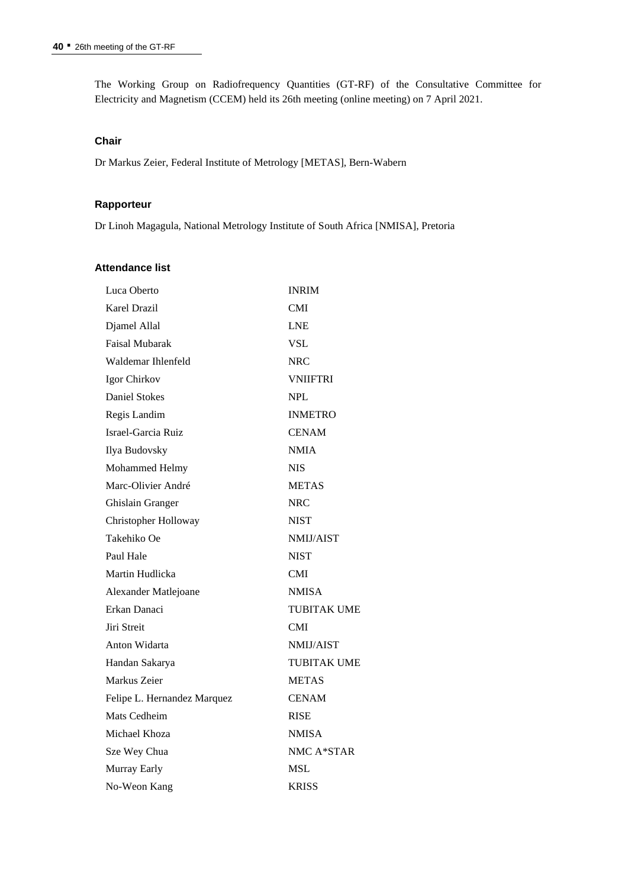The Working Group on Radiofrequency Quantities (GT-RF) of the Consultative Committee for Electricity and Magnetism (CCEM) held its 26th meeting (online meeting) on 7 April 2021.

### Chair

Dr Markus Zeier, Federal Institute of Metrology [METAS], Bern-Wabern

### Rapporteur

Dr Linoh Magagula, National Metrology Institute of South Africa [NMISA], Pretoria

### Attendance list

| | |
|---|---|
| Luca Oberto | INRIM |
| Karel Drazil | CMI |
| Djamel Allal | LNE |
| Faisal Mubarak | VSL |
| Waldemar Ihlenfeld | NRC |
| Igor Chirkov | VNIIFTRI |
| Daniel Stokes | NPL |
| Regis Landim | INMETRO |
| Israel-Garcia Ruiz | CENAM |
| Ilya Budovsky | NMIA |
| Mohammed Helmy | NIS |
| Marc-Olivier André | METAS |
| Ghislain Granger | NRC |
| Christopher Holloway | NIST |
| Takehiko Oe | NMIJ/AIST |
| Paul Hale | NIST |
| Martin Hudlicka | CMI |
| Alexander Matlejoane | NMISA |
| Erkan Danaci | TUBITAK UME |
| Jiri Streit | CMI |
| Anton Widarta | NMIJ/AIST |
| Handan Sakarya | TUBITAK UME |
| Markus Zeier | METAS |
| Felipe L. Hernandez Marquez | CENAM |
| Mats Cedheim | RISE |
| Michael Khoza | NMISA |
| Sze Wey Chua | NMC A*STAR |
| Murray Early | MSL |
| No-Weon Kang | KRISS |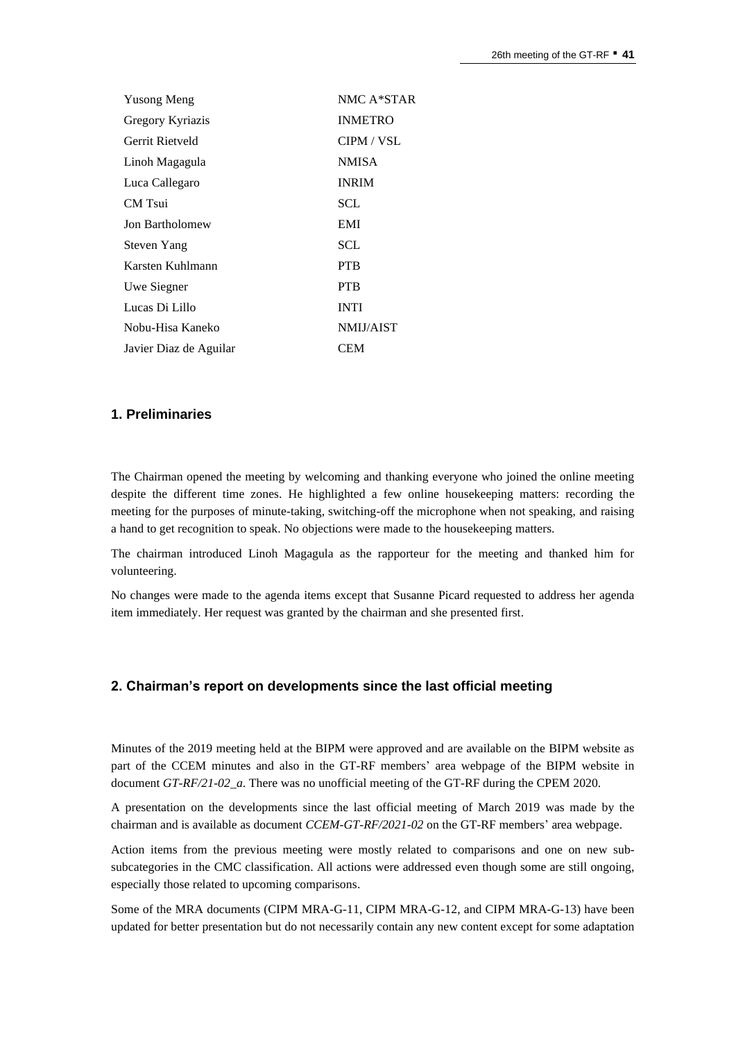| | |
|---|---|
| Yusong Meng | NMC A*STAR |
| Gregory Kyriazis | INMETRO |
| Gerrit Rietveld | CIPM / VSL |
| Linoh Magagula | NMISA |
| Luca Callegaro | INRIM |
| CM Tsui | SCL |
| Jon Bartholomew | EMI |
| Steven Yang | SCL |
| Karsten Kuhlmann | PTB |
| Uwe Siegner | PTB |
| Lucas Di Lillo | INTI |
| Nobu-Hisa Kaneko | NMIJ/AIST |
| Javier Diaz de Aguilar | CEM |

## 1. Preliminaries

The Chairman opened the meeting by welcoming and thanking everyone who joined the online meeting despite the different time zones. He highlighted a few online housekeeping matters: recording the meeting for the purposes of minute-taking, switching-off the microphone when not speaking, and raising a hand to get recognition to speak. No objections were made to the housekeeping matters.

The chairman introduced Linoh Magagula as the rapporteur for the meeting and thanked him for volunteering.

No changes were made to the agenda items except that Susanne Picard requested to address her agenda item immediately. Her request was granted by the chairman and she presented first.

## 2. Chairman's report on developments since the last official meeting

Minutes of the 2019 meeting held at the BIPM were approved and are available on the BIPM website as part of the CCEM minutes and also in the GT-RF members' area webpage of the BIPM website in document *GT-RF/21-02_a*. There was no unofficial meeting of the GT-RF during the CPEM 2020.

A presentation on the developments since the last official meeting of March 2019 was made by the chairman and is available as document *CCEM-GT-RF/2021-02* on the GT-RF members' area webpage.

Action items from the previous meeting were mostly related to comparisons and one on new sub-subcategories in the CMC classification. All actions were addressed even though some are still ongoing, especially those related to upcoming comparisons.

Some of the MRA documents (CIPM MRA-G-11, CIPM MRA-G-12, and CIPM MRA-G-13) have been updated for better presentation but do not necessarily contain any new content except for some adaptation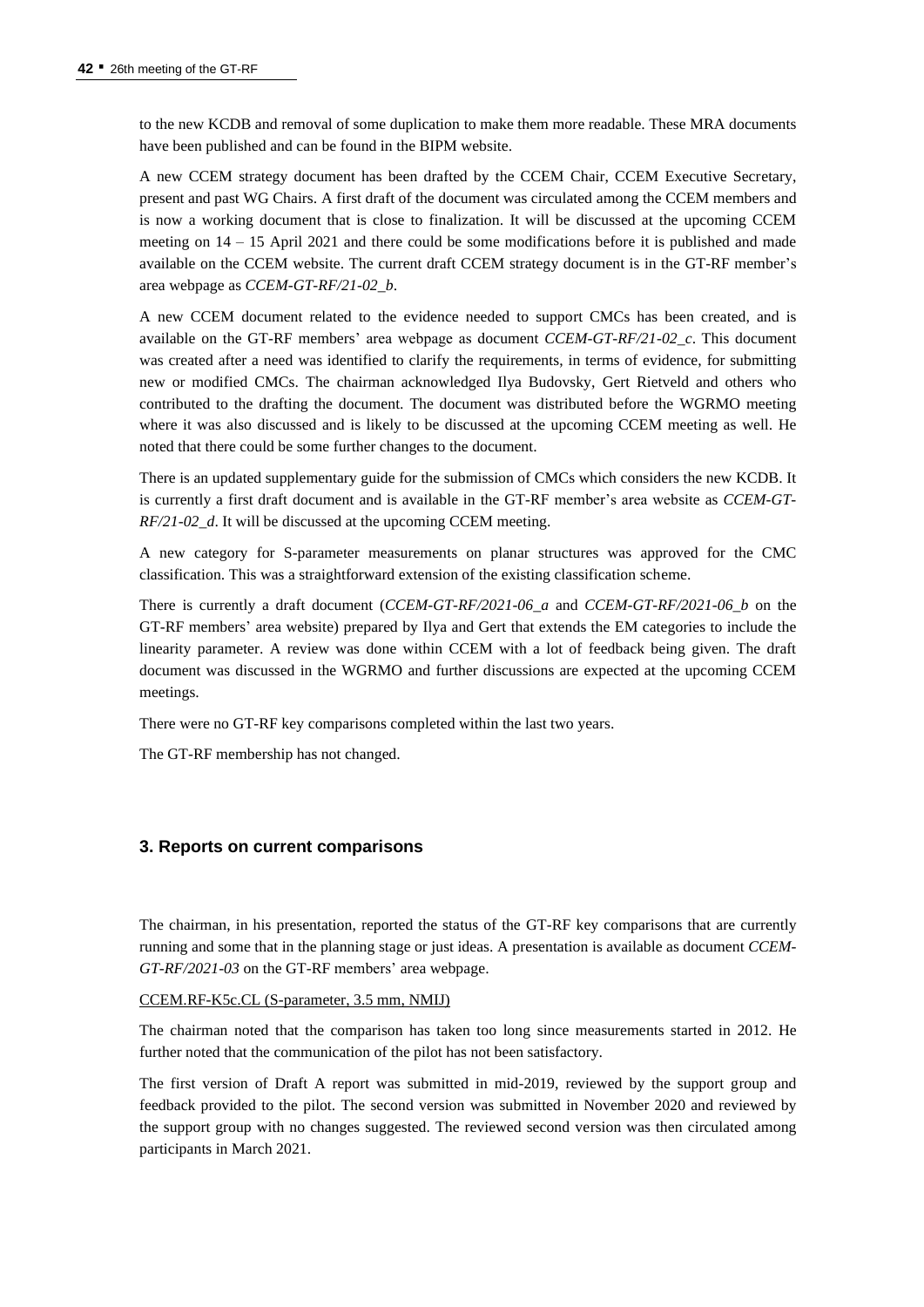to the new KCDB and removal of some duplication to make them more readable. These MRA documents have been published and can be found in the BIPM website.

A new CCEM strategy document has been drafted by the CCEM Chair, CCEM Executive Secretary, present and past WG Chairs. A first draft of the document was circulated among the CCEM members and is now a working document that is close to finalization. It will be discussed at the upcoming CCEM meeting on 14 – 15 April 2021 and there could be some modifications before it is published and made available on the CCEM website. The current draft CCEM strategy document is in the GT-RF member's area webpage as *CCEM-GT-RF/21-02_b*.

A new CCEM document related to the evidence needed to support CMCs has been created, and is available on the GT-RF members' area webpage as document *CCEM-GT-RF/21-02_c*. This document was created after a need was identified to clarify the requirements, in terms of evidence, for submitting new or modified CMCs. The chairman acknowledged Ilya Budovsky, Gert Rietveld and others who contributed to the drafting the document. The document was distributed before the WGRMO meeting where it was also discussed and is likely to be discussed at the upcoming CCEM meeting as well. He noted that there could be some further changes to the document.

There is an updated supplementary guide for the submission of CMCs which considers the new KCDB. It is currently a first draft document and is available in the GT-RF member's area website as *CCEM-GT-RF/21-02_d*. It will be discussed at the upcoming CCEM meeting.

A new category for S-parameter measurements on planar structures was approved for the CMC classification. This was a straightforward extension of the existing classification scheme.

There is currently a draft document (*CCEM-GT-RF/2021-06_a* and *CCEM-GT-RF/2021-06_b* on the GT-RF members' area website) prepared by Ilya and Gert that extends the EM categories to include the linearity parameter. A review was done within CCEM with a lot of feedback being given. The draft document was discussed in the WGRMO and further discussions are expected at the upcoming CCEM meetings.

There were no GT-RF key comparisons completed within the last two years.

The GT-RF membership has not changed.

## 3. Reports on current comparisons

The chairman, in his presentation, reported the status of the GT-RF key comparisons that are currently running and some that in the planning stage or just ideas. A presentation is available as document *CCEM-GT-RF/2021-03* on the GT-RF members' area webpage.

CCEM.RF-K5c.CL (S-parameter, 3.5 mm, NMIJ)

The chairman noted that the comparison has taken too long since measurements started in 2012. He further noted that the communication of the pilot has not been satisfactory.

The first version of Draft A report was submitted in mid-2019, reviewed by the support group and feedback provided to the pilot. The second version was submitted in November 2020 and reviewed by the support group with no changes suggested. The reviewed second version was then circulated among participants in March 2021.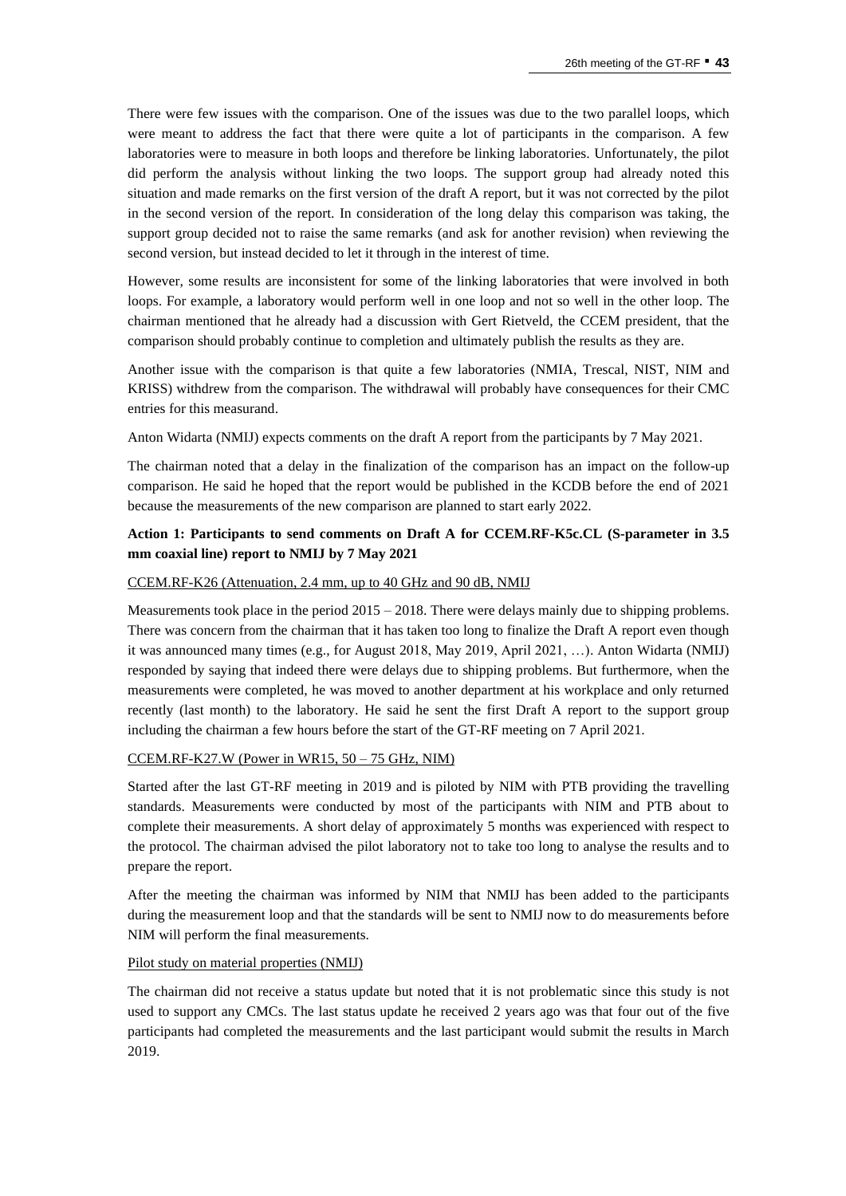There were few issues with the comparison. One of the issues was due to the two parallel loops, which were meant to address the fact that there were quite a lot of participants in the comparison. A few laboratories were to measure in both loops and therefore be linking laboratories. Unfortunately, the pilot did perform the analysis without linking the two loops. The support group had already noted this situation and made remarks on the first version of the draft A report, but it was not corrected by the pilot in the second version of the report. In consideration of the long delay this comparison was taking, the support group decided not to raise the same remarks (and ask for another revision) when reviewing the second version, but instead decided to let it through in the interest of time.

However, some results are inconsistent for some of the linking laboratories that were involved in both loops. For example, a laboratory would perform well in one loop and not so well in the other loop. The chairman mentioned that he already had a discussion with Gert Rietveld, the CCEM president, that the comparison should probably continue to completion and ultimately publish the results as they are.

Another issue with the comparison is that quite a few laboratories (NMIA, Trescal, NIST, NIM and KRISS) withdrew from the comparison. The withdrawal will probably have consequences for their CMC entries for this measurand.

Anton Widarta (NMIJ) expects comments on the draft A report from the participants by 7 May 2021.

The chairman noted that a delay in the finalization of the comparison has an impact on the follow-up comparison. He said he hoped that the report would be published in the KCDB before the end of 2021 because the measurements of the new comparison are planned to start early 2022.

**Action 1: Participants to send comments on Draft A for CCEM.RF-K5c.CL (S-parameter in 3.5 mm coaxial line) report to NMIJ by 7 May 2021**

CCEM.RF-K26 (Attenuation, 2.4 mm, up to 40 GHz and 90 dB, NMIJ

Measurements took place in the period 2015 – 2018. There were delays mainly due to shipping problems. There was concern from the chairman that it has taken too long to finalize the Draft A report even though it was announced many times (e.g., for August 2018, May 2019, April 2021, …). Anton Widarta (NMIJ) responded by saying that indeed there were delays due to shipping problems. But furthermore, when the measurements were completed, he was moved to another department at his workplace and only returned recently (last month) to the laboratory. He said he sent the first Draft A report to the support group including the chairman a few hours before the start of the GT-RF meeting on 7 April 2021.

CCEM.RF-K27.W (Power in WR15, 50 – 75 GHz, NIM)

Started after the last GT-RF meeting in 2019 and is piloted by NIM with PTB providing the travelling standards. Measurements were conducted by most of the participants with NIM and PTB about to complete their measurements. A short delay of approximately 5 months was experienced with respect to the protocol. The chairman advised the pilot laboratory not to take too long to analyse the results and to prepare the report.

After the meeting the chairman was informed by NIM that NMIJ has been added to the participants during the measurement loop and that the standards will be sent to NMIJ now to do measurements before NIM will perform the final measurements.

Pilot study on material properties (NMIJ)

The chairman did not receive a status update but noted that it is not problematic since this study is not used to support any CMCs. The last status update he received 2 years ago was that four out of the five participants had completed the measurements and the last participant would submit the results in March 2019.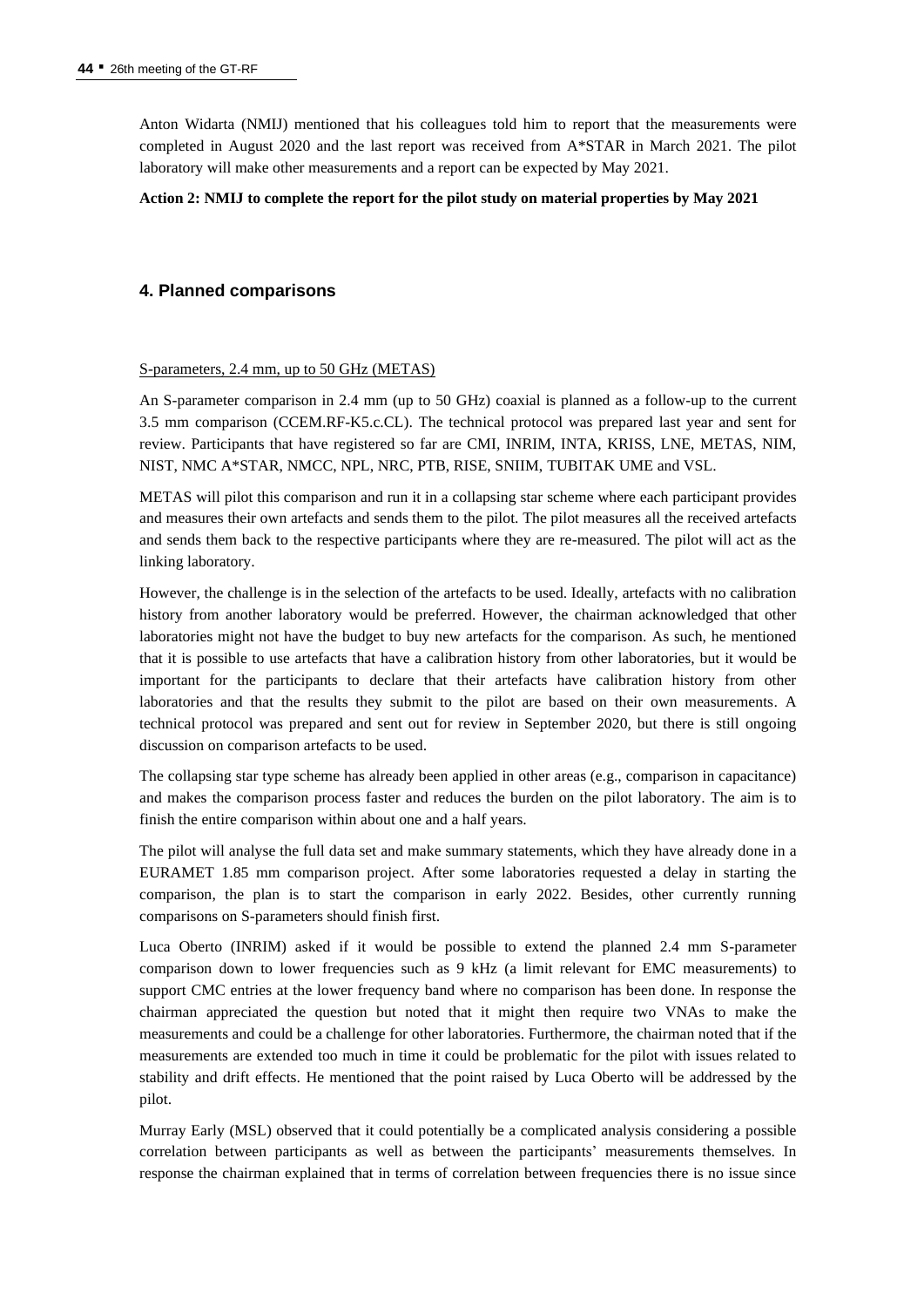Anton Widarta (NMIJ) mentioned that his colleagues told him to report that the measurements were completed in August 2020 and the last report was received from A*STAR in March 2021. The pilot laboratory will make other measurements and a report can be expected by May 2021.

**Action 2: NMIJ to complete the report for the pilot study on material properties by May 2021**

## 4. Planned comparisons

S-parameters, 2.4 mm, up to 50 GHz (METAS)

An S-parameter comparison in 2.4 mm (up to 50 GHz) coaxial is planned as a follow-up to the current 3.5 mm comparison (CCEM.RF-K5.c.CL). The technical protocol was prepared last year and sent for review. Participants that have registered so far are CMI, INRIM, INTA, KRISS, LNE, METAS, NIM, NIST, NMC A*STAR, NMCC, NPL, NRC, PTB, RISE, SNIIM, TUBITAK UME and VSL.

METAS will pilot this comparison and run it in a collapsing star scheme where each participant provides and measures their own artefacts and sends them to the pilot. The pilot measures all the received artefacts and sends them back to the respective participants where they are re-measured. The pilot will act as the linking laboratory.

However, the challenge is in the selection of the artefacts to be used. Ideally, artefacts with no calibration history from another laboratory would be preferred. However, the chairman acknowledged that other laboratories might not have the budget to buy new artefacts for the comparison. As such, he mentioned that it is possible to use artefacts that have a calibration history from other laboratories, but it would be important for the participants to declare that their artefacts have calibration history from other laboratories and that the results they submit to the pilot are based on their own measurements. A technical protocol was prepared and sent out for review in September 2020, but there is still ongoing discussion on comparison artefacts to be used.

The collapsing star type scheme has already been applied in other areas (e.g., comparison in capacitance) and makes the comparison process faster and reduces the burden on the pilot laboratory. The aim is to finish the entire comparison within about one and a half years.

The pilot will analyse the full data set and make summary statements, which they have already done in a EURAMET 1.85 mm comparison project. After some laboratories requested a delay in starting the comparison, the plan is to start the comparison in early 2022. Besides, other currently running comparisons on S-parameters should finish first.

Luca Oberto (INRIM) asked if it would be possible to extend the planned 2.4 mm S-parameter comparison down to lower frequencies such as 9 kHz (a limit relevant for EMC measurements) to support CMC entries at the lower frequency band where no comparison has been done. In response the chairman appreciated the question but noted that it might then require two VNAs to make the measurements and could be a challenge for other laboratories. Furthermore, the chairman noted that if the measurements are extended too much in time it could be problematic for the pilot with issues related to stability and drift effects. He mentioned that the point raised by Luca Oberto will be addressed by the pilot.

Murray Early (MSL) observed that it could potentially be a complicated analysis considering a possible correlation between participants as well as between the participants' measurements themselves. In response the chairman explained that in terms of correlation between frequencies there is no issue since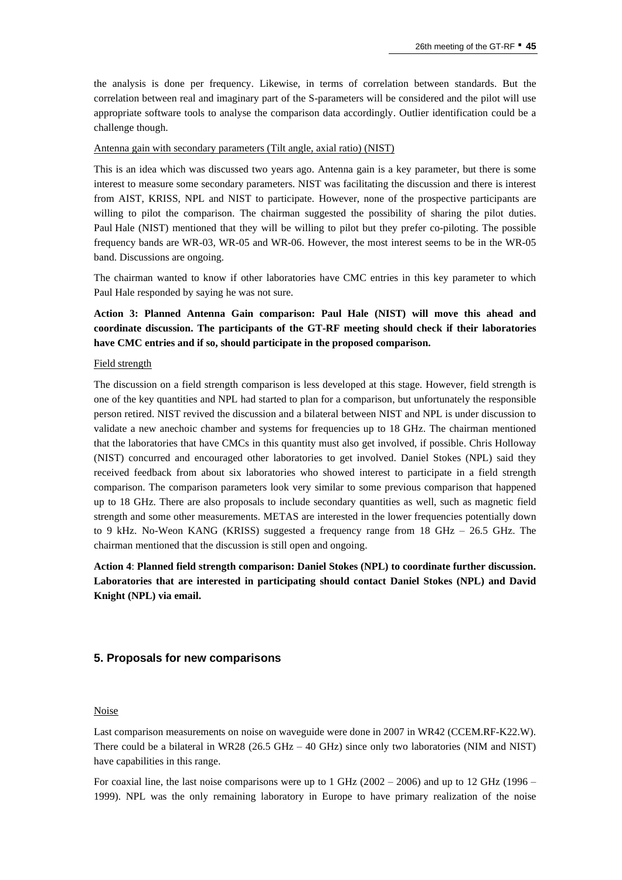the analysis is done per frequency. Likewise, in terms of correlation between standards. But the correlation between real and imaginary part of the S-parameters will be considered and the pilot will use appropriate software tools to analyse the comparison data accordingly. Outlier identification could be a challenge though.

Antenna gain with secondary parameters (Tilt angle, axial ratio) (NIST)

This is an idea which was discussed two years ago. Antenna gain is a key parameter, but there is some interest to measure some secondary parameters. NIST was facilitating the discussion and there is interest from AIST, KRISS, NPL and NIST to participate. However, none of the prospective participants are willing to pilot the comparison. The chairman suggested the possibility of sharing the pilot duties. Paul Hale (NIST) mentioned that they will be willing to pilot but they prefer co-piloting. The possible frequency bands are WR-03, WR-05 and WR-06. However, the most interest seems to be in the WR-05 band. Discussions are ongoing.

The chairman wanted to know if other laboratories have CMC entries in this key parameter to which Paul Hale responded by saying he was not sure.

**Action 3: Planned Antenna Gain comparison: Paul Hale (NIST) will move this ahead and coordinate discussion. The participants of the GT-RF meeting should check if their laboratories have CMC entries and if so, should participate in the proposed comparison.**

Field strength

The discussion on a field strength comparison is less developed at this stage. However, field strength is one of the key quantities and NPL had started to plan for a comparison, but unfortunately the responsible person retired. NIST revived the discussion and a bilateral between NIST and NPL is under discussion to validate a new anechoic chamber and systems for frequencies up to 18 GHz. The chairman mentioned that the laboratories that have CMCs in this quantity must also get involved, if possible. Chris Holloway (NIST) concurred and encouraged other laboratories to get involved. Daniel Stokes (NPL) said they received feedback from about six laboratories who showed interest to participate in a field strength comparison. The comparison parameters look very similar to some previous comparison that happened up to 18 GHz. There are also proposals to include secondary quantities as well, such as magnetic field strength and some other measurements. METAS are interested in the lower frequencies potentially down to 9 kHz. No-Weon KANG (KRISS) suggested a frequency range from 18 GHz – 26.5 GHz. The chairman mentioned that the discussion is still open and ongoing.

**Action 4**: **Planned field strength comparison: Daniel Stokes (NPL) to coordinate further discussion. Laboratories that are interested in participating should contact Daniel Stokes (NPL) and David Knight (NPL) via email.**

## 5. Proposals for new comparisons

Noise

Last comparison measurements on noise on waveguide were done in 2007 in WR42 (CCEM.RF-K22.W). There could be a bilateral in WR28 (26.5 GHz – 40 GHz) since only two laboratories (NIM and NIST) have capabilities in this range.

For coaxial line, the last noise comparisons were up to 1 GHz (2002 – 2006) and up to 12 GHz (1996 – 1999). NPL was the only remaining laboratory in Europe to have primary realization of the noise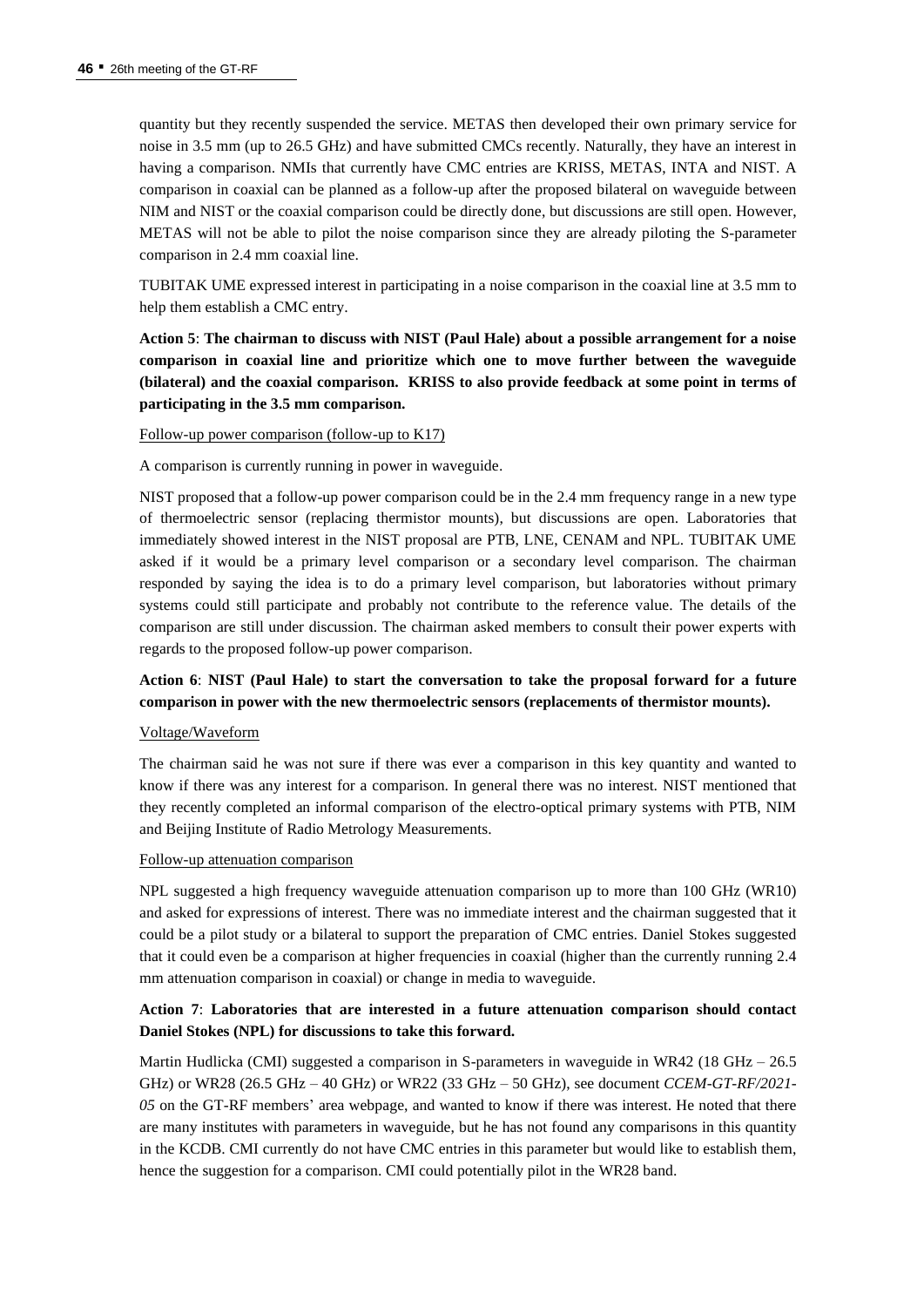quantity but they recently suspended the service. METAS then developed their own primary service for noise in 3.5 mm (up to 26.5 GHz) and have submitted CMCs recently. Naturally, they have an interest in having a comparison. NMIs that currently have CMC entries are KRISS, METAS, INTA and NIST. A comparison in coaxial can be planned as a follow-up after the proposed bilateral on waveguide between NIM and NIST or the coaxial comparison could be directly done, but discussions are still open. However, METAS will not be able to pilot the noise comparison since they are already piloting the S-parameter comparison in 2.4 mm coaxial line.

TUBITAK UME expressed interest in participating in a noise comparison in the coaxial line at 3.5 mm to help them establish a CMC entry.

**Action 5**: **The chairman to discuss with NIST (Paul Hale) about a possible arrangement for a noise comparison in coaxial line and prioritize which one to move further between the waveguide (bilateral) and the coaxial comparison. KRISS to also provide feedback at some point in terms of participating in the 3.5 mm comparison.**

Follow-up power comparison (follow-up to K17)

A comparison is currently running in power in waveguide.

NIST proposed that a follow-up power comparison could be in the 2.4 mm frequency range in a new type of thermoelectric sensor (replacing thermistor mounts), but discussions are open. Laboratories that immediately showed interest in the NIST proposal are PTB, LNE, CENAM and NPL. TUBITAK UME asked if it would be a primary level comparison or a secondary level comparison. The chairman responded by saying the idea is to do a primary level comparison, but laboratories without primary systems could still participate and probably not contribute to the reference value. The details of the comparison are still under discussion. The chairman asked members to consult their power experts with regards to the proposed follow-up power comparison.

**Action 6**: **NIST (Paul Hale) to start the conversation to take the proposal forward for a future comparison in power with the new thermoelectric sensors (replacements of thermistor mounts).**

Voltage/Waveform

The chairman said he was not sure if there was ever a comparison in this key quantity and wanted to know if there was any interest for a comparison. In general there was no interest. NIST mentioned that they recently completed an informal comparison of the electro-optical primary systems with PTB, NIM and Beijing Institute of Radio Metrology Measurements.

Follow-up attenuation comparison

NPL suggested a high frequency waveguide attenuation comparison up to more than 100 GHz (WR10) and asked for expressions of interest. There was no immediate interest and the chairman suggested that it could be a pilot study or a bilateral to support the preparation of CMC entries. Daniel Stokes suggested that it could even be a comparison at higher frequencies in coaxial (higher than the currently running 2.4 mm attenuation comparison in coaxial) or change in media to waveguide.

**Action 7**: **Laboratories that are interested in a future attenuation comparison should contact Daniel Stokes (NPL) for discussions to take this forward.**

Martin Hudlicka (CMI) suggested a comparison in S-parameters in waveguide in WR42 (18 GHz – 26.5 GHz) or WR28 (26.5 GHz – 40 GHz) or WR22 (33 GHz – 50 GHz), see document *CCEM-GT-RF/2021-05* on the GT-RF members' area webpage, and wanted to know if there was interest. He noted that there are many institutes with parameters in waveguide, but he has not found any comparisons in this quantity in the KCDB. CMI currently do not have CMC entries in this parameter but would like to establish them, hence the suggestion for a comparison. CMI could potentially pilot in the WR28 band.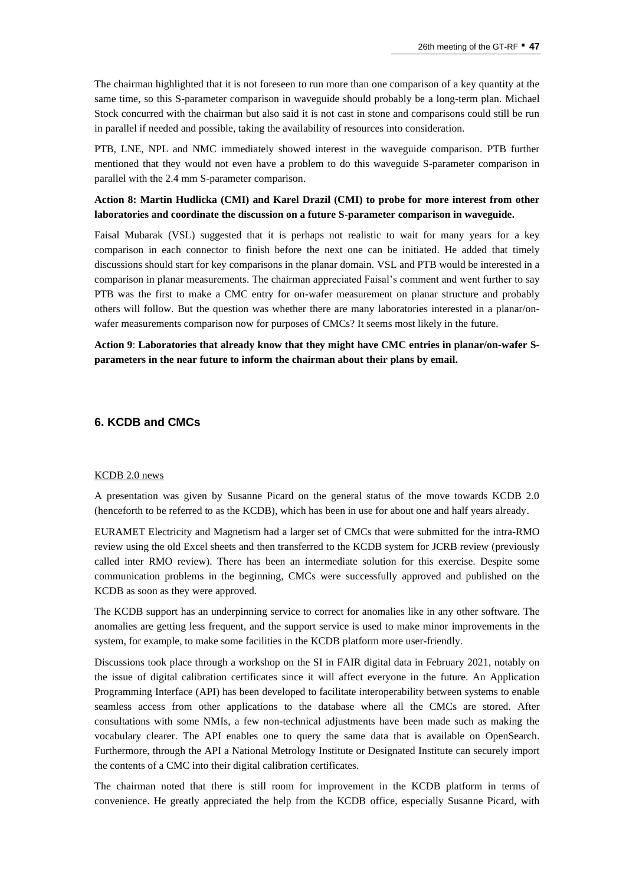The chairman highlighted that it is not foreseen to run more than one comparison of a key quantity at the same time, so this S-parameter comparison in waveguide should probably be a long-term plan. Michael Stock concurred with the chairman but also said it is not cast in stone and comparisons could still be run in parallel if needed and possible, taking the availability of resources into consideration.

PTB, LNE, NPL and NMC immediately showed interest in the waveguide comparison. PTB further mentioned that they would not even have a problem to do this waveguide S-parameter comparison in parallel with the 2.4 mm S-parameter comparison.

**Action 8: Martin Hudlicka (CMI) and Karel Drazil (CMI) to probe for more interest from other laboratories and coordinate the discussion on a future S-parameter comparison in waveguide.**

Faisal Mubarak (VSL) suggested that it is perhaps not realistic to wait for many years for a key comparison in each connector to finish before the next one can be initiated. He added that timely discussions should start for key comparisons in the planar domain. VSL and PTB would be interested in a comparison in planar measurements. The chairman appreciated Faisal's comment and went further to say PTB was the first to make a CMC entry for on-wafer measurement on planar structure and probably others will follow. But the question was whether there are many laboratories interested in a planar/on-wafer measurements comparison now for purposes of CMCs? It seems most likely in the future.

**Action 9**: **Laboratories that already know that they might have CMC entries in planar/on-wafer S-parameters in the near future to inform the chairman about their plans by email.**

## 6. KCDB and CMCs

KCDB 2.0 news

A presentation was given by Susanne Picard on the general status of the move towards KCDB 2.0 (henceforth to be referred to as the KCDB), which has been in use for about one and half years already.

EURAMET Electricity and Magnetism had a larger set of CMCs that were submitted for the intra-RMO review using the old Excel sheets and then transferred to the KCDB system for JCRB review (previously called inter RMO review). There has been an intermediate solution for this exercise. Despite some communication problems in the beginning, CMCs were successfully approved and published on the KCDB as soon as they were approved.

The KCDB support has an underpinning service to correct for anomalies like in any other software. The anomalies are getting less frequent, and the support service is used to make minor improvements in the system, for example, to make some facilities in the KCDB platform more user-friendly.

Discussions took place through a workshop on the SI in FAIR digital data in February 2021, notably on the issue of digital calibration certificates since it will affect everyone in the future. An Application Programming Interface (API) has been developed to facilitate interoperability between systems to enable seamless access from other applications to the database where all the CMCs are stored. After consultations with some NMIs, a few non-technical adjustments have been made such as making the vocabulary clearer. The API enables one to query the same data that is available on OpenSearch. Furthermore, through the API a National Metrology Institute or Designated Institute can securely import the contents of a CMC into their digital calibration certificates.

The chairman noted that there is still room for improvement in the KCDB platform in terms of convenience. He greatly appreciated the help from the KCDB office, especially Susanne Picard, with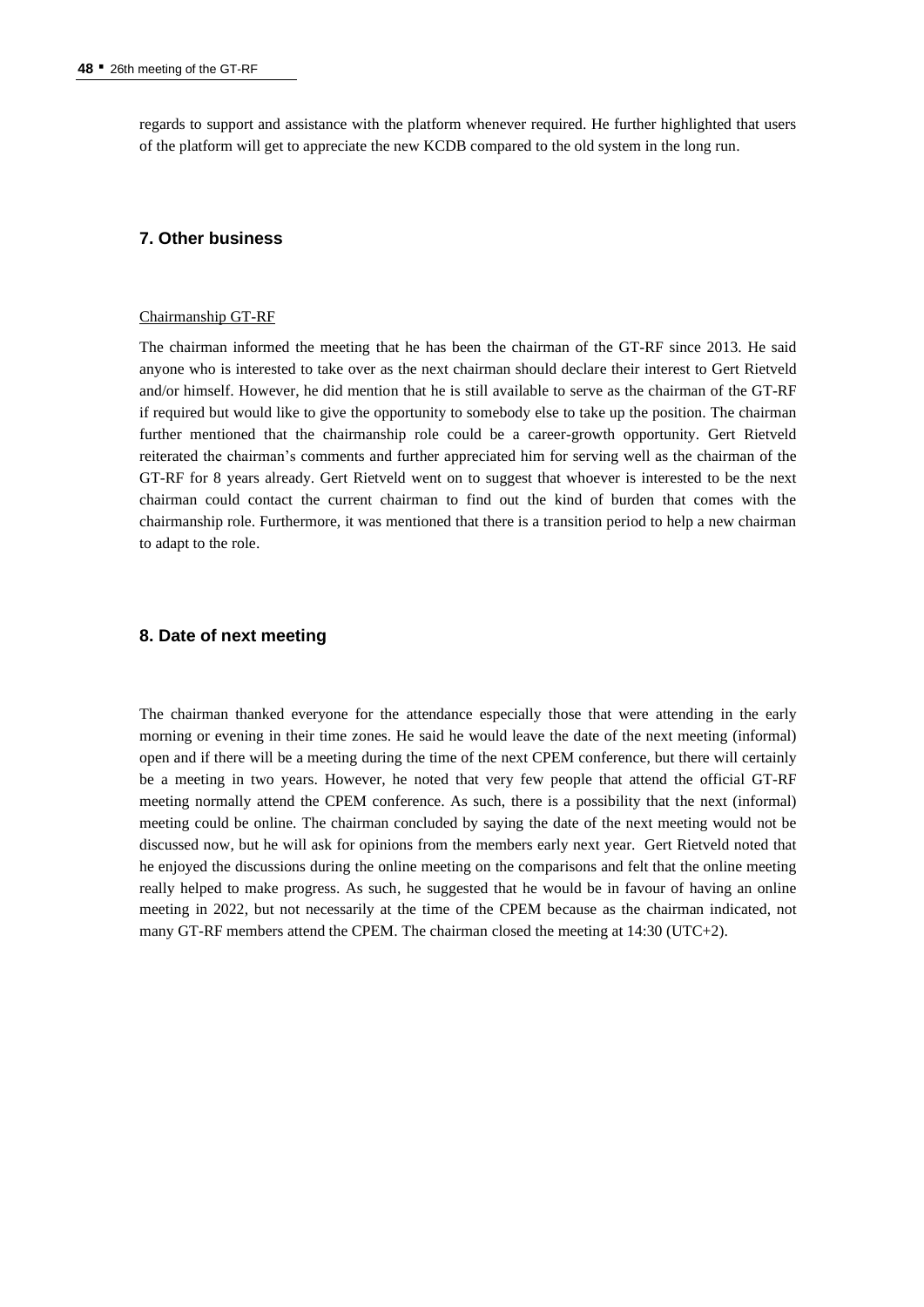regards to support and assistance with the platform whenever required. He further highlighted that users of the platform will get to appreciate the new KCDB compared to the old system in the long run.

## 7. Other business

Chairmanship GT-RF

The chairman informed the meeting that he has been the chairman of the GT-RF since 2013. He said anyone who is interested to take over as the next chairman should declare their interest to Gert Rietveld and/or himself. However, he did mention that he is still available to serve as the chairman of the GT-RF if required but would like to give the opportunity to somebody else to take up the position. The chairman further mentioned that the chairmanship role could be a career-growth opportunity. Gert Rietveld reiterated the chairman's comments and further appreciated him for serving well as the chairman of the GT-RF for 8 years already. Gert Rietveld went on to suggest that whoever is interested to be the next chairman could contact the current chairman to find out the kind of burden that comes with the chairmanship role. Furthermore, it was mentioned that there is a transition period to help a new chairman to adapt to the role.

## 8. Date of next meeting

The chairman thanked everyone for the attendance especially those that were attending in the early morning or evening in their time zones. He said he would leave the date of the next meeting (informal) open and if there will be a meeting during the time of the next CPEM conference, but there will certainly be a meeting in two years. However, he noted that very few people that attend the official GT-RF meeting normally attend the CPEM conference. As such, there is a possibility that the next (informal) meeting could be online. The chairman concluded by saying the date of the next meeting would not be discussed now, but he will ask for opinions from the members early next year. Gert Rietveld noted that he enjoyed the discussions during the online meeting on the comparisons and felt that the online meeting really helped to make progress. As such, he suggested that he would be in favour of having an online meeting in 2022, but not necessarily at the time of the CPEM because as the chairman indicated, not many GT-RF members attend the CPEM. The chairman closed the meeting at 14:30 (UTC+2).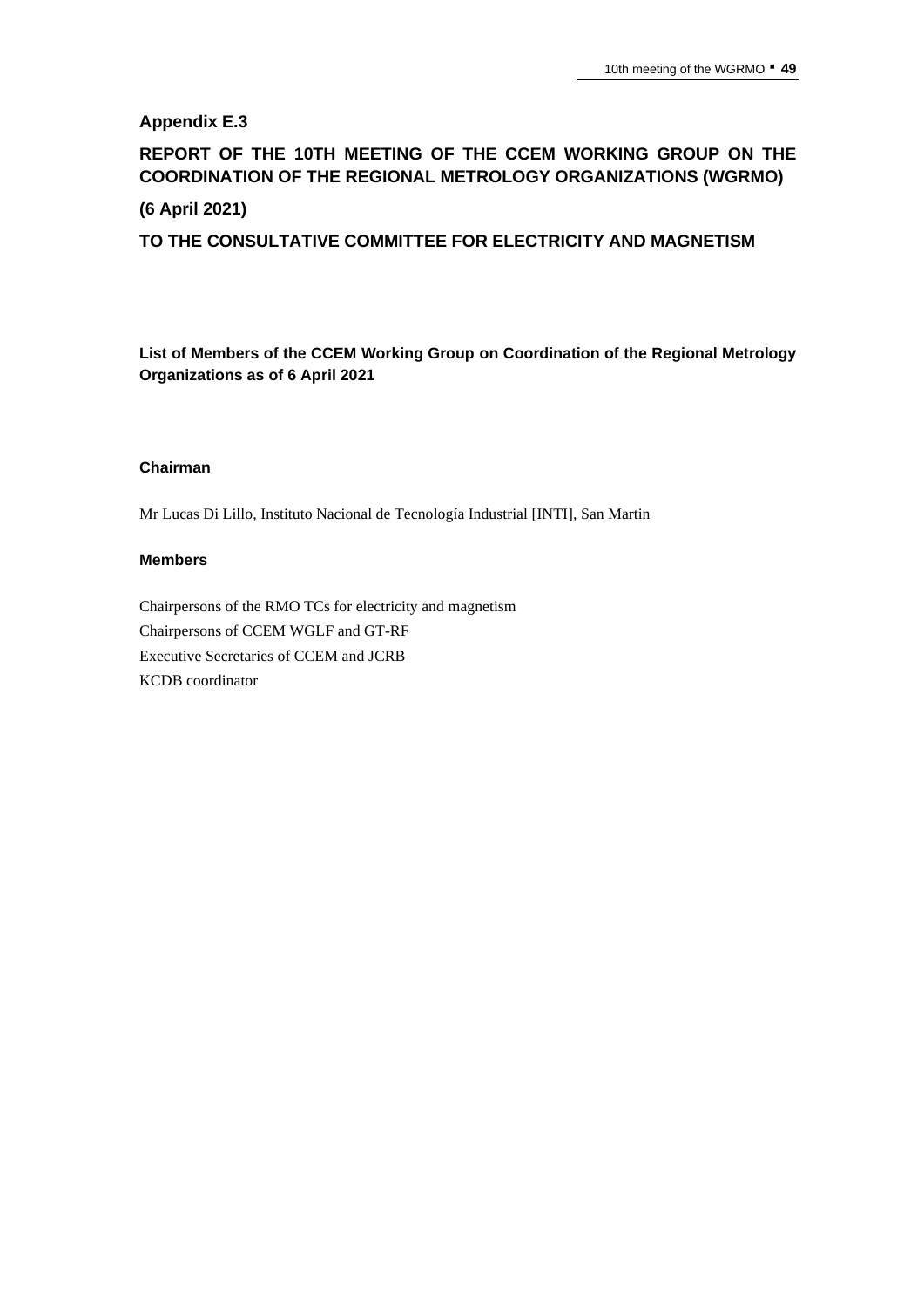## Appendix E.3

## REPORT OF THE 10TH MEETING OF THE CCEM WORKING GROUP ON THE COORDINATION OF THE REGIONAL METROLOGY ORGANIZATIONS (WGRMO)

## (6 April 2021)

## TO THE CONSULTATIVE COMMITTEE FOR ELECTRICITY AND MAGNETISM

**List of Members of the CCEM Working Group on Coordination of the Regional Metrology Organizations as of 6 April 2021**

**Chairman**

Mr Lucas Di Lillo, Instituto Nacional de Tecnología Industrial [INTI], San Martin

**Members**

Chairpersons of the RMO TCs for electricity and magnetism
Chairpersons of CCEM WGLF and GT-RF
Executive Secretaries of CCEM and JCRB
KCDB coordinator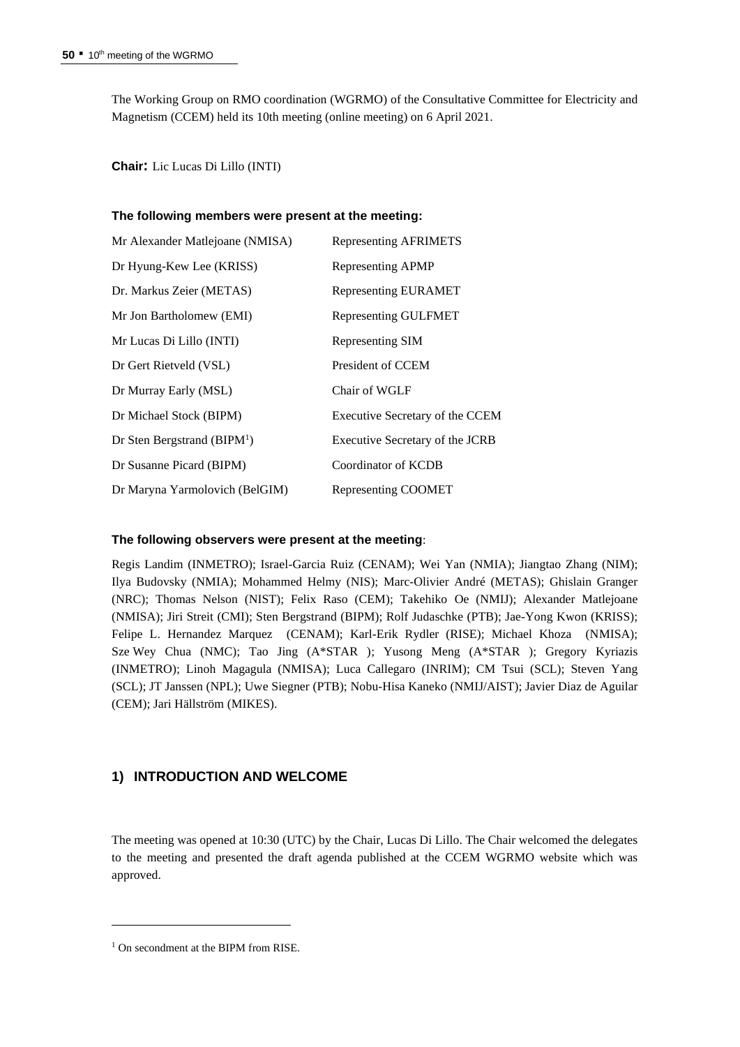The Working Group on RMO coordination (WGRMO) of the Consultative Committee for Electricity and Magnetism (CCEM) held its 10th meeting (online meeting) on 6 April 2021.

**Chair:** Lic Lucas Di Lillo (INTI)

**The following members were present at the meeting:**

| | |
|---|---|
| Mr Alexander Matlejoane (NMISA) | Representing AFRIMETS |
| Dr Hyung-Kew Lee (KRISS) | Representing APMP |
| Dr. Markus Zeier (METAS) | Representing EURAMET |
| Mr Jon Bartholomew (EMI) | Representing GULFMET |
| Mr Lucas Di Lillo (INTI) | Representing SIM |
| Dr Gert Rietveld (VSL) | President of CCEM |
| Dr Murray Early (MSL) | Chair of WGLF |
| Dr Michael Stock (BIPM) | Executive Secretary of the CCEM |
| Dr Sten Bergstrand (BIPM[1]) | Executive Secretary of the JCRB |
| Dr Susanne Picard (BIPM) | Coordinator of KCDB |
| Dr Maryna Yarmolovich (BelGIM) | Representing COOMET |

**The following observers were present at the meeting**:

Regis Landim (INMETRO); Israel-Garcia Ruiz (CENAM); Wei Yan (NMIA); Jiangtao Zhang (NIM); Ilya Budovsky (NMIA); Mohammed Helmy (NIS); Marc-Olivier André (METAS); Ghislain Granger (NRC); Thomas Nelson (NIST); Felix Raso (CEM); Takehiko Oe (NMIJ); Alexander Matlejoane (NMISA); Jiri Streit (CMI); Sten Bergstrand (BIPM); Rolf Judaschke (PTB); Jae-Yong Kwon (KRISS); Felipe L. Hernandez Marquez (CENAM); Karl-Erik Rydler (RISE); Michael Khoza (NMISA); Sze Wey Chua (NMC); Tao Jing (A*STAR ); Yusong Meng (A*STAR ); Gregory Kyriazis (INMETRO); Linoh Magagula (NMISA); Luca Callegaro (INRIM); CM Tsui (SCL); Steven Yang (SCL); JT Janssen (NPL); Uwe Siegner (PTB); Nobu-Hisa Kaneko (NMIJ/AIST); Javier Diaz de Aguilar (CEM); Jari Hällström (MIKES).

## 1) INTRODUCTION AND WELCOME

The meeting was opened at 10:30 (UTC) by the Chair, Lucas Di Lillo. The Chair welcomed the delegates to the meeting and presented the draft agenda published at the CCEM WGRMO website which was approved.

[1] On secondment at the BIPM from RISE.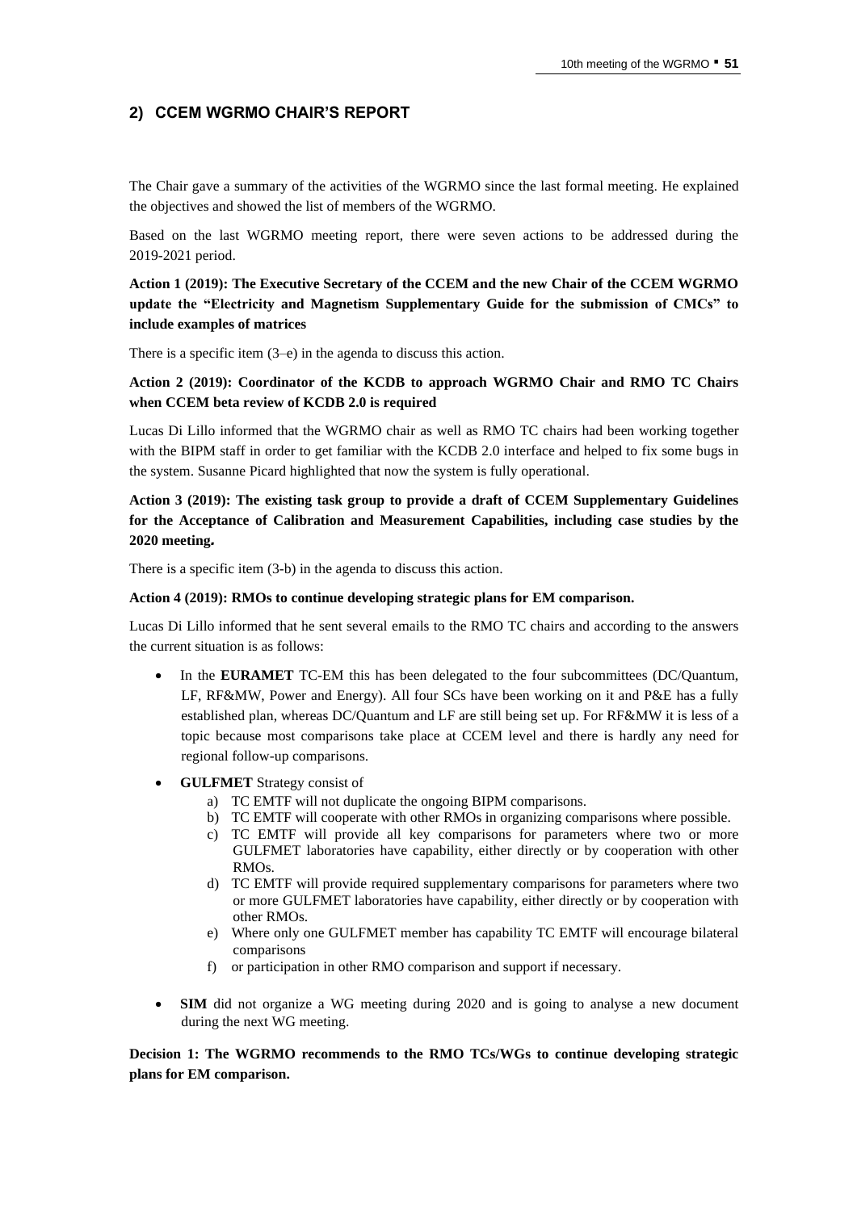## 2) CCEM WGRMO CHAIR'S REPORT

The Chair gave a summary of the activities of the WGRMO since the last formal meeting. He explained the objectives and showed the list of members of the WGRMO.

Based on the last WGRMO meeting report, there were seven actions to be addressed during the 2019-2021 period.

**Action 1 (2019): The Executive Secretary of the CCEM and the new Chair of the CCEM WGRMO update the "Electricity and Magnetism Supplementary Guide for the submission of CMCs" to include examples of matrices**

There is a specific item (3–e) in the agenda to discuss this action.

**Action 2 (2019): Coordinator of the KCDB to approach WGRMO Chair and RMO TC Chairs when CCEM beta review of KCDB 2.0 is required**

Lucas Di Lillo informed that the WGRMO chair as well as RMO TC chairs had been working together with the BIPM staff in order to get familiar with the KCDB 2.0 interface and helped to fix some bugs in the system. Susanne Picard highlighted that now the system is fully operational.

**Action 3 (2019): The existing task group to provide a draft of CCEM Supplementary Guidelines for the Acceptance of Calibration and Measurement Capabilities, including case studies by the 2020 meeting.**

There is a specific item (3-b) in the agenda to discuss this action.

**Action 4 (2019): RMOs to continue developing strategic plans for EM comparison.**

Lucas Di Lillo informed that he sent several emails to the RMO TC chairs and according to the answers the current situation is as follows:

- In the **EURAMET** TC-EM this has been delegated to the four subcommittees (DC/Quantum, LF, RF&MW, Power and Energy). All four SCs have been working on it and P&E has a fully established plan, whereas DC/Quantum and LF are still being set up. For RF&MW it is less of a topic because most comparisons take place at CCEM level and there is hardly any need for regional follow-up comparisons.
- **GULFMET** Strategy consist of
  - a) TC EMTF will not duplicate the ongoing BIPM comparisons.
  - b) TC EMTF will cooperate with other RMOs in organizing comparisons where possible.
  - c) TC EMTF will provide all key comparisons for parameters where two or more GULFMET laboratories have capability, either directly or by cooperation with other RMOs.
  - d) TC EMTF will provide required supplementary comparisons for parameters where two or more GULFMET laboratories have capability, either directly or by cooperation with other RMOs.
  - e) Where only one GULFMET member has capability TC EMTF will encourage bilateral comparisons
  - f) or participation in other RMO comparison and support if necessary.
- **SIM** did not organize a WG meeting during 2020 and is going to analyse a new document during the next WG meeting.

**Decision 1: The WGRMO recommends to the RMO TCs/WGs to continue developing strategic plans for EM comparison.**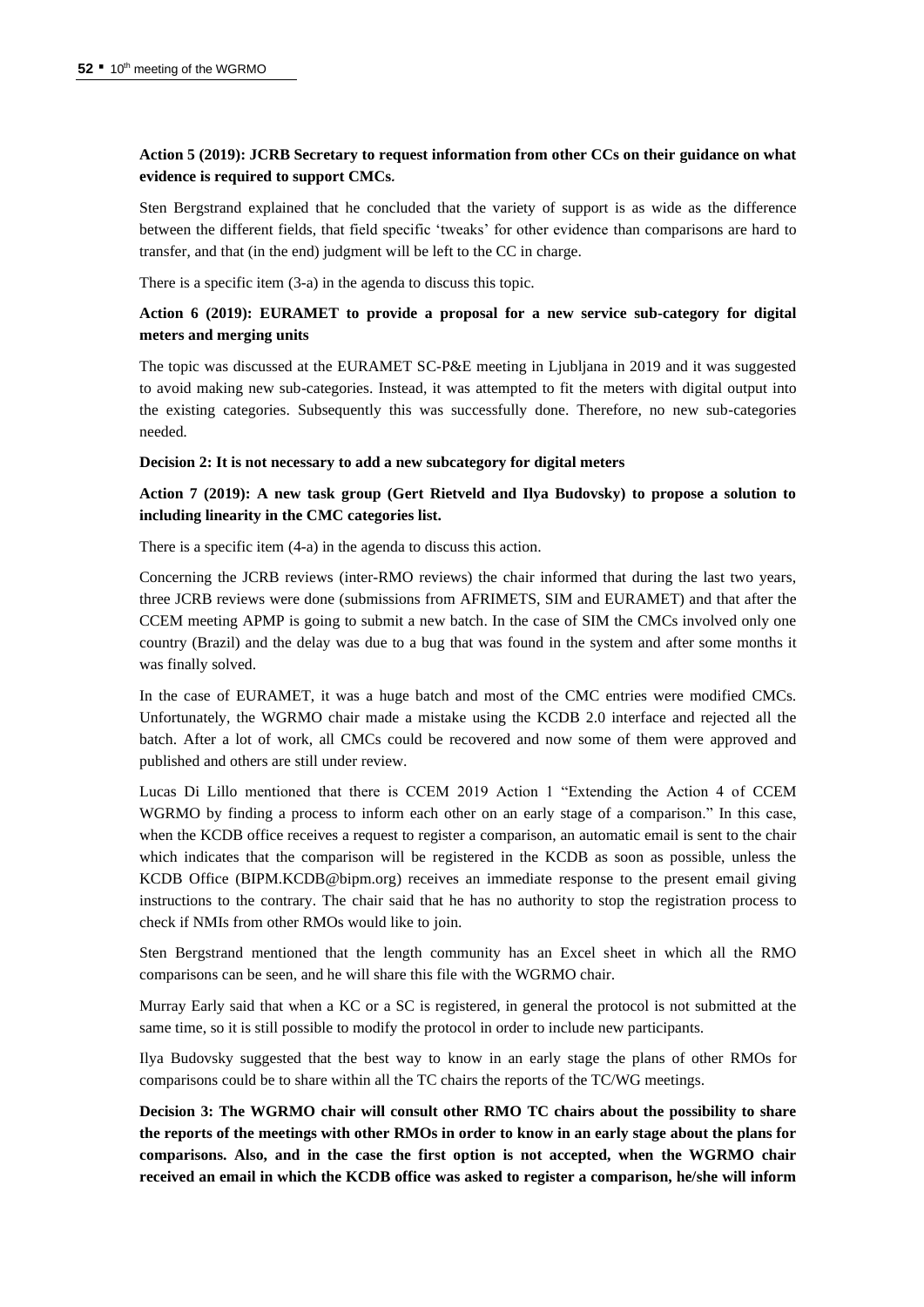**Action 5 (2019): JCRB Secretary to request information from other CCs on their guidance on what evidence is required to support CMCs.**

Sten Bergstrand explained that he concluded that the variety of support is as wide as the difference between the different fields, that field specific 'tweaks' for other evidence than comparisons are hard to transfer, and that (in the end) judgment will be left to the CC in charge.

There is a specific item (3-a) in the agenda to discuss this topic.

**Action 6 (2019): EURAMET to provide a proposal for a new service sub-category for digital meters and merging units**

The topic was discussed at the EURAMET SC-P&E meeting in Ljubljana in 2019 and it was suggested to avoid making new sub-categories. Instead, it was attempted to fit the meters with digital output into the existing categories. Subsequently this was successfully done. Therefore, no new sub-categories needed.

**Decision 2: It is not necessary to add a new subcategory for digital meters**

**Action 7 (2019): A new task group (Gert Rietveld and Ilya Budovsky) to propose a solution to including linearity in the CMC categories list.**

There is a specific item (4-a) in the agenda to discuss this action.

Concerning the JCRB reviews (inter-RMO reviews) the chair informed that during the last two years, three JCRB reviews were done (submissions from AFRIMETS, SIM and EURAMET) and that after the CCEM meeting APMP is going to submit a new batch. In the case of SIM the CMCs involved only one country (Brazil) and the delay was due to a bug that was found in the system and after some months it was finally solved.

In the case of EURAMET, it was a huge batch and most of the CMC entries were modified CMCs. Unfortunately, the WGRMO chair made a mistake using the KCDB 2.0 interface and rejected all the batch. After a lot of work, all CMCs could be recovered and now some of them were approved and published and others are still under review.

Lucas Di Lillo mentioned that there is CCEM 2019 Action 1 "Extending the Action 4 of CCEM WGRMO by finding a process to inform each other on an early stage of a comparison." In this case, when the KCDB office receives a request to register a comparison, an automatic email is sent to the chair which indicates that the comparison will be registered in the KCDB as soon as possible, unless the KCDB Office (BIPM.KCDB@bipm.org) receives an immediate response to the present email giving instructions to the contrary. The chair said that he has no authority to stop the registration process to check if NMIs from other RMOs would like to join.

Sten Bergstrand mentioned that the length community has an Excel sheet in which all the RMO comparisons can be seen, and he will share this file with the WGRMO chair.

Murray Early said that when a KC or a SC is registered, in general the protocol is not submitted at the same time, so it is still possible to modify the protocol in order to include new participants.

Ilya Budovsky suggested that the best way to know in an early stage the plans of other RMOs for comparisons could be to share within all the TC chairs the reports of the TC/WG meetings.

**Decision 3: The WGRMO chair will consult other RMO TC chairs about the possibility to share the reports of the meetings with other RMOs in order to know in an early stage about the plans for comparisons. Also, and in the case the first option is not accepted, when the WGRMO chair received an email in which the KCDB office was asked to register a comparison, he/she will inform**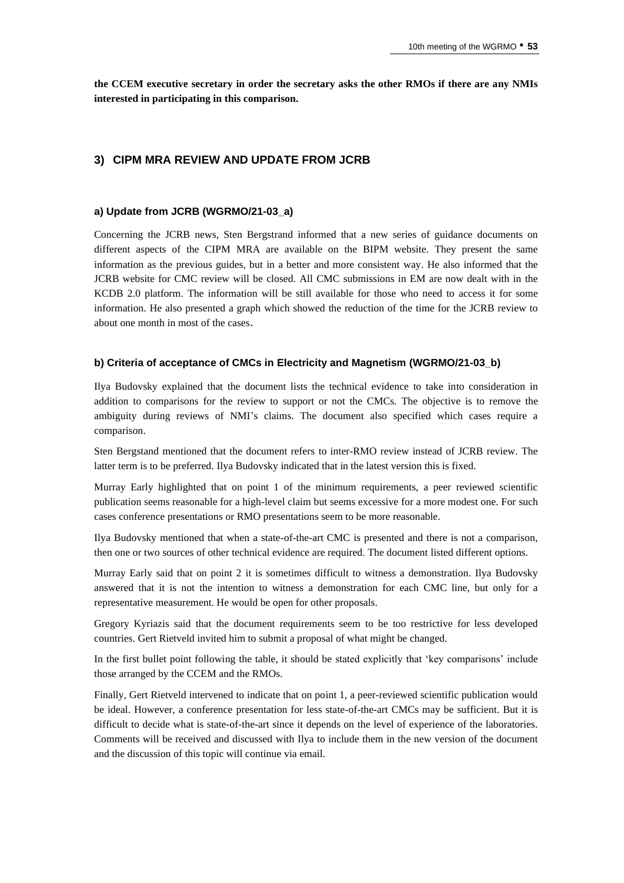**the CCEM executive secretary in order the secretary asks the other RMOs if there are any NMIs interested in participating in this comparison.**

## 3) CIPM MRA REVIEW AND UPDATE FROM JCRB

### a) Update from JCRB (WGRMO/21-03_a)

Concerning the JCRB news, Sten Bergstrand informed that a new series of guidance documents on different aspects of the CIPM MRA are available on the BIPM website. They present the same information as the previous guides, but in a better and more consistent way. He also informed that the JCRB website for CMC review will be closed. All CMC submissions in EM are now dealt with in the KCDB 2.0 platform. The information will be still available for those who need to access it for some information. He also presented a graph which showed the reduction of the time for the JCRB review to about one month in most of the cases.

### b) Criteria of acceptance of CMCs in Electricity and Magnetism (WGRMO/21-03_b)

Ilya Budovsky explained that the document lists the technical evidence to take into consideration in addition to comparisons for the review to support or not the CMCs. The objective is to remove the ambiguity during reviews of NMI's claims. The document also specified which cases require a comparison.

Sten Bergstand mentioned that the document refers to inter-RMO review instead of JCRB review. The latter term is to be preferred. Ilya Budovsky indicated that in the latest version this is fixed.

Murray Early highlighted that on point 1 of the minimum requirements, a peer reviewed scientific publication seems reasonable for a high-level claim but seems excessive for a more modest one. For such cases conference presentations or RMO presentations seem to be more reasonable.

Ilya Budovsky mentioned that when a state-of-the-art CMC is presented and there is not a comparison, then one or two sources of other technical evidence are required. The document listed different options.

Murray Early said that on point 2 it is sometimes difficult to witness a demonstration. Ilya Budovsky answered that it is not the intention to witness a demonstration for each CMC line, but only for a representative measurement. He would be open for other proposals.

Gregory Kyriazis said that the document requirements seem to be too restrictive for less developed countries. Gert Rietveld invited him to submit a proposal of what might be changed.

In the first bullet point following the table, it should be stated explicitly that 'key comparisons' include those arranged by the CCEM and the RMOs.

Finally, Gert Rietveld intervened to indicate that on point 1, a peer-reviewed scientific publication would be ideal. However, a conference presentation for less state-of-the-art CMCs may be sufficient. But it is difficult to decide what is state-of-the-art since it depends on the level of experience of the laboratories. Comments will be received and discussed with Ilya to include them in the new version of the document and the discussion of this topic will continue via email.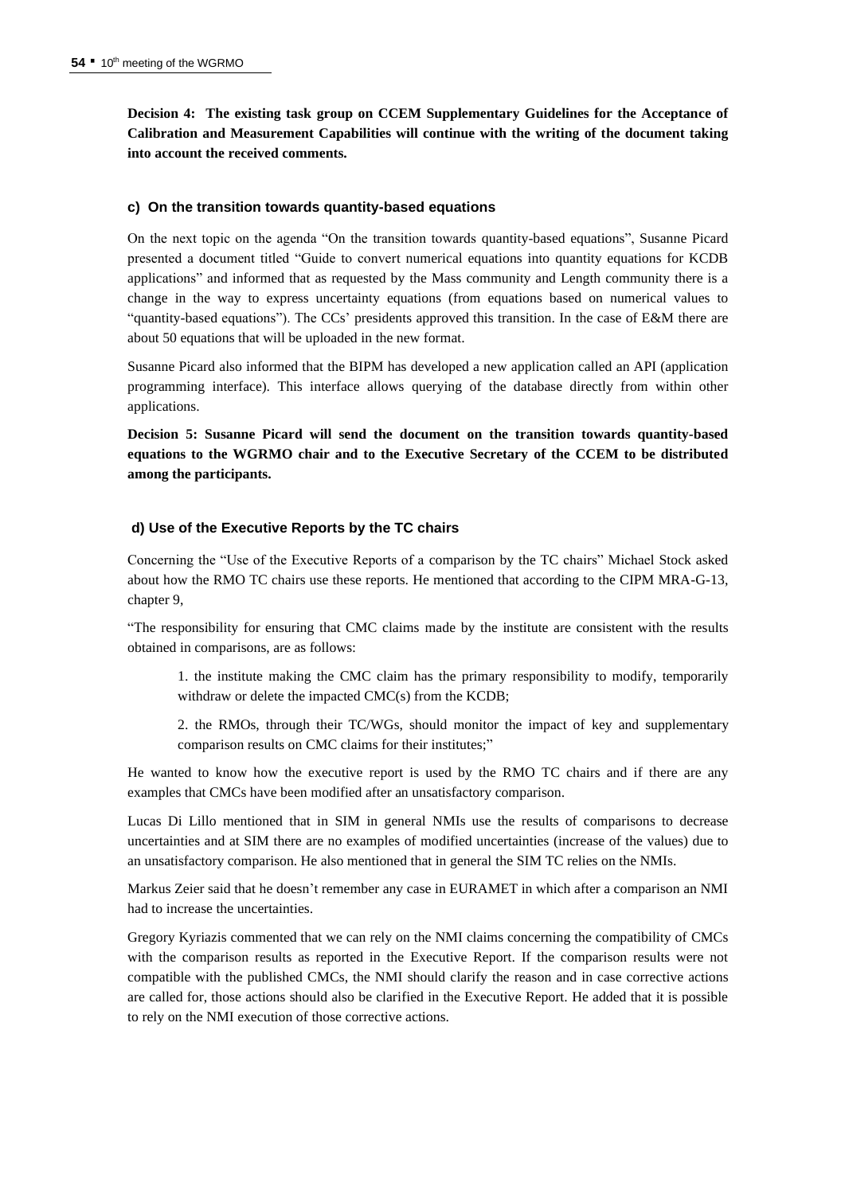**Decision 4: The existing task group on CCEM Supplementary Guidelines for the Acceptance of Calibration and Measurement Capabilities will continue with the writing of the document taking into account the received comments.**

#### c) On the transition towards quantity-based equations

On the next topic on the agenda "On the transition towards quantity-based equations", Susanne Picard presented a document titled "Guide to convert numerical equations into quantity equations for KCDB applications" and informed that as requested by the Mass community and Length community there is a change in the way to express uncertainty equations (from equations based on numerical values to "quantity-based equations"). The CCs' presidents approved this transition. In the case of E&M there are about 50 equations that will be uploaded in the new format.

Susanne Picard also informed that the BIPM has developed a new application called an API (application programming interface). This interface allows querying of the database directly from within other applications.

**Decision 5: Susanne Picard will send the document on the transition towards quantity-based equations to the WGRMO chair and to the Executive Secretary of the CCEM to be distributed among the participants.**

#### d) Use of the Executive Reports by the TC chairs

Concerning the "Use of the Executive Reports of a comparison by the TC chairs" Michael Stock asked about how the RMO TC chairs use these reports. He mentioned that according to the CIPM MRA-G-13, chapter 9,

"The responsibility for ensuring that CMC claims made by the institute are consistent with the results obtained in comparisons, are as follows:

> 1. the institute making the CMC claim has the primary responsibility to modify, temporarily withdraw or delete the impacted CMC(s) from the KCDB;
>
> 2. the RMOs, through their TC/WGs, should monitor the impact of key and supplementary comparison results on CMC claims for their institutes;"

He wanted to know how the executive report is used by the RMO TC chairs and if there are any examples that CMCs have been modified after an unsatisfactory comparison.

Lucas Di Lillo mentioned that in SIM in general NMIs use the results of comparisons to decrease uncertainties and at SIM there are no examples of modified uncertainties (increase of the values) due to an unsatisfactory comparison. He also mentioned that in general the SIM TC relies on the NMIs.

Markus Zeier said that he doesn't remember any case in EURAMET in which after a comparison an NMI had to increase the uncertainties.

Gregory Kyriazis commented that we can rely on the NMI claims concerning the compatibility of CMCs with the comparison results as reported in the Executive Report. If the comparison results were not compatible with the published CMCs, the NMI should clarify the reason and in case corrective actions are called for, those actions should also be clarified in the Executive Report. He added that it is possible to rely on the NMI execution of those corrective actions.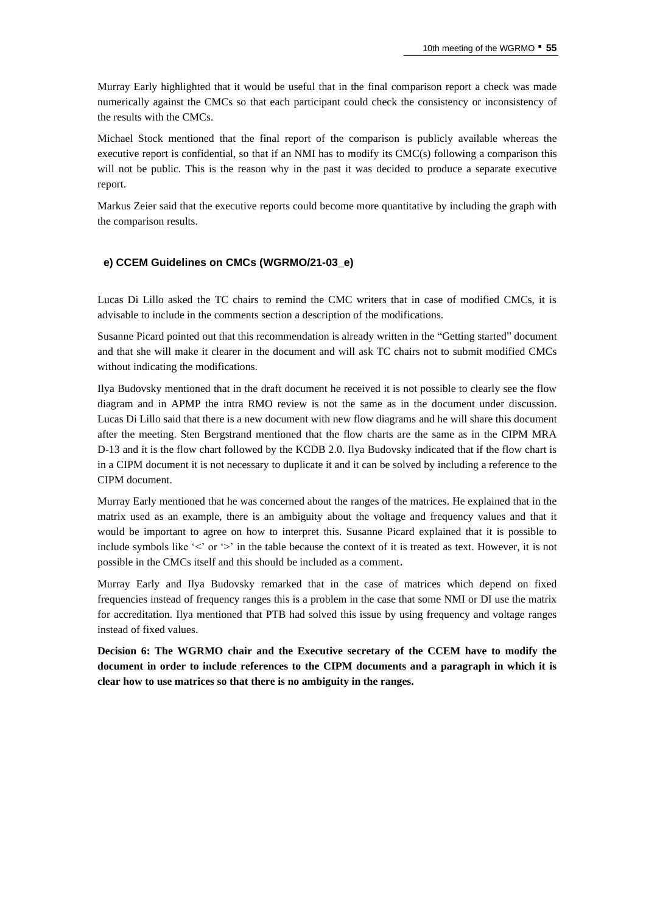Murray Early highlighted that it would be useful that in the final comparison report a check was made numerically against the CMCs so that each participant could check the consistency or inconsistency of the results with the CMCs.

Michael Stock mentioned that the final report of the comparison is publicly available whereas the executive report is confidential, so that if an NMI has to modify its CMC(s) following a comparison this will not be public. This is the reason why in the past it was decided to produce a separate executive report.

Markus Zeier said that the executive reports could become more quantitative by including the graph with the comparison results.

### e) CCEM Guidelines on CMCs (WGRMO/21-03_e)

Lucas Di Lillo asked the TC chairs to remind the CMC writers that in case of modified CMCs, it is advisable to include in the comments section a description of the modifications.

Susanne Picard pointed out that this recommendation is already written in the "Getting started" document and that she will make it clearer in the document and will ask TC chairs not to submit modified CMCs without indicating the modifications.

Ilya Budovsky mentioned that in the draft document he received it is not possible to clearly see the flow diagram and in APMP the intra RMO review is not the same as in the document under discussion. Lucas Di Lillo said that there is a new document with new flow diagrams and he will share this document after the meeting. Sten Bergstrand mentioned that the flow charts are the same as in the CIPM MRA D-13 and it is the flow chart followed by the KCDB 2.0. Ilya Budovsky indicated that if the flow chart is in a CIPM document it is not necessary to duplicate it and it can be solved by including a reference to the CIPM document.

Murray Early mentioned that he was concerned about the ranges of the matrices. He explained that in the matrix used as an example, there is an ambiguity about the voltage and frequency values and that it would be important to agree on how to interpret this. Susanne Picard explained that it is possible to include symbols like '<' or '>' in the table because the context of it is treated as text. However, it is not possible in the CMCs itself and this should be included as a comment.

Murray Early and Ilya Budovsky remarked that in the case of matrices which depend on fixed frequencies instead of frequency ranges this is a problem in the case that some NMI or DI use the matrix for accreditation. Ilya mentioned that PTB had solved this issue by using frequency and voltage ranges instead of fixed values.

**Decision 6: The WGRMO chair and the Executive secretary of the CCEM have to modify the document in order to include references to the CIPM documents and a paragraph in which it is clear how to use matrices so that there is no ambiguity in the ranges.**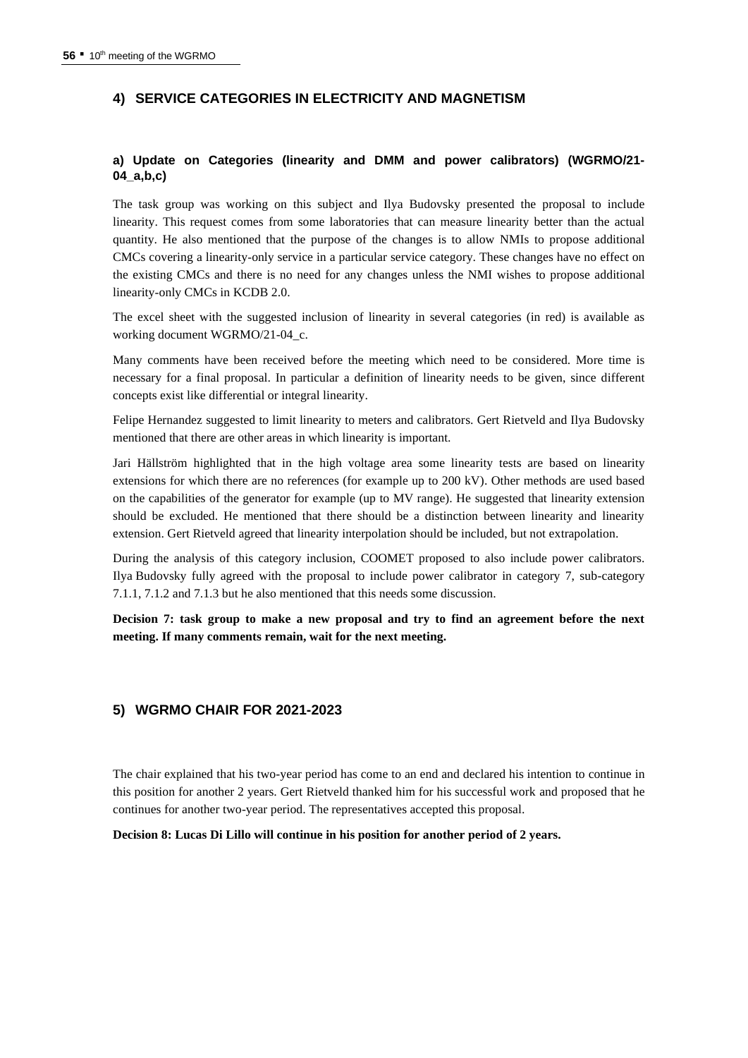## 4) SERVICE CATEGORIES IN ELECTRICITY AND MAGNETISM

### a) Update on Categories (linearity and DMM and power calibrators) (WGRMO/21-04_a,b,c)

The task group was working on this subject and Ilya Budovsky presented the proposal to include linearity. This request comes from some laboratories that can measure linearity better than the actual quantity. He also mentioned that the purpose of the changes is to allow NMIs to propose additional CMCs covering a linearity-only service in a particular service category. These changes have no effect on the existing CMCs and there is no need for any changes unless the NMI wishes to propose additional linearity-only CMCs in KCDB 2.0.

The excel sheet with the suggested inclusion of linearity in several categories (in red) is available as working document WGRMO/21-04_c.

Many comments have been received before the meeting which need to be considered. More time is necessary for a final proposal. In particular a definition of linearity needs to be given, since different concepts exist like differential or integral linearity.

Felipe Hernandez suggested to limit linearity to meters and calibrators. Gert Rietveld and Ilya Budovsky mentioned that there are other areas in which linearity is important.

Jari Hällström highlighted that in the high voltage area some linearity tests are based on linearity extensions for which there are no references (for example up to 200 kV). Other methods are used based on the capabilities of the generator for example (up to MV range). He suggested that linearity extension should be excluded. He mentioned that there should be a distinction between linearity and linearity extension. Gert Rietveld agreed that linearity interpolation should be included, but not extrapolation.

During the analysis of this category inclusion, COOMET proposed to also include power calibrators. Ilya Budovsky fully agreed with the proposal to include power calibrator in category 7, sub-category 7.1.1, 7.1.2 and 7.1.3 but he also mentioned that this needs some discussion.

**Decision 7: task group to make a new proposal and try to find an agreement before the next meeting. If many comments remain, wait for the next meeting.**

## 5) WGRMO CHAIR FOR 2021-2023

The chair explained that his two-year period has come to an end and declared his intention to continue in this position for another 2 years. Gert Rietveld thanked him for his successful work and proposed that he continues for another two-year period. The representatives accepted this proposal.

**Decision 8: Lucas Di Lillo will continue in his position for another period of 2 years.**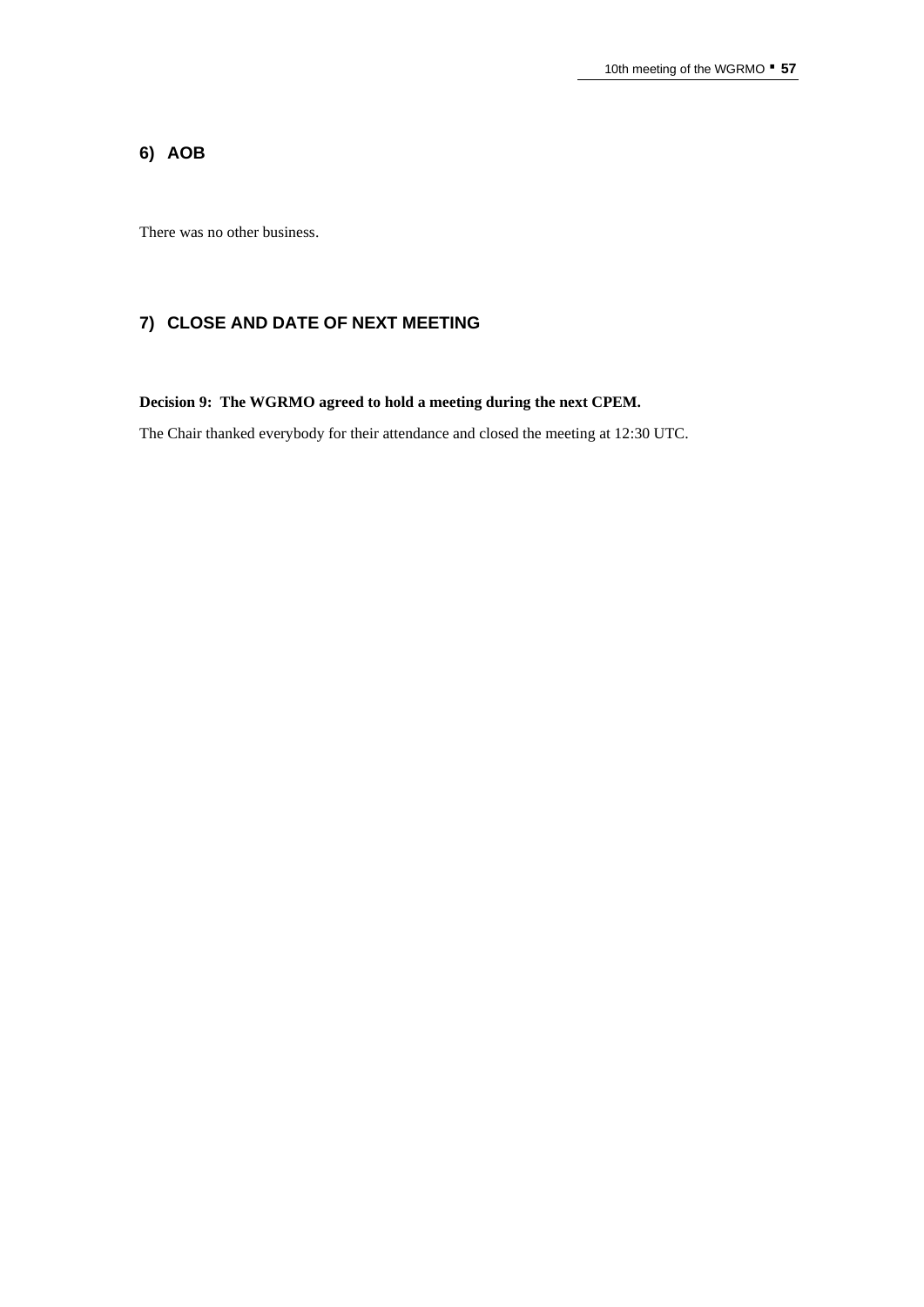## 6) AOB

There was no other business.

## 7) CLOSE AND DATE OF NEXT MEETING

**Decision 9: The WGRMO agreed to hold a meeting during the next CPEM.**

The Chair thanked everybody for their attendance and closed the meeting at 12:30 UTC.